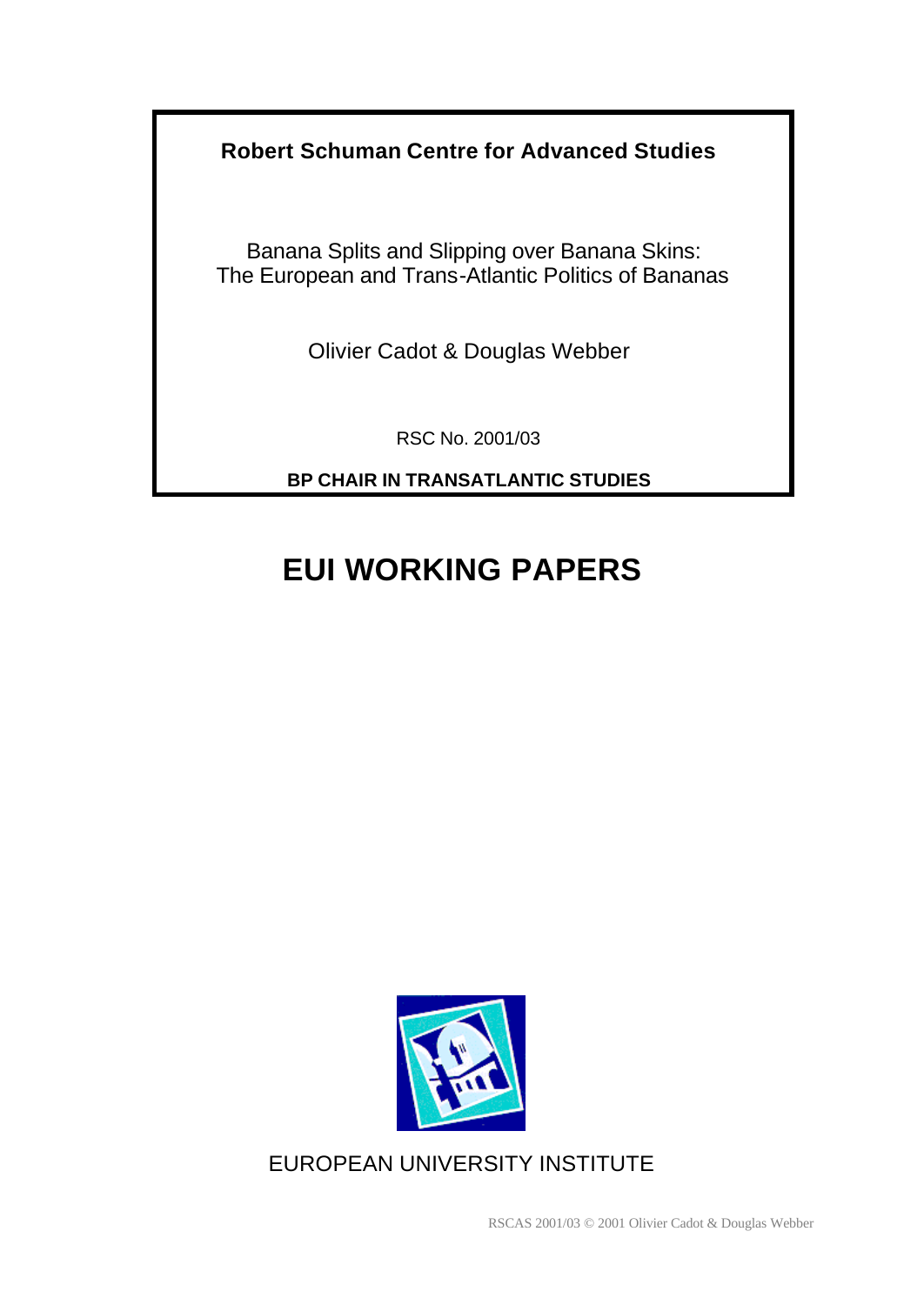**Robert Schuman Centre for Advanced Studies**

Banana Splits and Slipping over Banana Skins:
The European and Trans-Atlantic Politics of Bananas

Olivier Cadot & Douglas Webber

RSC No. 2001/03

**BP CHAIR IN TRANSATLANTIC STUDIES**

# EUI WORKING PAPERS

EUROPEAN UNIVERSITY INSTITUTE

RSCAS 2001/03 © 2001 Olivier Cadot & Douglas Webber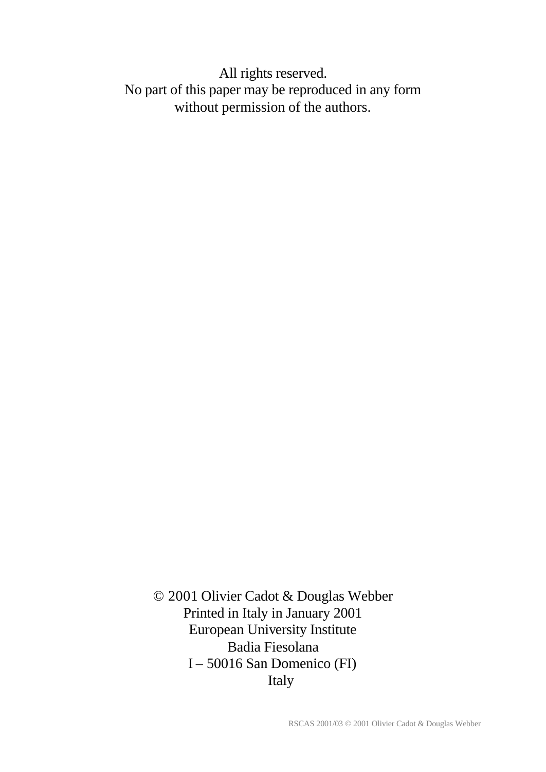All rights reserved.
No part of this paper may be reproduced in any form
without permission of the authors.

© 2001 Olivier Cadot & Douglas Webber
Printed in Italy in January 2001
European University Institute
Badia Fiesolana
I – 50016 San Domenico (FI)
Italy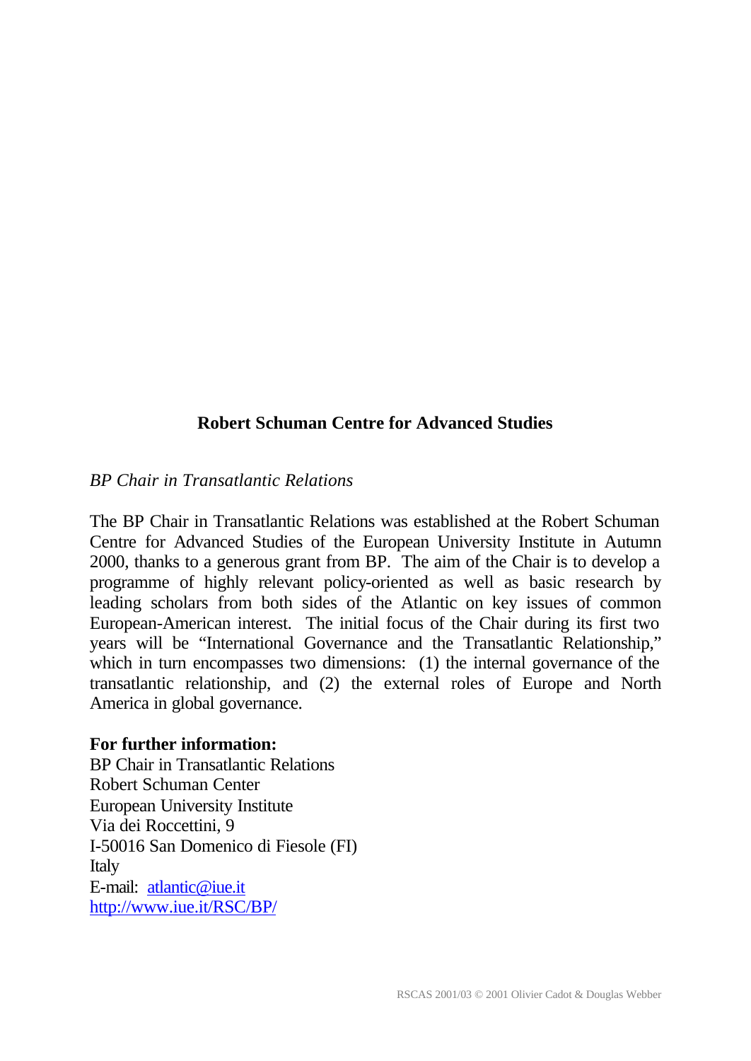**Robert Schuman Centre for Advanced Studies**

*BP Chair in Transatlantic Relations*

The BP Chair in Transatlantic Relations was established at the Robert Schuman Centre for Advanced Studies of the European University Institute in Autumn 2000, thanks to a generous grant from BP. The aim of the Chair is to develop a programme of highly relevant policy-oriented as well as basic research by leading scholars from both sides of the Atlantic on key issues of common European-American interest. The initial focus of the Chair during its first two years will be "International Governance and the Transatlantic Relationship," which in turn encompasses two dimensions: (1) the internal governance of the transatlantic relationship, and (2) the external roles of Europe and North America in global governance.

**For further information:**
BP Chair in Transatlantic Relations
Robert Schuman Center
European University Institute
Via dei Roccettini, 9
I-50016 San Domenico di Fiesole (FI)
Italy
E-mail: atlantic@iue.it
http://www.iue.it/RSC/BP/

RSCAS 2001/03 © 2001 Olivier Cadot & Douglas Webber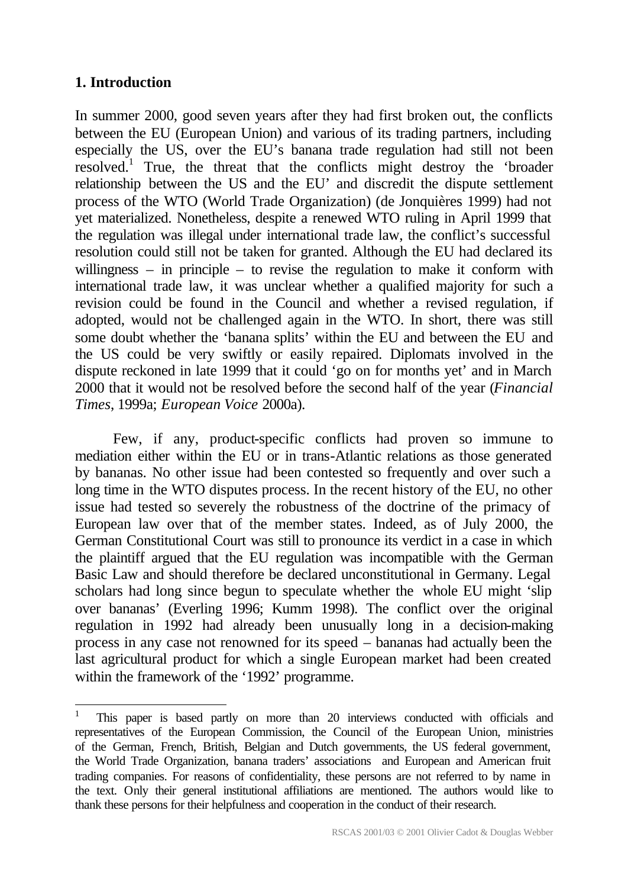## 1. Introduction

In summer 2000, good seven years after they had first broken out, the conflicts between the EU (European Union) and various of its trading partners, including especially the US, over the EU's banana trade regulation had still not been resolved.[1] True, the threat that the conflicts might destroy the 'broader relationship between the US and the EU' and discredit the dispute settlement process of the WTO (World Trade Organization) (de Jonquières 1999) had not yet materialized. Nonetheless, despite a renewed WTO ruling in April 1999 that the regulation was illegal under international trade law, the conflict's successful resolution could still not be taken for granted. Although the EU had declared its willingness – in principle – to revise the regulation to make it conform with international trade law, it was unclear whether a qualified majority for such a revision could be found in the Council and whether a revised regulation, if adopted, would not be challenged again in the WTO. In short, there was still some doubt whether the 'banana splits' within the EU and between the EU and the US could be very swiftly or easily repaired. Diplomats involved in the dispute reckoned in late 1999 that it could 'go on for months yet' and in March 2000 that it would not be resolved before the second half of the year (*Financial Times*, 1999a; *European Voice* 2000a).

Few, if any, product-specific conflicts had proven so immune to mediation either within the EU or in trans-Atlantic relations as those generated by bananas. No other issue had been contested so frequently and over such a long time in the WTO disputes process. In the recent history of the EU, no other issue had tested so severely the robustness of the doctrine of the primacy of European law over that of the member states. Indeed, as of July 2000, the German Constitutional Court was still to pronounce its verdict in a case in which the plaintiff argued that the EU regulation was incompatible with the German Basic Law and should therefore be declared unconstitutional in Germany. Legal scholars had long since begun to speculate whether the whole EU might 'slip over bananas' (Everling 1996; Kumm 1998). The conflict over the original regulation in 1992 had already been unusually long in a decision-making process in any case not renowned for its speed – bananas had actually been the last agricultural product for which a single European market had been created within the framework of the '1992' programme.

---

[1] This paper is based partly on more than 20 interviews conducted with officials and representatives of the European Commission, the Council of the European Union, ministries of the German, French, British, Belgian and Dutch governments, the US federal government, the World Trade Organization, banana traders' associations and European and American fruit trading companies. For reasons of confidentiality, these persons are not referred to by name in the text. Only their general institutional affiliations are mentioned. The authors would like to thank these persons for their helpfulness and cooperation in the conduct of their research.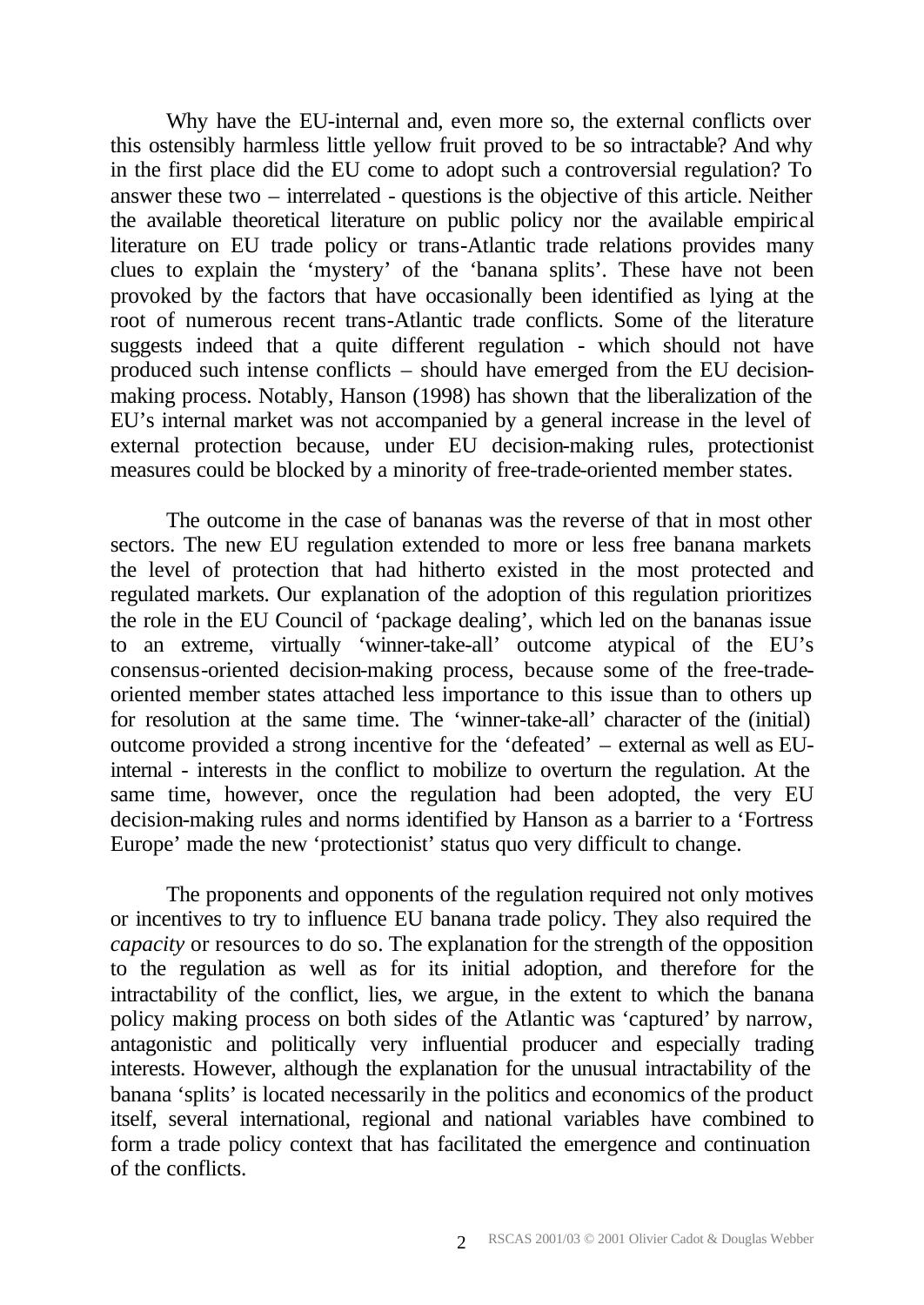Why have the EU-internal and, even more so, the external conflicts over this ostensibly harmless little yellow fruit proved to be so intractable? And why in the first place did the EU come to adopt such a controversial regulation? To answer these two – interrelated - questions is the objective of this article. Neither the available theoretical literature on public policy nor the available empirical literature on EU trade policy or trans-Atlantic trade relations provides many clues to explain the 'mystery' of the 'banana splits'. These have not been provoked by the factors that have occasionally been identified as lying at the root of numerous recent trans-Atlantic trade conflicts. Some of the literature suggests indeed that a quite different regulation - which should not have produced such intense conflicts – should have emerged from the EU decision-making process. Notably, Hanson (1998) has shown that the liberalization of the EU's internal market was not accompanied by a general increase in the level of external protection because, under EU decision-making rules, protectionist measures could be blocked by a minority of free-trade-oriented member states.

The outcome in the case of bananas was the reverse of that in most other sectors. The new EU regulation extended to more or less free banana markets the level of protection that had hitherto existed in the most protected and regulated markets. Our explanation of the adoption of this regulation prioritizes the role in the EU Council of 'package dealing', which led on the bananas issue to an extreme, virtually 'winner-take-all' outcome atypical of the EU's consensus-oriented decision-making process, because some of the free-trade-oriented member states attached less importance to this issue than to others up for resolution at the same time. The 'winner-take-all' character of the (initial) outcome provided a strong incentive for the 'defeated' – external as well as EU-internal - interests in the conflict to mobilize to overturn the regulation. At the same time, however, once the regulation had been adopted, the very EU decision-making rules and norms identified by Hanson as a barrier to a 'Fortress Europe' made the new 'protectionist' status quo very difficult to change.

The proponents and opponents of the regulation required not only motives or incentives to try to influence EU banana trade policy. They also required the *capacity* or resources to do so. The explanation for the strength of the opposition to the regulation as well as for its initial adoption, and therefore for the intractability of the conflict, lies, we argue, in the extent to which the banana policy making process on both sides of the Atlantic was 'captured' by narrow, antagonistic and politically very influential producer and especially trading interests. However, although the explanation for the unusual intractability of the banana 'splits' is located necessarily in the politics and economics of the product itself, several international, regional and national variables have combined to form a trade policy context that has facilitated the emergence and continuation of the conflicts.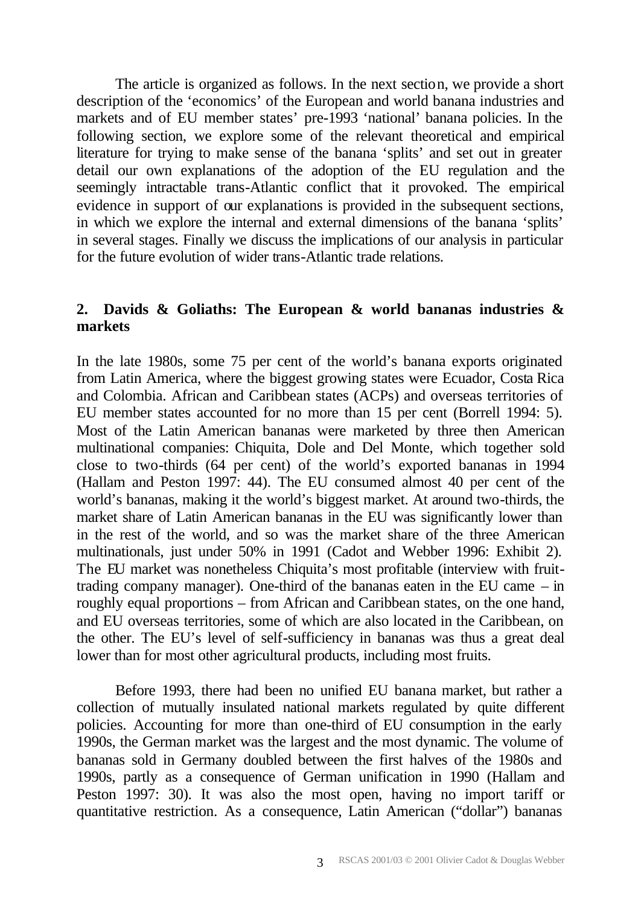The article is organized as follows. In the next section, we provide a short description of the 'economics' of the European and world banana industries and markets and of EU member states' pre-1993 'national' banana policies. In the following section, we explore some of the relevant theoretical and empirical literature for trying to make sense of the banana 'splits' and set out in greater detail our own explanations of the adoption of the EU regulation and the seemingly intractable trans-Atlantic conflict that it provoked. The empirical evidence in support of our explanations is provided in the subsequent sections, in which we explore the internal and external dimensions of the banana 'splits' in several stages. Finally we discuss the implications of our analysis in particular for the future evolution of wider trans-Atlantic trade relations.

## 2. Davids & Goliaths: The European & world bananas industries & markets

In the late 1980s, some 75 per cent of the world's banana exports originated from Latin America, where the biggest growing states were Ecuador, Costa Rica and Colombia. African and Caribbean states (ACPs) and overseas territories of EU member states accounted for no more than 15 per cent (Borrell 1994: 5). Most of the Latin American bananas were marketed by three then American multinational companies: Chiquita, Dole and Del Monte, which together sold close to two-thirds (64 per cent) of the world's exported bananas in 1994 (Hallam and Peston 1997: 44). The EU consumed almost 40 per cent of the world's bananas, making it the world's biggest market. At around two-thirds, the market share of Latin American bananas in the EU was significantly lower than in the rest of the world, and so was the market share of the three American multinationals, just under 50% in 1991 (Cadot and Webber 1996: Exhibit 2). The EU market was nonetheless Chiquita's most profitable (interview with fruit-trading company manager). One-third of the bananas eaten in the EU came – in roughly equal proportions – from African and Caribbean states, on the one hand, and EU overseas territories, some of which are also located in the Caribbean, on the other. The EU's level of self-sufficiency in bananas was thus a great deal lower than for most other agricultural products, including most fruits.

Before 1993, there had been no unified EU banana market, but rather a collection of mutually insulated national markets regulated by quite different policies. Accounting for more than one-third of EU consumption in the early 1990s, the German market was the largest and the most dynamic. The volume of bananas sold in Germany doubled between the first halves of the 1980s and 1990s, partly as a consequence of German unification in 1990 (Hallam and Peston 1997: 30). It was also the most open, having no import tariff or quantitative restriction. As a consequence, Latin American ("dollar") bananas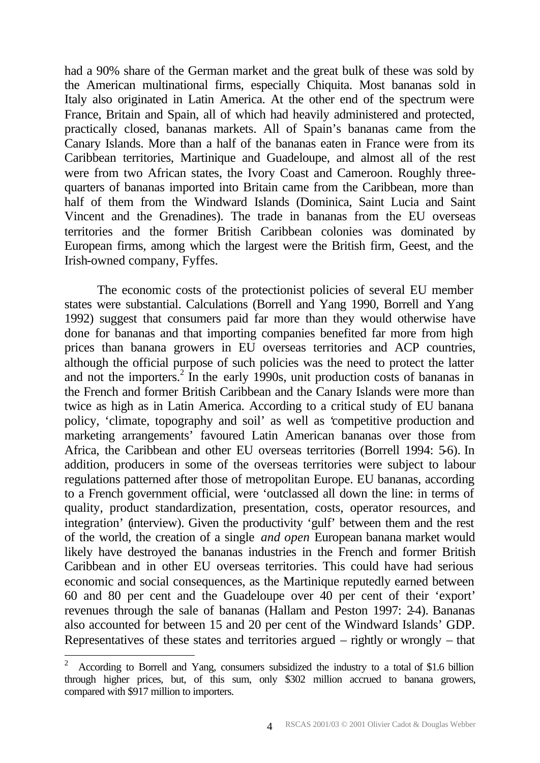had a 90% share of the German market and the great bulk of these was sold by the American multinational firms, especially Chiquita. Most bananas sold in Italy also originated in Latin America. At the other end of the spectrum were France, Britain and Spain, all of which had heavily administered and protected, practically closed, bananas markets. All of Spain's bananas came from the Canary Islands. More than a half of the bananas eaten in France were from its Caribbean territories, Martinique and Guadeloupe, and almost all of the rest were from two African states, the Ivory Coast and Cameroon. Roughly three-quarters of bananas imported into Britain came from the Caribbean, more than half of them from the Windward Islands (Dominica, Saint Lucia and Saint Vincent and the Grenadines). The trade in bananas from the EU overseas territories and the former British Caribbean colonies was dominated by European firms, among which the largest were the British firm, Geest, and the Irish-owned company, Fyffes.

The economic costs of the protectionist policies of several EU member states were substantial. Calculations (Borrell and Yang 1990, Borrell and Yang 1992) suggest that consumers paid far more than they would otherwise have done for bananas and that importing companies benefited far more from high prices than banana growers in EU overseas territories and ACP countries, although the official purpose of such policies was the need to protect the latter and not the importers.[2] In the early 1990s, unit production costs of bananas in the French and former British Caribbean and the Canary Islands were more than twice as high as in Latin America. According to a critical study of EU banana policy, 'climate, topography and soil' as well as 'competitive production and marketing arrangements' favoured Latin American bananas over those from Africa, the Caribbean and other EU overseas territories (Borrell 1994: 5-6). In addition, producers in some of the overseas territories were subject to labour regulations patterned after those of metropolitan Europe. EU bananas, according to a French government official, were 'outclassed all down the line: in terms of quality, product standardization, presentation, costs, operator resources, and integration' (interview). Given the productivity 'gulf' between them and the rest of the world, the creation of a single *and open* European banana market would likely have destroyed the bananas industries in the French and former British Caribbean and in other EU overseas territories. This could have had serious economic and social consequences, as the Martinique reputedly earned between 60 and 80 per cent and the Guadeloupe over 40 per cent of their 'export' revenues through the sale of bananas (Hallam and Peston 1997: 2-4). Bananas also accounted for between 15 and 20 per cent of the Windward Islands' GDP. Representatives of these states and territories argued – rightly or wrongly – that

---

[2] According to Borrell and Yang, consumers subsidized the industry to a total of $1.6 billion through higher prices, but, of this sum, only $302 million accrued to banana growers, compared with $917 million to importers.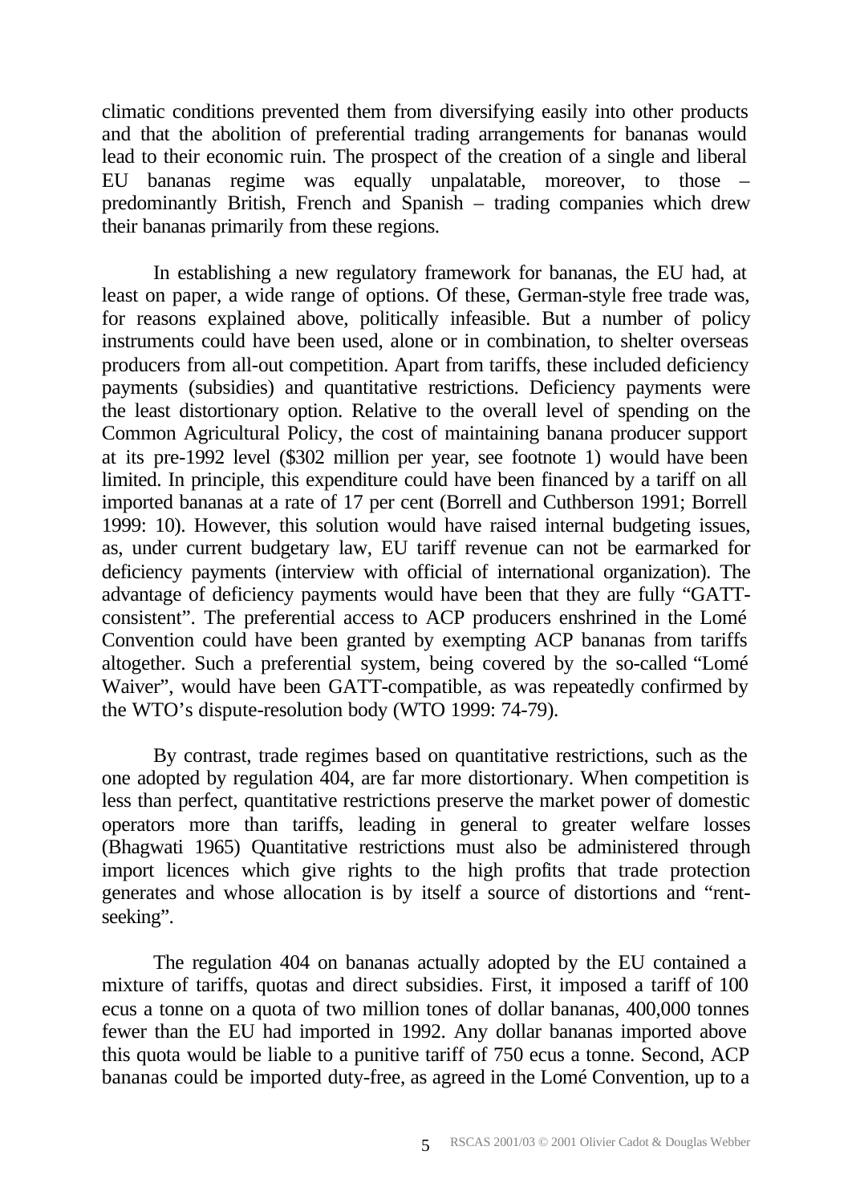climatic conditions prevented them from diversifying easily into other products and that the abolition of preferential trading arrangements for bananas would lead to their economic ruin. The prospect of the creation of a single and liberal EU bananas regime was equally unpalatable, moreover, to those – predominantly British, French and Spanish – trading companies which drew their bananas primarily from these regions.

In establishing a new regulatory framework for bananas, the EU had, at least on paper, a wide range of options. Of these, German-style free trade was, for reasons explained above, politically infeasible. But a number of policy instruments could have been used, alone or in combination, to shelter overseas producers from all-out competition. Apart from tariffs, these included deficiency payments (subsidies) and quantitative restrictions. Deficiency payments were the least distortionary option. Relative to the overall level of spending on the Common Agricultural Policy, the cost of maintaining banana producer support at its pre-1992 level ($302 million per year, see footnote 1) would have been limited. In principle, this expenditure could have been financed by a tariff on all imported bananas at a rate of 17 per cent (Borrell and Cuthberson 1991; Borrell 1999: 10). However, this solution would have raised internal budgeting issues, as, under current budgetary law, EU tariff revenue can not be earmarked for deficiency payments (interview with official of international organization). The advantage of deficiency payments would have been that they are fully "GATT-consistent". The preferential access to ACP producers enshrined in the Lomé Convention could have been granted by exempting ACP bananas from tariffs altogether. Such a preferential system, being covered by the so-called "Lomé Waiver", would have been GATT-compatible, as was repeatedly confirmed by the WTO's dispute-resolution body (WTO 1999: 74-79).

By contrast, trade regimes based on quantitative restrictions, such as the one adopted by regulation 404, are far more distortionary. When competition is less than perfect, quantitative restrictions preserve the market power of domestic operators more than tariffs, leading in general to greater welfare losses (Bhagwati 1965) Quantitative restrictions must also be administered through import licences which give rights to the high profits that trade protection generates and whose allocation is by itself a source of distortions and "rent-seeking".

The regulation 404 on bananas actually adopted by the EU contained a mixture of tariffs, quotas and direct subsidies. First, it imposed a tariff of 100 ecus a tonne on a quota of two million tones of dollar bananas, 400,000 tonnes fewer than the EU had imported in 1992. Any dollar bananas imported above this quota would be liable to a punitive tariff of 750 ecus a tonne. Second, ACP bananas could be imported duty-free, as agreed in the Lomé Convention, up to a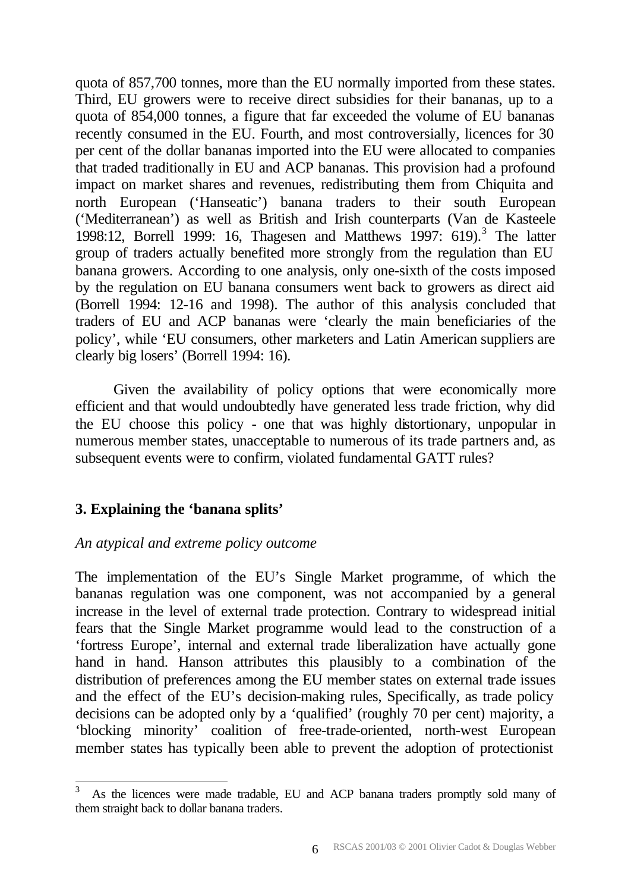quota of 857,700 tonnes, more than the EU normally imported from these states. Third, EU growers were to receive direct subsidies for their bananas, up to a quota of 854,000 tonnes, a figure that far exceeded the volume of EU bananas recently consumed in the EU. Fourth, and most controversially, licences for 30 per cent of the dollar bananas imported into the EU were allocated to companies that traded traditionally in EU and ACP bananas. This provision had a profound impact on market shares and revenues, redistributing them from Chiquita and north European ('Hanseatic') banana traders to their south European ('Mediterranean') as well as British and Irish counterparts (Van de Kasteele 1998:12, Borrell 1999: 16, Thagesen and Matthews 1997: 619).[3] The latter group of traders actually benefited more strongly from the regulation than EU banana growers. According to one analysis, only one-sixth of the costs imposed by the regulation on EU banana consumers went back to growers as direct aid (Borrell 1994: 12-16 and 1998). The author of this analysis concluded that traders of EU and ACP bananas were 'clearly the main beneficiaries of the policy', while 'EU consumers, other marketers and Latin American suppliers are clearly big losers' (Borrell 1994: 16).

Given the availability of policy options that were economically more efficient and that would undoubtedly have generated less trade friction, why did the EU choose this policy - one that was highly distortionary, unpopular in numerous member states, unacceptable to numerous of its trade partners and, as subsequent events were to confirm, violated fundamental GATT rules?

## 3. Explaining the 'banana splits'

*An atypical and extreme policy outcome*

The implementation of the EU's Single Market programme, of which the bananas regulation was one component, was not accompanied by a general increase in the level of external trade protection. Contrary to widespread initial fears that the Single Market programme would lead to the construction of a 'fortress Europe', internal and external trade liberalization have actually gone hand in hand. Hanson attributes this plausibly to a combination of the distribution of preferences among the EU member states on external trade issues and the effect of the EU's decision-making rules, Specifically, as trade policy decisions can be adopted only by a 'qualified' (roughly 70 per cent) majority, a 'blocking minority' coalition of free-trade-oriented, north-west European member states has typically been able to prevent the adoption of protectionist

[3] As the licences were made tradable, EU and ACP banana traders promptly sold many of them straight back to dollar banana traders.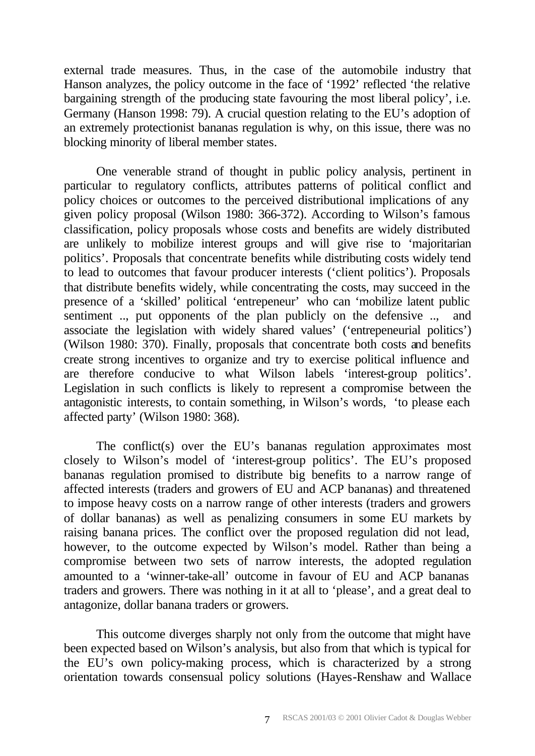external trade measures. Thus, in the case of the automobile industry that Hanson analyzes, the policy outcome in the face of '1992' reflected 'the relative bargaining strength of the producing state favouring the most liberal policy', i.e. Germany (Hanson 1998: 79). A crucial question relating to the EU's adoption of an extremely protectionist bananas regulation is why, on this issue, there was no blocking minority of liberal member states.

One venerable strand of thought in public policy analysis, pertinent in particular to regulatory conflicts, attributes patterns of political conflict and policy choices or outcomes to the perceived distributional implications of any given policy proposal (Wilson 1980: 366-372). According to Wilson's famous classification, policy proposals whose costs and benefits are widely distributed are unlikely to mobilize interest groups and will give rise to 'majoritarian politics'. Proposals that concentrate benefits while distributing costs widely tend to lead to outcomes that favour producer interests ('client politics'). Proposals that distribute benefits widely, while concentrating the costs, may succeed in the presence of a 'skilled' political 'entrepeneur' who can 'mobilize latent public sentiment .., put opponents of the plan publicly on the defensive .., and associate the legislation with widely shared values' ('entrepeneurial politics') (Wilson 1980: 370). Finally, proposals that concentrate both costs and benefits create strong incentives to organize and try to exercise political influence and are therefore conducive to what Wilson labels 'interest-group politics'. Legislation in such conflicts is likely to represent a compromise between the antagonistic interests, to contain something, in Wilson's words, 'to please each affected party' (Wilson 1980: 368).

The conflict(s) over the EU's bananas regulation approximates most closely to Wilson's model of 'interest-group politics'. The EU's proposed bananas regulation promised to distribute big benefits to a narrow range of affected interests (traders and growers of EU and ACP bananas) and threatened to impose heavy costs on a narrow range of other interests (traders and growers of dollar bananas) as well as penalizing consumers in some EU markets by raising banana prices. The conflict over the proposed regulation did not lead, however, to the outcome expected by Wilson's model. Rather than being a compromise between two sets of narrow interests, the adopted regulation amounted to a 'winner-take-all' outcome in favour of EU and ACP bananas traders and growers. There was nothing in it at all to 'please', and a great deal to antagonize, dollar banana traders or growers.

This outcome diverges sharply not only from the outcome that might have been expected based on Wilson's analysis, but also from that which is typical for the EU's own policy-making process, which is characterized by a strong orientation towards consensual policy solutions (Hayes-Renshaw and Wallace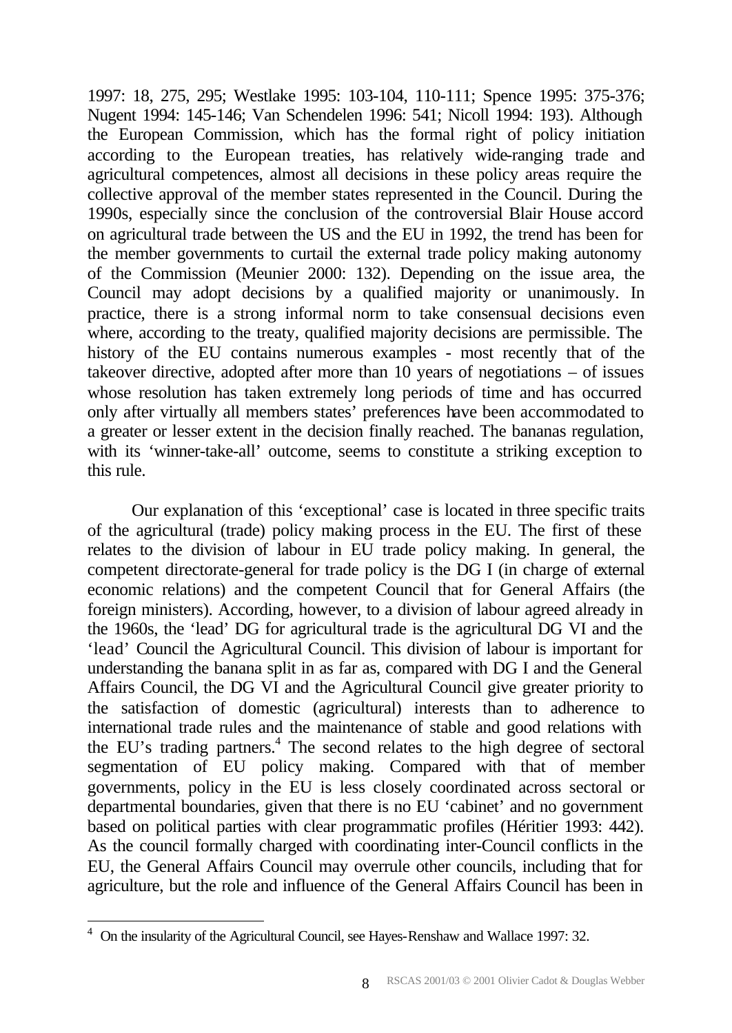1997: 18, 275, 295; Westlake 1995: 103-104, 110-111; Spence 1995: 375-376; Nugent 1994: 145-146; Van Schendelen 1996: 541; Nicoll 1994: 193). Although the European Commission, which has the formal right of policy initiation according to the European treaties, has relatively wide-ranging trade and agricultural competences, almost all decisions in these policy areas require the collective approval of the member states represented in the Council. During the 1990s, especially since the conclusion of the controversial Blair House accord on agricultural trade between the US and the EU in 1992, the trend has been for the member governments to curtail the external trade policy making autonomy of the Commission (Meunier 2000: 132). Depending on the issue area, the Council may adopt decisions by a qualified majority or unanimously. In practice, there is a strong informal norm to take consensual decisions even where, according to the treaty, qualified majority decisions are permissible. The history of the EU contains numerous examples - most recently that of the takeover directive, adopted after more than 10 years of negotiations – of issues whose resolution has taken extremely long periods of time and has occurred only after virtually all members states' preferences have been accommodated to a greater or lesser extent in the decision finally reached. The bananas regulation, with its 'winner-take-all' outcome, seems to constitute a striking exception to this rule.

Our explanation of this 'exceptional' case is located in three specific traits of the agricultural (trade) policy making process in the EU. The first of these relates to the division of labour in EU trade policy making. In general, the competent directorate-general for trade policy is the DG I (in charge of external economic relations) and the competent Council that for General Affairs (the foreign ministers). According, however, to a division of labour agreed already in the 1960s, the 'lead' DG for agricultural trade is the agricultural DG VI and the 'lead' Council the Agricultural Council. This division of labour is important for understanding the banana split in as far as, compared with DG I and the General Affairs Council, the DG VI and the Agricultural Council give greater priority to the satisfaction of domestic (agricultural) interests than to adherence to international trade rules and the maintenance of stable and good relations with the EU's trading partners.[4] The second relates to the high degree of sectoral segmentation of EU policy making. Compared with that of member governments, policy in the EU is less closely coordinated across sectoral or departmental boundaries, given that there is no EU 'cabinet' and no government based on political parties with clear programmatic profiles (Héritier 1993: 442). As the council formally charged with coordinating inter-Council conflicts in the EU, the General Affairs Council may overrule other councils, including that for agriculture, but the role and influence of the General Affairs Council has been in

[4] On the insularity of the Agricultural Council, see Hayes-Renshaw and Wallace 1997: 32.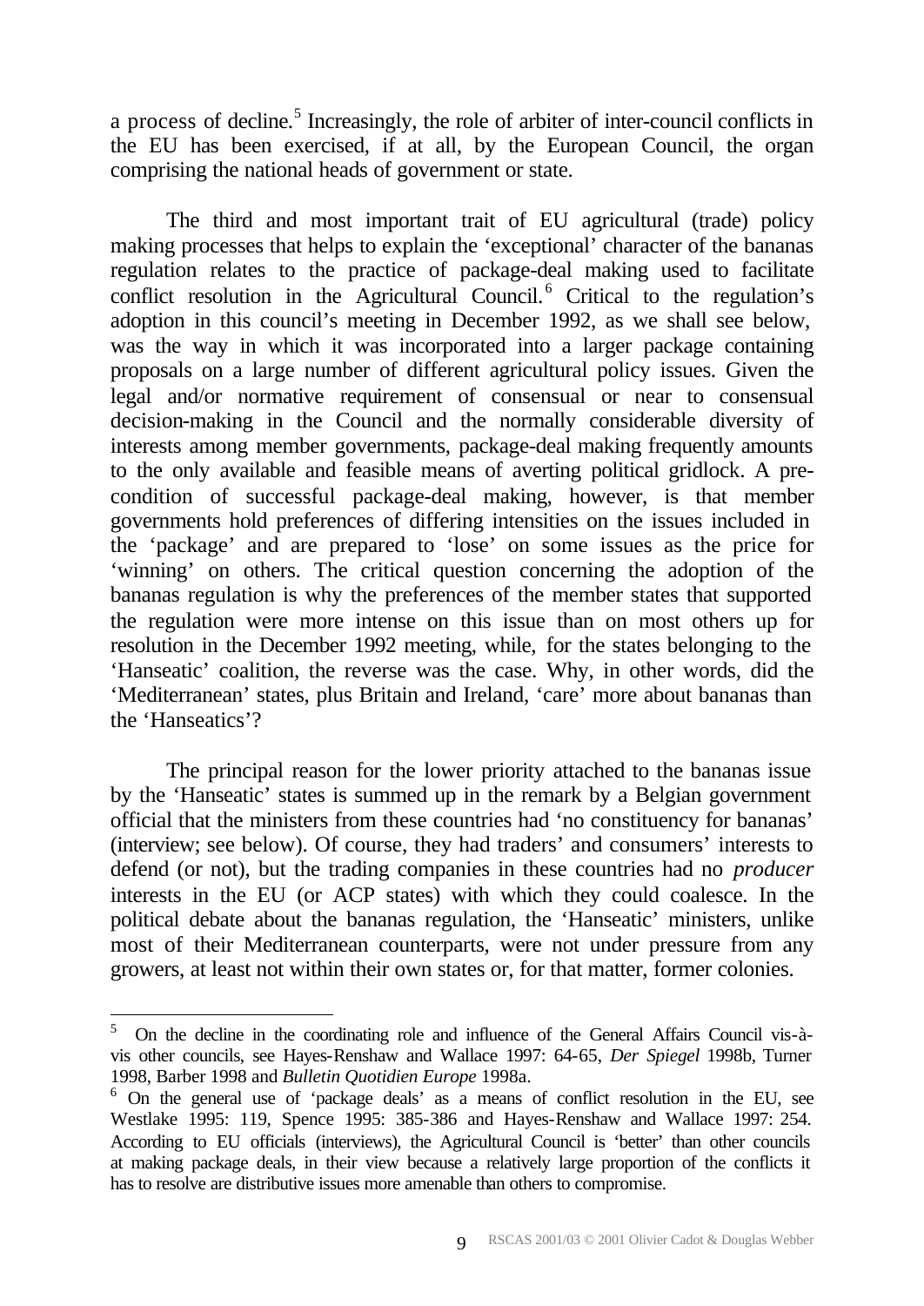a process of decline.[5] Increasingly, the role of arbiter of inter-council conflicts in the EU has been exercised, if at all, by the European Council, the organ comprising the national heads of government or state.

The third and most important trait of EU agricultural (trade) policy making processes that helps to explain the 'exceptional' character of the bananas regulation relates to the practice of package-deal making used to facilitate conflict resolution in the Agricultural Council.[6] Critical to the regulation's adoption in this council's meeting in December 1992, as we shall see below, was the way in which it was incorporated into a larger package containing proposals on a large number of different agricultural policy issues. Given the legal and/or normative requirement of consensual or near to consensual decision-making in the Council and the normally considerable diversity of interests among member governments, package-deal making frequently amounts to the only available and feasible means of averting political gridlock. A precondition of successful package-deal making, however, is that member governments hold preferences of differing intensities on the issues included in the 'package' and are prepared to 'lose' on some issues as the price for 'winning' on others. The critical question concerning the adoption of the bananas regulation is why the preferences of the member states that supported the regulation were more intense on this issue than on most others up for resolution in the December 1992 meeting, while, for the states belonging to the 'Hanseatic' coalition, the reverse was the case. Why, in other words, did the 'Mediterranean' states, plus Britain and Ireland, 'care' more about bananas than the 'Hanseatics'?

The principal reason for the lower priority attached to the bananas issue by the 'Hanseatic' states is summed up in the remark by a Belgian government official that the ministers from these countries had 'no constituency for bananas' (interview; see below). Of course, they had traders' and consumers' interests to defend (or not), but the trading companies in these countries had no *producer* interests in the EU (or ACP states) with which they could coalesce. In the political debate about the bananas regulation, the 'Hanseatic' ministers, unlike most of their Mediterranean counterparts, were not under pressure from any growers, at least not within their own states or, for that matter, former colonies.

---

[5] On the decline in the coordinating role and influence of the General Affairs Council vis-à-vis other councils, see Hayes-Renshaw and Wallace 1997: 64-65, *Der Spiegel* 1998b, Turner 1998, Barber 1998 and *Bulletin Quotidien Europe* 1998a.

[6] On the general use of 'package deals' as a means of conflict resolution in the EU, see Westlake 1995: 119, Spence 1995: 385-386 and Hayes-Renshaw and Wallace 1997: 254. According to EU officials (interviews), the Agricultural Council is 'better' than other councils at making package deals, in their view because a relatively large proportion of the conflicts it has to resolve are distributive issues more amenable than others to compromise.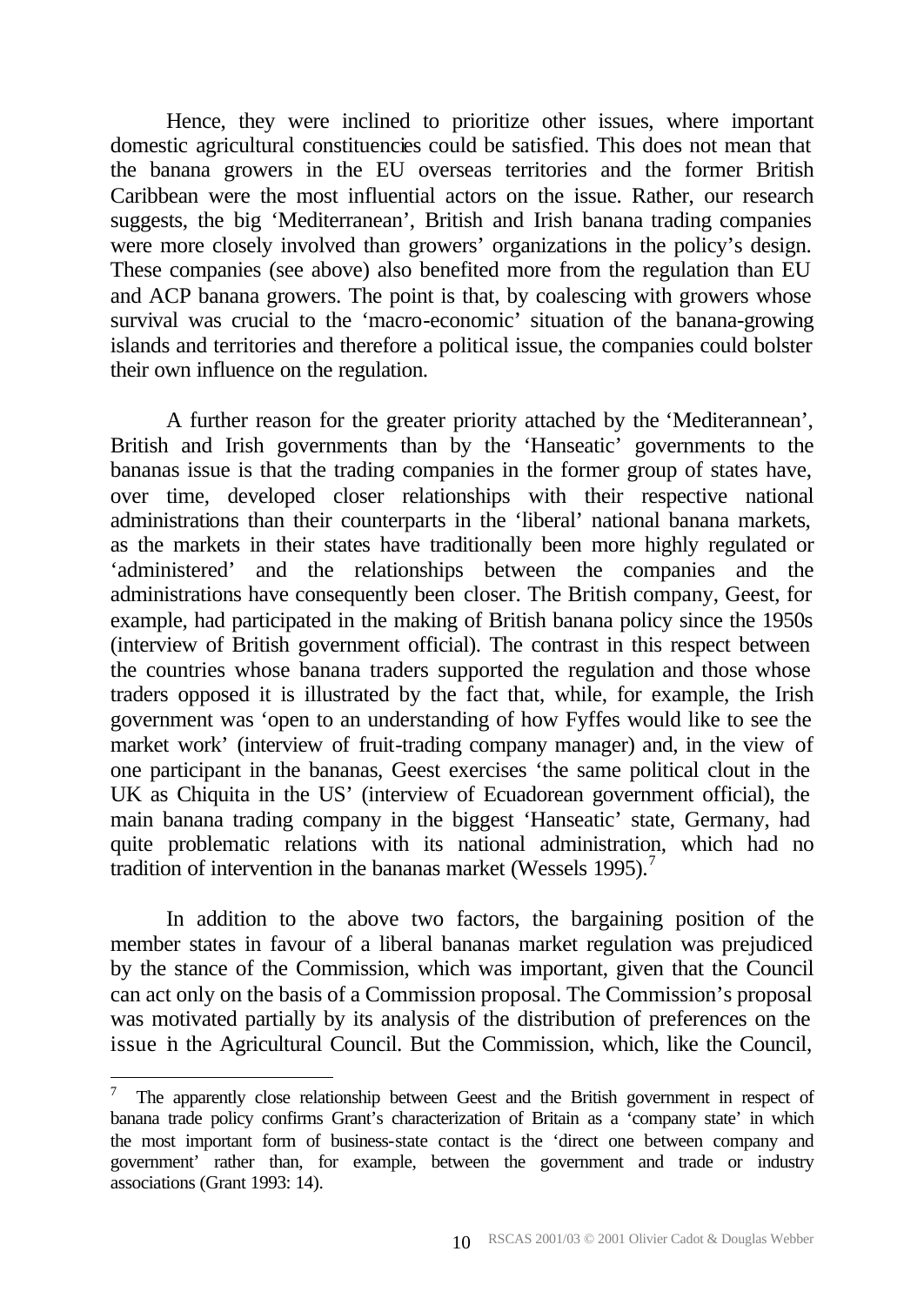Hence, they were inclined to prioritize other issues, where important domestic agricultural constituencies could be satisfied. This does not mean that the banana growers in the EU overseas territories and the former British Caribbean were the most influential actors on the issue. Rather, our research suggests, the big 'Mediterranean', British and Irish banana trading companies were more closely involved than growers' organizations in the policy's design. These companies (see above) also benefited more from the regulation than EU and ACP banana growers. The point is that, by coalescing with growers whose survival was crucial to the 'macro-economic' situation of the banana-growing islands and territories and therefore a political issue, the companies could bolster their own influence on the regulation.

A further reason for the greater priority attached by the 'Mediterannean', British and Irish governments than by the 'Hanseatic' governments to the bananas issue is that the trading companies in the former group of states have, over time, developed closer relationships with their respective national administrations than their counterparts in the 'liberal' national banana markets, as the markets in their states have traditionally been more highly regulated or 'administered' and the relationships between the companies and the administrations have consequently been closer. The British company, Geest, for example, had participated in the making of British banana policy since the 1950s (interview of British government official). The contrast in this respect between the countries whose banana traders supported the regulation and those whose traders opposed it is illustrated by the fact that, while, for example, the Irish government was 'open to an understanding of how Fyffes would like to see the market work' (interview of fruit-trading company manager) and, in the view of one participant in the bananas, Geest exercises 'the same political clout in the UK as Chiquita in the US' (interview of Ecuadorean government official), the main banana trading company in the biggest 'Hanseatic' state, Germany, had quite problematic relations with its national administration, which had no tradition of intervention in the bananas market (Wessels 1995).[7]

In addition to the above two factors, the bargaining position of the member states in favour of a liberal bananas market regulation was prejudiced by the stance of the Commission, which was important, given that the Council can act only on the basis of a Commission proposal. The Commission's proposal was motivated partially by its analysis of the distribution of preferences on the issue in the Agricultural Council. But the Commission, which, like the Council,

[7] The apparently close relationship between Geest and the British government in respect of banana trade policy confirms Grant's characterization of Britain as a 'company state' in which the most important form of business-state contact is the 'direct one between company and government' rather than, for example, between the government and trade or industry associations (Grant 1993: 14).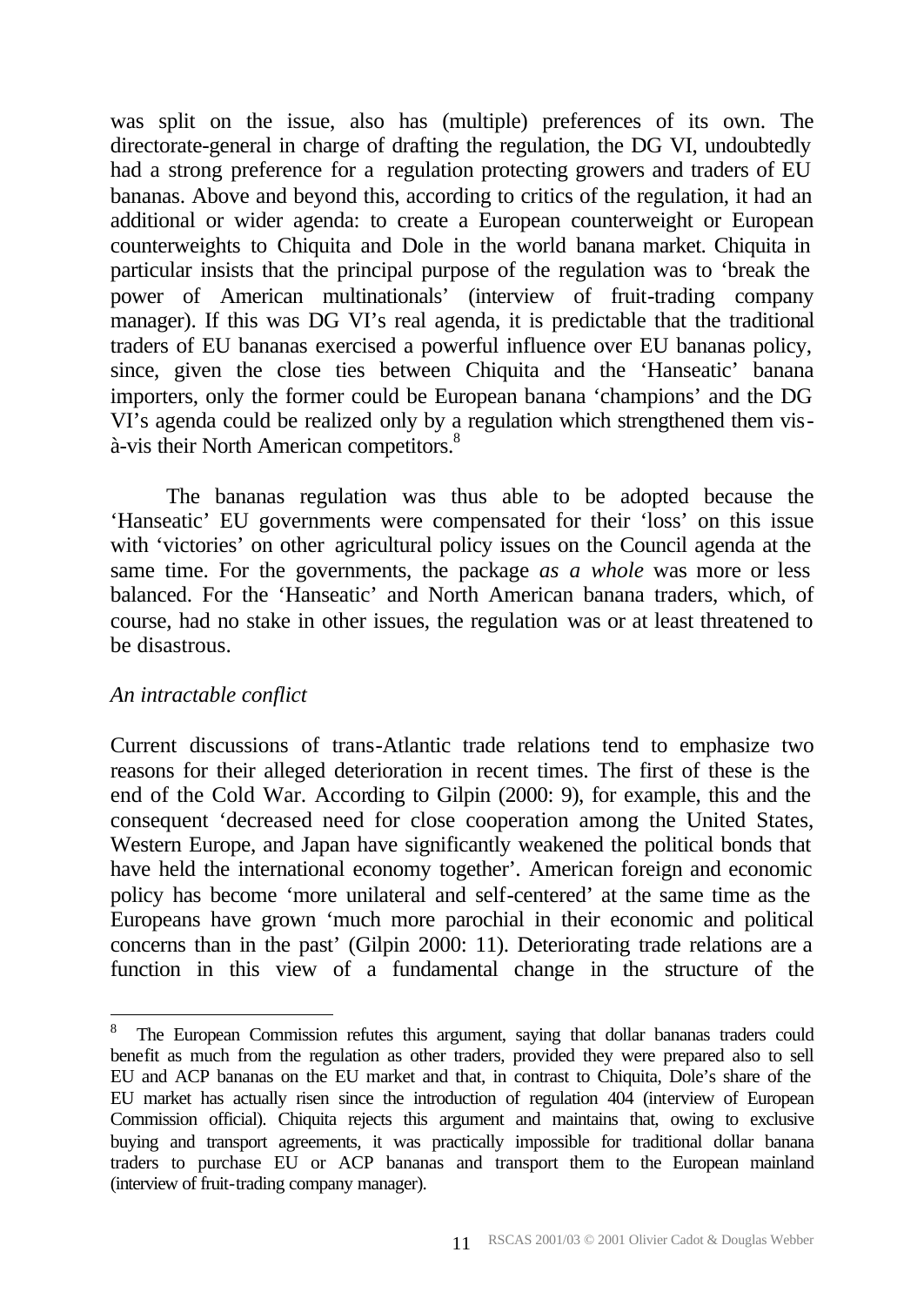was split on the issue, also has (multiple) preferences of its own. The directorate-general in charge of drafting the regulation, the DG VI, undoubtedly had a strong preference for a regulation protecting growers and traders of EU bananas. Above and beyond this, according to critics of the regulation, it had an additional or wider agenda: to create a European counterweight or European counterweights to Chiquita and Dole in the world banana market. Chiquita in particular insists that the principal purpose of the regulation was to 'break the power of American multinationals' (interview of fruit-trading company manager). If this was DG VI's real agenda, it is predictable that the traditional traders of EU bananas exercised a powerful influence over EU bananas policy, since, given the close ties between Chiquita and the 'Hanseatic' banana importers, only the former could be European banana 'champions' and the DG VI's agenda could be realized only by a regulation which strengthened them vis-à-vis their North American competitors.[8]

The bananas regulation was thus able to be adopted because the 'Hanseatic' EU governments were compensated for their 'loss' on this issue with 'victories' on other agricultural policy issues on the Council agenda at the same time. For the governments, the package *as a whole* was more or less balanced. For the 'Hanseatic' and North American banana traders, which, of course, had no stake in other issues, the regulation was or at least threatened to be disastrous.

*An intractable conflict*

Current discussions of trans-Atlantic trade relations tend to emphasize two reasons for their alleged deterioration in recent times. The first of these is the end of the Cold War. According to Gilpin (2000: 9), for example, this and the consequent 'decreased need for close cooperation among the United States, Western Europe, and Japan have significantly weakened the political bonds that have held the international economy together'. American foreign and economic policy has become 'more unilateral and self-centered' at the same time as the Europeans have grown 'much more parochial in their economic and political concerns than in the past' (Gilpin 2000: 11). Deteriorating trade relations are a function in this view of a fundamental change in the structure of the

---

[8] The European Commission refutes this argument, saying that dollar bananas traders could benefit as much from the regulation as other traders, provided they were prepared also to sell EU and ACP bananas on the EU market and that, in contrast to Chiquita, Dole's share of the EU market has actually risen since the introduction of regulation 404 (interview of European Commission official). Chiquita rejects this argument and maintains that, owing to exclusive buying and transport agreements, it was practically impossible for traditional dollar banana traders to purchase EU or ACP bananas and transport them to the European mainland (interview of fruit-trading company manager).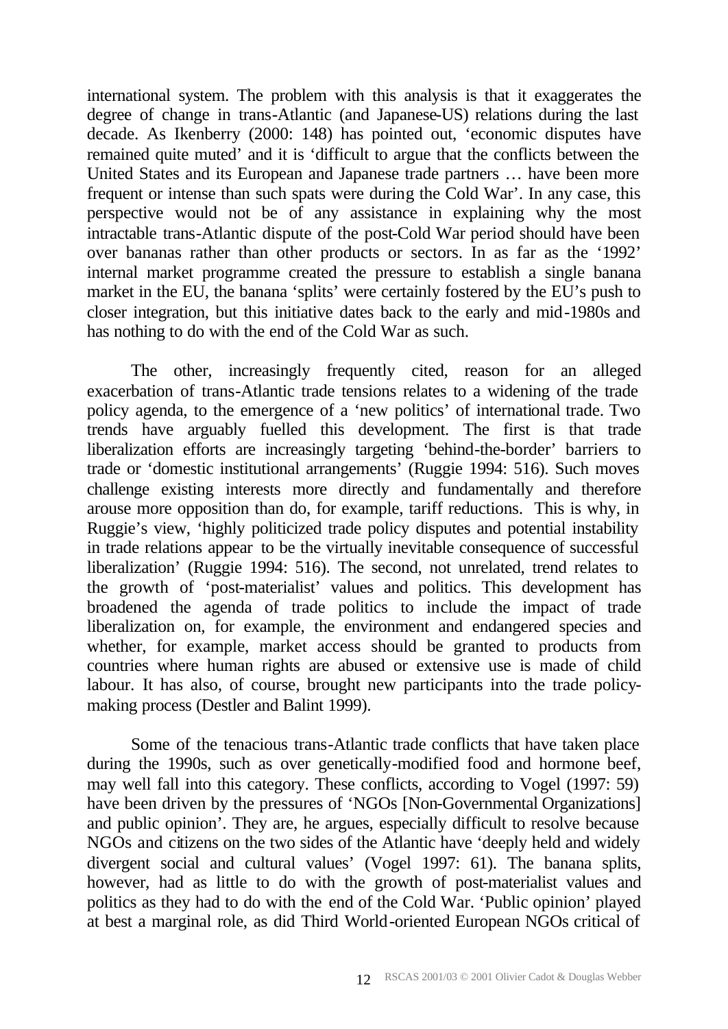international system. The problem with this analysis is that it exaggerates the degree of change in trans-Atlantic (and Japanese-US) relations during the last decade. As Ikenberry (2000: 148) has pointed out, 'economic disputes have remained quite muted' and it is 'difficult to argue that the conflicts between the United States and its European and Japanese trade partners … have been more frequent or intense than such spats were during the Cold War'. In any case, this perspective would not be of any assistance in explaining why the most intractable trans-Atlantic dispute of the post-Cold War period should have been over bananas rather than other products or sectors. In as far as the '1992' internal market programme created the pressure to establish a single banana market in the EU, the banana 'splits' were certainly fostered by the EU's push to closer integration, but this initiative dates back to the early and mid-1980s and has nothing to do with the end of the Cold War as such.

The other, increasingly frequently cited, reason for an alleged exacerbation of trans-Atlantic trade tensions relates to a widening of the trade policy agenda, to the emergence of a 'new politics' of international trade. Two trends have arguably fuelled this development. The first is that trade liberalization efforts are increasingly targeting 'behind-the-border' barriers to trade or 'domestic institutional arrangements' (Ruggie 1994: 516). Such moves challenge existing interests more directly and fundamentally and therefore arouse more opposition than do, for example, tariff reductions. This is why, in Ruggie's view, 'highly politicized trade policy disputes and potential instability in trade relations appear to be the virtually inevitable consequence of successful liberalization' (Ruggie 1994: 516). The second, not unrelated, trend relates to the growth of 'post-materialist' values and politics. This development has broadened the agenda of trade politics to include the impact of trade liberalization on, for example, the environment and endangered species and whether, for example, market access should be granted to products from countries where human rights are abused or extensive use is made of child labour. It has also, of course, brought new participants into the trade policy-making process (Destler and Balint 1999).

Some of the tenacious trans-Atlantic trade conflicts that have taken place during the 1990s, such as over genetically-modified food and hormone beef, may well fall into this category. These conflicts, according to Vogel (1997: 59) have been driven by the pressures of 'NGOs [Non-Governmental Organizations] and public opinion'. They are, he argues, especially difficult to resolve because NGOs and citizens on the two sides of the Atlantic have 'deeply held and widely divergent social and cultural values' (Vogel 1997: 61). The banana splits, however, had as little to do with the growth of post-materialist values and politics as they had to do with the end of the Cold War. 'Public opinion' played at best a marginal role, as did Third World-oriented European NGOs critical of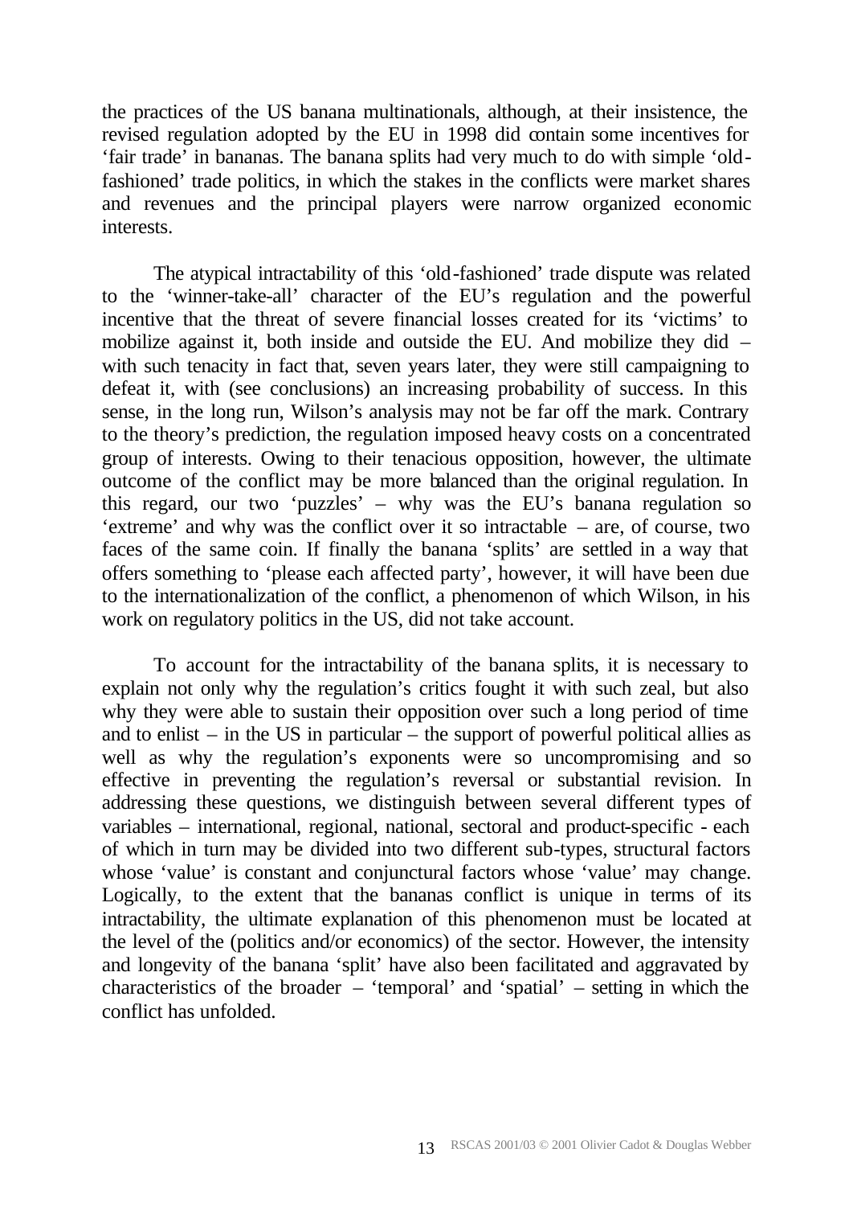the practices of the US banana multinationals, although, at their insistence, the revised regulation adopted by the EU in 1998 did contain some incentives for 'fair trade' in bananas. The banana splits had very much to do with simple 'old-fashioned' trade politics, in which the stakes in the conflicts were market shares and revenues and the principal players were narrow organized economic interests.

The atypical intractability of this 'old-fashioned' trade dispute was related to the 'winner-take-all' character of the EU's regulation and the powerful incentive that the threat of severe financial losses created for its 'victims' to mobilize against it, both inside and outside the EU. And mobilize they did – with such tenacity in fact that, seven years later, they were still campaigning to defeat it, with (see conclusions) an increasing probability of success. In this sense, in the long run, Wilson's analysis may not be far off the mark. Contrary to the theory's prediction, the regulation imposed heavy costs on a concentrated group of interests. Owing to their tenacious opposition, however, the ultimate outcome of the conflict may be more balanced than the original regulation. In this regard, our two 'puzzles' – why was the EU's banana regulation so 'extreme' and why was the conflict over it so intractable – are, of course, two faces of the same coin. If finally the banana 'splits' are settled in a way that offers something to 'please each affected party', however, it will have been due to the internationalization of the conflict, a phenomenon of which Wilson, in his work on regulatory politics in the US, did not take account.

To account for the intractability of the banana splits, it is necessary to explain not only why the regulation's critics fought it with such zeal, but also why they were able to sustain their opposition over such a long period of time and to enlist – in the US in particular – the support of powerful political allies as well as why the regulation's exponents were so uncompromising and so effective in preventing the regulation's reversal or substantial revision. In addressing these questions, we distinguish between several different types of variables – international, regional, national, sectoral and product-specific - each of which in turn may be divided into two different sub-types, structural factors whose 'value' is constant and conjunctural factors whose 'value' may change. Logically, to the extent that the bananas conflict is unique in terms of its intractability, the ultimate explanation of this phenomenon must be located at the level of the (politics and/or economics) of the sector. However, the intensity and longevity of the banana 'split' have also been facilitated and aggravated by characteristics of the broader – 'temporal' and 'spatial' – setting in which the conflict has unfolded.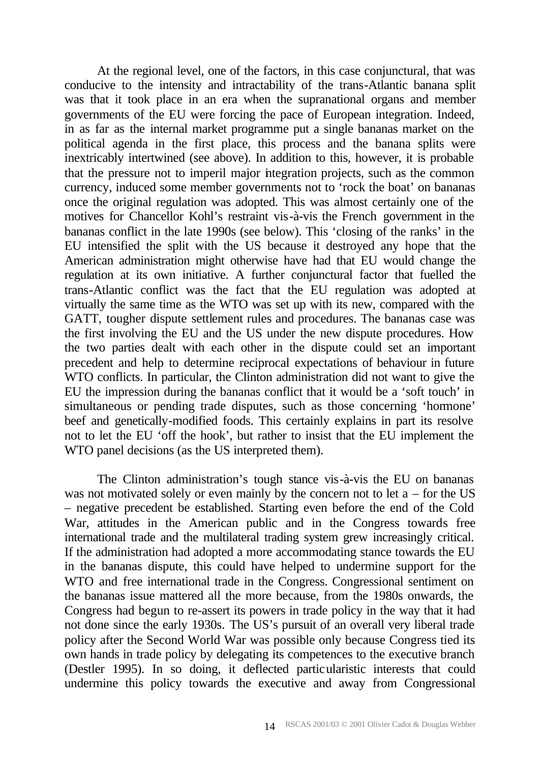At the regional level, one of the factors, in this case conjunctural, that was conducive to the intensity and intractability of the trans-Atlantic banana split was that it took place in an era when the supranational organs and member governments of the EU were forcing the pace of European integration. Indeed, in as far as the internal market programme put a single bananas market on the political agenda in the first place, this process and the banana splits were inextricably intertwined (see above). In addition to this, however, it is probable that the pressure not to imperil major integration projects, such as the common currency, induced some member governments not to 'rock the boat' on bananas once the original regulation was adopted. This was almost certainly one of the motives for Chancellor Kohl's restraint vis-à-vis the French government in the bananas conflict in the late 1990s (see below). This 'closing of the ranks' in the EU intensified the split with the US because it destroyed any hope that the American administration might otherwise have had that EU would change the regulation at its own initiative. A further conjunctural factor that fuelled the trans-Atlantic conflict was the fact that the EU regulation was adopted at virtually the same time as the WTO was set up with its new, compared with the GATT, tougher dispute settlement rules and procedures. The bananas case was the first involving the EU and the US under the new dispute procedures. How the two parties dealt with each other in the dispute could set an important precedent and help to determine reciprocal expectations of behaviour in future WTO conflicts. In particular, the Clinton administration did not want to give the EU the impression during the bananas conflict that it would be a 'soft touch' in simultaneous or pending trade disputes, such as those concerning 'hormone' beef and genetically-modified foods. This certainly explains in part its resolve not to let the EU 'off the hook', but rather to insist that the EU implement the WTO panel decisions (as the US interpreted them).

The Clinton administration's tough stance vis-à-vis the EU on bananas was not motivated solely or even mainly by the concern not to let a – for the US – negative precedent be established. Starting even before the end of the Cold War, attitudes in the American public and in the Congress towards free international trade and the multilateral trading system grew increasingly critical. If the administration had adopted a more accommodating stance towards the EU in the bananas dispute, this could have helped to undermine support for the WTO and free international trade in the Congress. Congressional sentiment on the bananas issue mattered all the more because, from the 1980s onwards, the Congress had begun to re-assert its powers in trade policy in the way that it had not done since the early 1930s. The US's pursuit of an overall very liberal trade policy after the Second World War was possible only because Congress tied its own hands in trade policy by delegating its competences to the executive branch (Destler 1995). In so doing, it deflected particularistic interests that could undermine this policy towards the executive and away from Congressional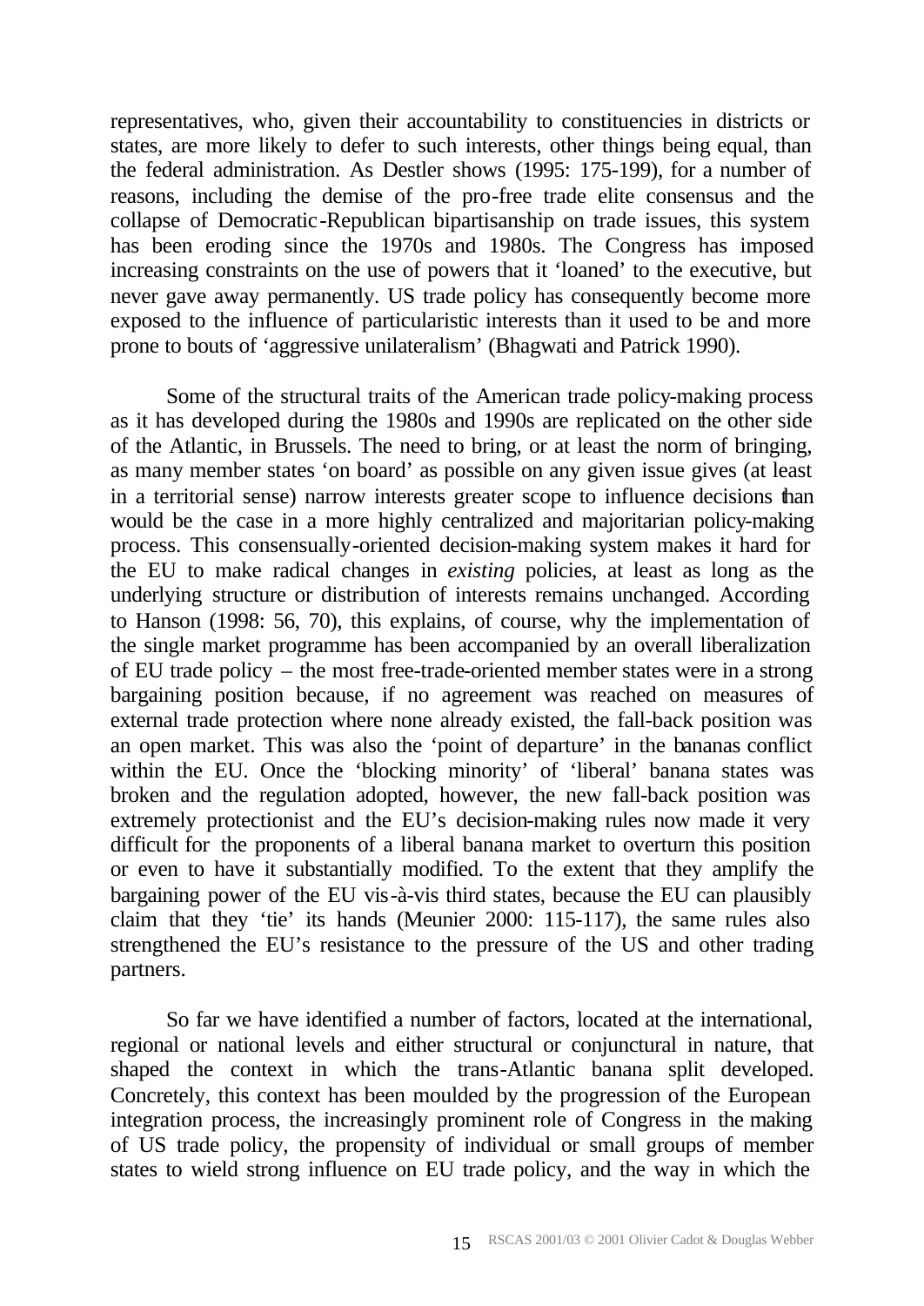representatives, who, given their accountability to constituencies in districts or states, are more likely to defer to such interests, other things being equal, than the federal administration. As Destler shows (1995: 175-199), for a number of reasons, including the demise of the pro-free trade elite consensus and the collapse of Democratic-Republican bipartisanship on trade issues, this system has been eroding since the 1970s and 1980s. The Congress has imposed increasing constraints on the use of powers that it 'loaned' to the executive, but never gave away permanently. US trade policy has consequently become more exposed to the influence of particularistic interests than it used to be and more prone to bouts of 'aggressive unilateralism' (Bhagwati and Patrick 1990).

Some of the structural traits of the American trade policy-making process as it has developed during the 1980s and 1990s are replicated on the other side of the Atlantic, in Brussels. The need to bring, or at least the norm of bringing, as many member states 'on board' as possible on any given issue gives (at least in a territorial sense) narrow interests greater scope to influence decisions than would be the case in a more highly centralized and majoritarian policy-making process. This consensually-oriented decision-making system makes it hard for the EU to make radical changes in *existing* policies, at least as long as the underlying structure or distribution of interests remains unchanged. According to Hanson (1998: 56, 70), this explains, of course, why the implementation of the single market programme has been accompanied by an overall liberalization of EU trade policy – the most free-trade-oriented member states were in a strong bargaining position because, if no agreement was reached on measures of external trade protection where none already existed, the fall-back position was an open market. This was also the 'point of departure' in the bananas conflict within the EU. Once the 'blocking minority' of 'liberal' banana states was broken and the regulation adopted, however, the new fall-back position was extremely protectionist and the EU's decision-making rules now made it very difficult for the proponents of a liberal banana market to overturn this position or even to have it substantially modified. To the extent that they amplify the bargaining power of the EU vis-à-vis third states, because the EU can plausibly claim that they 'tie' its hands (Meunier 2000: 115-117), the same rules also strengthened the EU's resistance to the pressure of the US and other trading partners.

So far we have identified a number of factors, located at the international, regional or national levels and either structural or conjunctural in nature, that shaped the context in which the trans-Atlantic banana split developed. Concretely, this context has been moulded by the progression of the European integration process, the increasingly prominent role of Congress in the making of US trade policy, the propensity of individual or small groups of member states to wield strong influence on EU trade policy, and the way in which the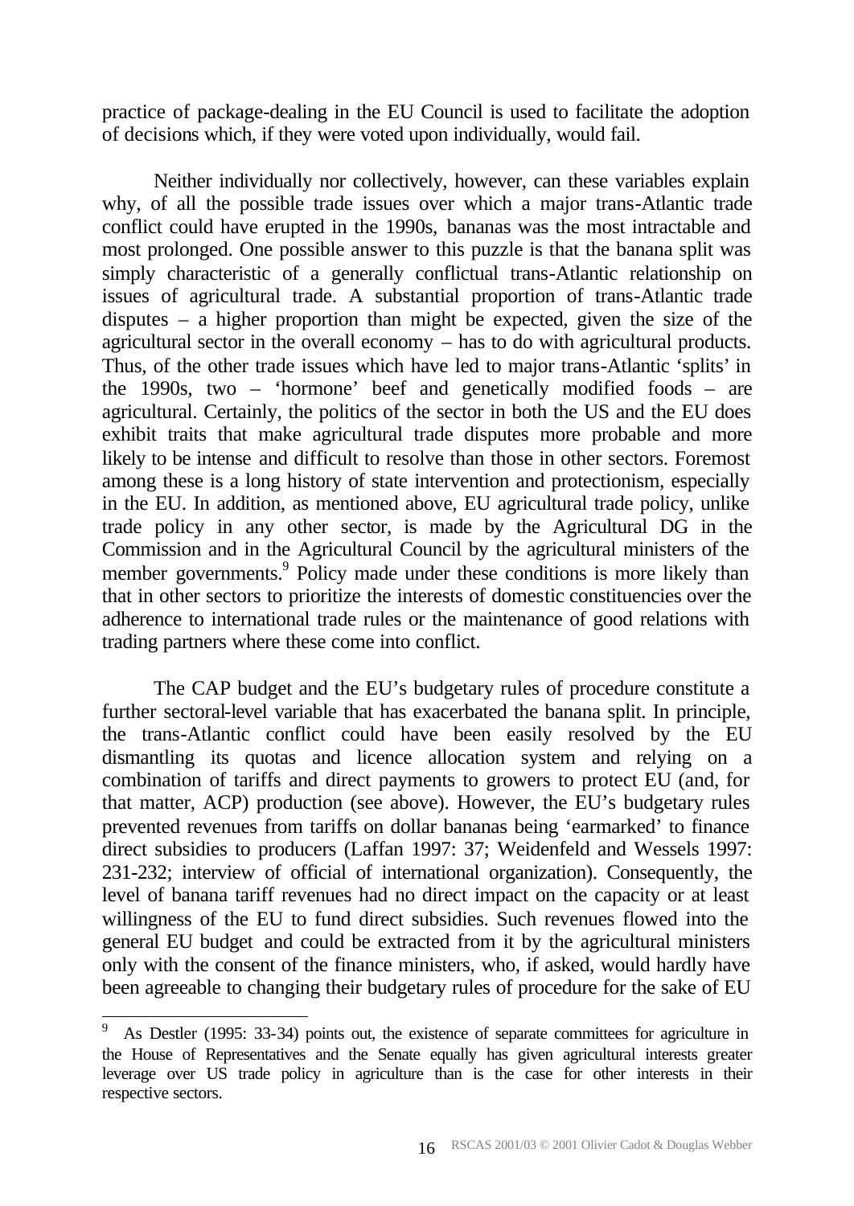practice of package-dealing in the EU Council is used to facilitate the adoption of decisions which, if they were voted upon individually, would fail.

Neither individually nor collectively, however, can these variables explain why, of all the possible trade issues over which a major trans-Atlantic trade conflict could have erupted in the 1990s, bananas was the most intractable and most prolonged. One possible answer to this puzzle is that the banana split was simply characteristic of a generally conflictual trans-Atlantic relationship on issues of agricultural trade. A substantial proportion of trans-Atlantic trade disputes – a higher proportion than might be expected, given the size of the agricultural sector in the overall economy – has to do with agricultural products. Thus, of the other trade issues which have led to major trans-Atlantic 'splits' in the 1990s, two – 'hormone' beef and genetically modified foods – are agricultural. Certainly, the politics of the sector in both the US and the EU does exhibit traits that make agricultural trade disputes more probable and more likely to be intense and difficult to resolve than those in other sectors. Foremost among these is a long history of state intervention and protectionism, especially in the EU. In addition, as mentioned above, EU agricultural trade policy, unlike trade policy in any other sector, is made by the Agricultural DG in the Commission and in the Agricultural Council by the agricultural ministers of the member governments.[9] Policy made under these conditions is more likely than that in other sectors to prioritize the interests of domestic constituencies over the adherence to international trade rules or the maintenance of good relations with trading partners where these come into conflict.

The CAP budget and the EU's budgetary rules of procedure constitute a further sectoral-level variable that has exacerbated the banana split. In principle, the trans-Atlantic conflict could have been easily resolved by the EU dismantling its quotas and licence allocation system and relying on a combination of tariffs and direct payments to growers to protect EU (and, for that matter, ACP) production (see above). However, the EU's budgetary rules prevented revenues from tariffs on dollar bananas being 'earmarked' to finance direct subsidies to producers (Laffan 1997: 37; Weidenfeld and Wessels 1997: 231-232; interview of official of international organization). Consequently, the level of banana tariff revenues had no direct impact on the capacity or at least willingness of the EU to fund direct subsidies. Such revenues flowed into the general EU budget and could be extracted from it by the agricultural ministers only with the consent of the finance ministers, who, if asked, would hardly have been agreeable to changing their budgetary rules of procedure for the sake of EU

---

[9] As Destler (1995: 33-34) points out, the existence of separate committees for agriculture in the House of Representatives and the Senate equally has given agricultural interests greater leverage over US trade policy in agriculture than is the case for other interests in their respective sectors.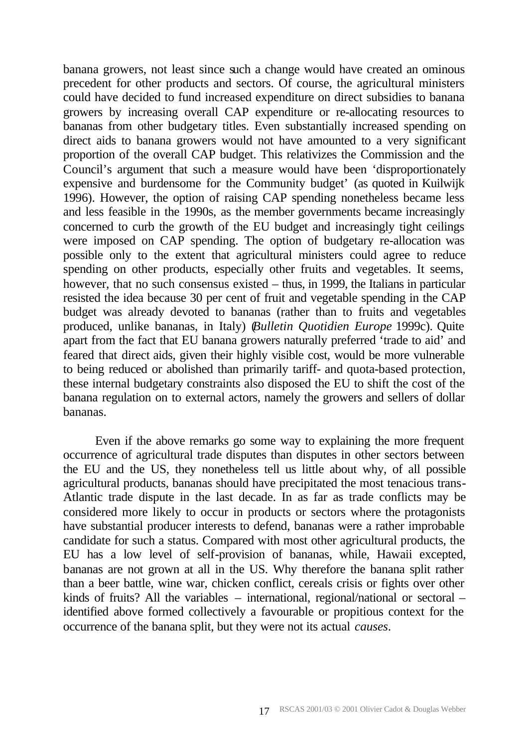banana growers, not least since such a change would have created an ominous precedent for other products and sectors. Of course, the agricultural ministers could have decided to fund increased expenditure on direct subsidies to banana growers by increasing overall CAP expenditure or re-allocating resources to bananas from other budgetary titles. Even substantially increased spending on direct aids to banana growers would not have amounted to a very significant proportion of the overall CAP budget. This relativizes the Commission and the Council's argument that such a measure would have been 'disproportionately expensive and burdensome for the Community budget' (as quoted in Kuilwijk 1996). However, the option of raising CAP spending nonetheless became less and less feasible in the 1990s, as the member governments became increasingly concerned to curb the growth of the EU budget and increasingly tight ceilings were imposed on CAP spending. The option of budgetary re-allocation was possible only to the extent that agricultural ministers could agree to reduce spending on other products, especially other fruits and vegetables. It seems, however, that no such consensus existed – thus, in 1999, the Italians in particular resisted the idea because 30 per cent of fruit and vegetable spending in the CAP budget was already devoted to bananas (rather than to fruits and vegetables produced, unlike bananas, in Italy) (*Bulletin Quotidien Europe* 1999c). Quite apart from the fact that EU banana growers naturally preferred 'trade to aid' and feared that direct aids, given their highly visible cost, would be more vulnerable to being reduced or abolished than primarily tariff- and quota-based protection, these internal budgetary constraints also disposed the EU to shift the cost of the banana regulation on to external actors, namely the growers and sellers of dollar bananas.

Even if the above remarks go some way to explaining the more frequent occurrence of agricultural trade disputes than disputes in other sectors between the EU and the US, they nonetheless tell us little about why, of all possible agricultural products, bananas should have precipitated the most tenacious trans-Atlantic trade dispute in the last decade. In as far as trade conflicts may be considered more likely to occur in products or sectors where the protagonists have substantial producer interests to defend, bananas were a rather improbable candidate for such a status. Compared with most other agricultural products, the EU has a low level of self-provision of bananas, while, Hawaii excepted, bananas are not grown at all in the US. Why therefore the banana split rather than a beer battle, wine war, chicken conflict, cereals crisis or fights over other kinds of fruits? All the variables – international, regional/national or sectoral – identified above formed collectively a favourable or propitious context for the occurrence of the banana split, but they were not its actual *causes*.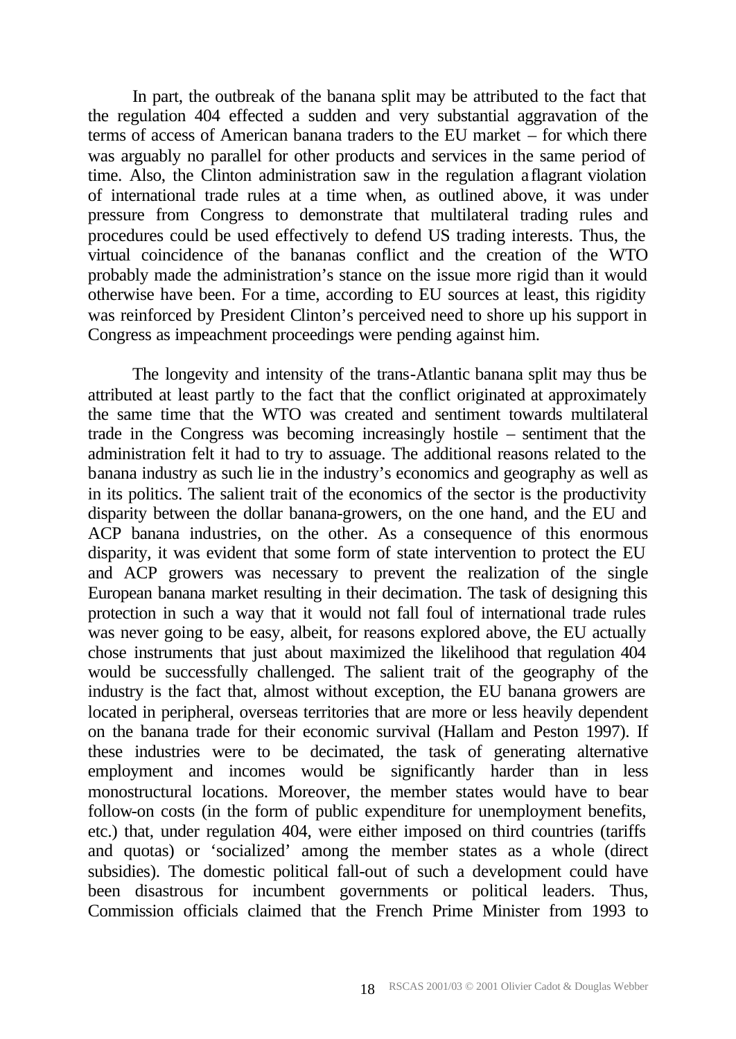In part, the outbreak of the banana split may be attributed to the fact that the regulation 404 effected a sudden and very substantial aggravation of the terms of access of American banana traders to the EU market – for which there was arguably no parallel for other products and services in the same period of time. Also, the Clinton administration saw in the regulation a flagrant violation of international trade rules at a time when, as outlined above, it was under pressure from Congress to demonstrate that multilateral trading rules and procedures could be used effectively to defend US trading interests. Thus, the virtual coincidence of the bananas conflict and the creation of the WTO probably made the administration's stance on the issue more rigid than it would otherwise have been. For a time, according to EU sources at least, this rigidity was reinforced by President Clinton's perceived need to shore up his support in Congress as impeachment proceedings were pending against him.

The longevity and intensity of the trans-Atlantic banana split may thus be attributed at least partly to the fact that the conflict originated at approximately the same time that the WTO was created and sentiment towards multilateral trade in the Congress was becoming increasingly hostile – sentiment that the administration felt it had to try to assuage. The additional reasons related to the banana industry as such lie in the industry's economics and geography as well as in its politics. The salient trait of the economics of the sector is the productivity disparity between the dollar banana-growers, on the one hand, and the EU and ACP banana industries, on the other. As a consequence of this enormous disparity, it was evident that some form of state intervention to protect the EU and ACP growers was necessary to prevent the realization of the single European banana market resulting in their decimation. The task of designing this protection in such a way that it would not fall foul of international trade rules was never going to be easy, albeit, for reasons explored above, the EU actually chose instruments that just about maximized the likelihood that regulation 404 would be successfully challenged. The salient trait of the geography of the industry is the fact that, almost without exception, the EU banana growers are located in peripheral, overseas territories that are more or less heavily dependent on the banana trade for their economic survival (Hallam and Peston 1997). If these industries were to be decimated, the task of generating alternative employment and incomes would be significantly harder than in less monostructural locations. Moreover, the member states would have to bear follow-on costs (in the form of public expenditure for unemployment benefits, etc.) that, under regulation 404, were either imposed on third countries (tariffs and quotas) or 'socialized' among the member states as a whole (direct subsidies). The domestic political fall-out of such a development could have been disastrous for incumbent governments or political leaders. Thus, Commission officials claimed that the French Prime Minister from 1993 to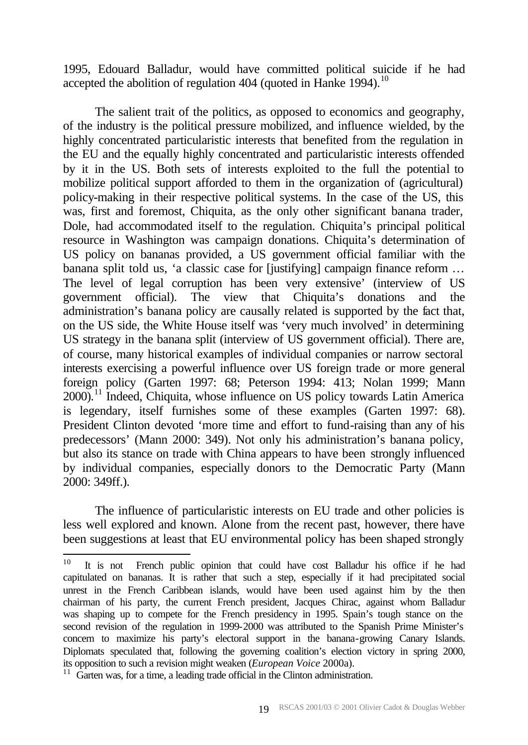1995, Edouard Balladur, would have committed political suicide if he had accepted the abolition of regulation 404 (quoted in Hanke 1994).[10]

The salient trait of the politics, as opposed to economics and geography, of the industry is the political pressure mobilized, and influence wielded, by the highly concentrated particularistic interests that benefited from the regulation in the EU and the equally highly concentrated and particularistic interests offended by it in the US. Both sets of interests exploited to the full the potential to mobilize political support afforded to them in the organization of (agricultural) policy-making in their respective political systems. In the case of the US, this was, first and foremost, Chiquita, as the only other significant banana trader, Dole, had accommodated itself to the regulation. Chiquita's principal political resource in Washington was campaign donations. Chiquita's determination of US policy on bananas provided, a US government official familiar with the banana split told us, 'a classic case for [justifying] campaign finance reform … The level of legal corruption has been very extensive' (interview of US government official). The view that Chiquita's donations and the administration's banana policy are causally related is supported by the fact that, on the US side, the White House itself was 'very much involved' in determining US strategy in the banana split (interview of US government official). There are, of course, many historical examples of individual companies or narrow sectoral interests exercising a powerful influence over US foreign trade or more general foreign policy (Garten 1997: 68; Peterson 1994: 413; Nolan 1999; Mann 2000).[11] Indeed, Chiquita, whose influence on US policy towards Latin America is legendary, itself furnishes some of these examples (Garten 1997: 68). President Clinton devoted 'more time and effort to fund-raising than any of his predecessors' (Mann 2000: 349). Not only his administration's banana policy, but also its stance on trade with China appears to have been strongly influenced by individual companies, especially donors to the Democratic Party (Mann 2000: 349ff.).

The influence of particularistic interests on EU trade and other policies is less well explored and known. Alone from the recent past, however, there have been suggestions at least that EU environmental policy has been shaped strongly

---

[10] It is not French public opinion that could have cost Balladur his office if he had capitulated on bananas. It is rather that such a step, especially if it had precipitated social unrest in the French Caribbean islands, would have been used against him by the then chairman of his party, the current French president, Jacques Chirac, against whom Balladur was shaping up to compete for the French presidency in 1995. Spain's tough stance on the second revision of the regulation in 1999-2000 was attributed to the Spanish Prime Minister's concern to maximize his party's electoral support in the banana-growing Canary Islands. Diplomats speculated that, following the governing coalition's election victory in spring 2000, its opposition to such a revision might weaken (*European Voice* 2000a).

[11] Garten was, for a time, a leading trade official in the Clinton administration.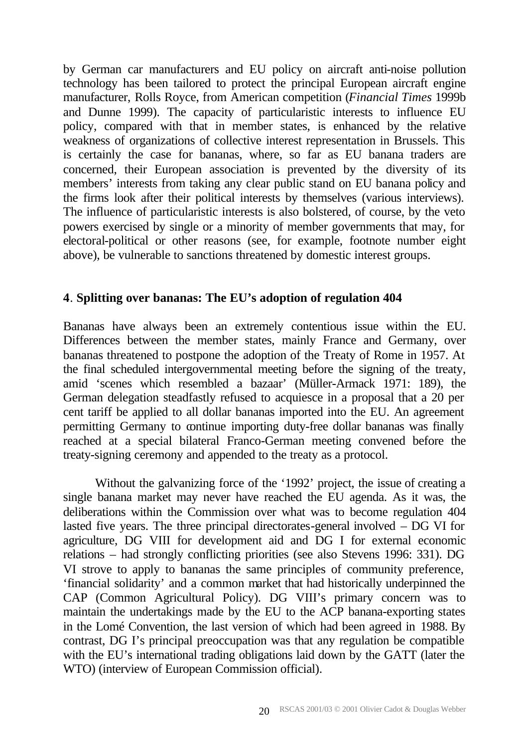by German car manufacturers and EU policy on aircraft anti-noise pollution technology has been tailored to protect the principal European aircraft engine manufacturer, Rolls Royce, from American competition (*Financial Times* 1999b and Dunne 1999). The capacity of particularistic interests to influence EU policy, compared with that in member states, is enhanced by the relative weakness of organizations of collective interest representation in Brussels. This is certainly the case for bananas, where, so far as EU banana traders are concerned, their European association is prevented by the diversity of its members' interests from taking any clear public stand on EU banana policy and the firms look after their political interests by themselves (various interviews). The influence of particularistic interests is also bolstered, of course, by the veto powers exercised by single or a minority of member governments that may, for electoral-political or other reasons (see, for example, footnote number eight above), be vulnerable to sanctions threatened by domestic interest groups.

## 4. Splitting over bananas: The EU's adoption of regulation 404

Bananas have always been an extremely contentious issue within the EU. Differences between the member states, mainly France and Germany, over bananas threatened to postpone the adoption of the Treaty of Rome in 1957. At the final scheduled intergovernmental meeting before the signing of the treaty, amid 'scenes which resembled a bazaar' (Müller-Armack 1971: 189), the German delegation steadfastly refused to acquiesce in a proposal that a 20 per cent tariff be applied to all dollar bananas imported into the EU. An agreement permitting Germany to continue importing duty-free dollar bananas was finally reached at a special bilateral Franco-German meeting convened before the treaty-signing ceremony and appended to the treaty as a protocol.

Without the galvanizing force of the '1992' project, the issue of creating a single banana market may never have reached the EU agenda. As it was, the deliberations within the Commission over what was to become regulation 404 lasted five years. The three principal directorates-general involved – DG VI for agriculture, DG VIII for development aid and DG I for external economic relations – had strongly conflicting priorities (see also Stevens 1996: 331). DG VI strove to apply to bananas the same principles of community preference, 'financial solidarity' and a common market that had historically underpinned the CAP (Common Agricultural Policy). DG VIII's primary concern was to maintain the undertakings made by the EU to the ACP banana-exporting states in the Lomé Convention, the last version of which had been agreed in 1988. By contrast, DG I's principal preoccupation was that any regulation be compatible with the EU's international trading obligations laid down by the GATT (later the WTO) (interview of European Commission official).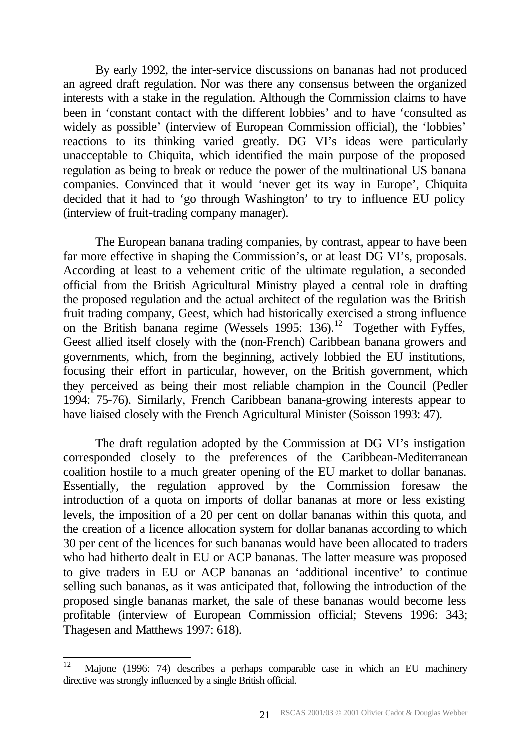By early 1992, the inter-service discussions on bananas had not produced an agreed draft regulation. Nor was there any consensus between the organized interests with a stake in the regulation. Although the Commission claims to have been in 'constant contact with the different lobbies' and to have 'consulted as widely as possible' (interview of European Commission official), the 'lobbies' reactions to its thinking varied greatly. DG VI's ideas were particularly unacceptable to Chiquita, which identified the main purpose of the proposed regulation as being to break or reduce the power of the multinational US banana companies. Convinced that it would 'never get its way in Europe', Chiquita decided that it had to 'go through Washington' to try to influence EU policy (interview of fruit-trading company manager).

The European banana trading companies, by contrast, appear to have been far more effective in shaping the Commission's, or at least DG VI's, proposals. According at least to a vehement critic of the ultimate regulation, a seconded official from the British Agricultural Ministry played a central role in drafting the proposed regulation and the actual architect of the regulation was the British fruit trading company, Geest, which had historically exercised a strong influence on the British banana regime (Wessels 1995: 136).[12] Together with Fyffes, Geest allied itself closely with the (non-French) Caribbean banana growers and governments, which, from the beginning, actively lobbied the EU institutions, focusing their effort in particular, however, on the British government, which they perceived as being their most reliable champion in the Council (Pedler 1994: 75-76). Similarly, French Caribbean banana-growing interests appear to have liaised closely with the French Agricultural Minister (Soisson 1993: 47).

The draft regulation adopted by the Commission at DG VI's instigation corresponded closely to the preferences of the Caribbean-Mediterranean coalition hostile to a much greater opening of the EU market to dollar bananas. Essentially, the regulation approved by the Commission foresaw the introduction of a quota on imports of dollar bananas at more or less existing levels, the imposition of a 20 per cent on dollar bananas within this quota, and the creation of a licence allocation system for dollar bananas according to which 30 per cent of the licences for such bananas would have been allocated to traders who had hitherto dealt in EU or ACP bananas. The latter measure was proposed to give traders in EU or ACP bananas an 'additional incentive' to continue selling such bananas, as it was anticipated that, following the introduction of the proposed single bananas market, the sale of these bananas would become less profitable (interview of European Commission official; Stevens 1996: 343; Thagesen and Matthews 1997: 618).

---

[12] Majone (1996: 74) describes a perhaps comparable case in which an EU machinery directive was strongly influenced by a single British official.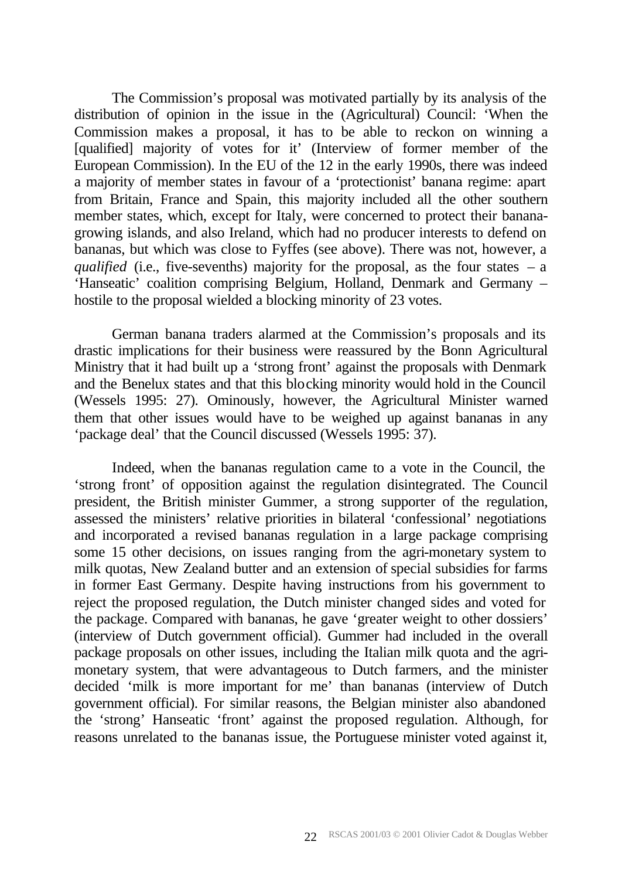The Commission's proposal was motivated partially by its analysis of the distribution of opinion in the issue in the (Agricultural) Council: 'When the Commission makes a proposal, it has to be able to reckon on winning a [qualified] majority of votes for it' (Interview of former member of the European Commission). In the EU of the 12 in the early 1990s, there was indeed a majority of member states in favour of a 'protectionist' banana regime: apart from Britain, France and Spain, this majority included all the other southern member states, which, except for Italy, were concerned to protect their banana-growing islands, and also Ireland, which had no producer interests to defend on bananas, but which was close to Fyffes (see above). There was not, however, a *qualified* (i.e., five-sevenths) majority for the proposal, as the four states – a 'Hanseatic' coalition comprising Belgium, Holland, Denmark and Germany – hostile to the proposal wielded a blocking minority of 23 votes.

German banana traders alarmed at the Commission's proposals and its drastic implications for their business were reassured by the Bonn Agricultural Ministry that it had built up a 'strong front' against the proposals with Denmark and the Benelux states and that this blocking minority would hold in the Council (Wessels 1995: 27). Ominously, however, the Agricultural Minister warned them that other issues would have to be weighed up against bananas in any 'package deal' that the Council discussed (Wessels 1995: 37).

Indeed, when the bananas regulation came to a vote in the Council, the 'strong front' of opposition against the regulation disintegrated. The Council president, the British minister Gummer, a strong supporter of the regulation, assessed the ministers' relative priorities in bilateral 'confessional' negotiations and incorporated a revised bananas regulation in a large package comprising some 15 other decisions, on issues ranging from the agri-monetary system to milk quotas, New Zealand butter and an extension of special subsidies for farms in former East Germany. Despite having instructions from his government to reject the proposed regulation, the Dutch minister changed sides and voted for the package. Compared with bananas, he gave 'greater weight to other dossiers' (interview of Dutch government official). Gummer had included in the overall package proposals on other issues, including the Italian milk quota and the agri-monetary system, that were advantageous to Dutch farmers, and the minister decided 'milk is more important for me' than bananas (interview of Dutch government official). For similar reasons, the Belgian minister also abandoned the 'strong' Hanseatic 'front' against the proposed regulation. Although, for reasons unrelated to the bananas issue, the Portuguese minister voted against it,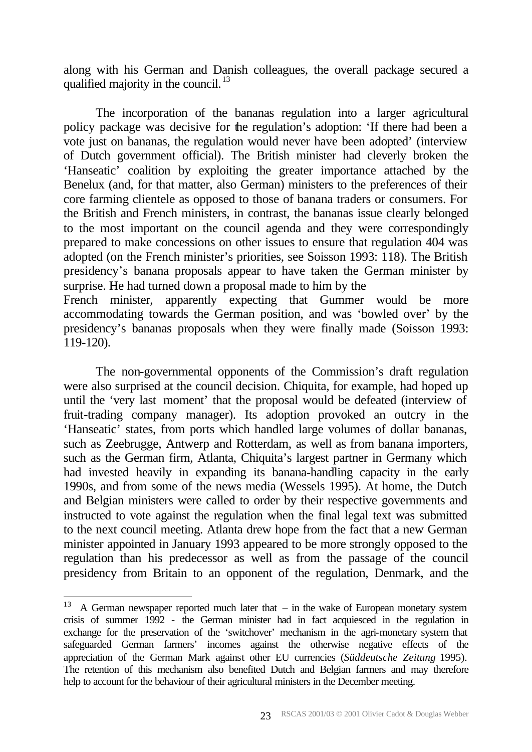along with his German and Danish colleagues, the overall package secured a qualified majority in the council.[13]

The incorporation of the bananas regulation into a larger agricultural policy package was decisive for the regulation's adoption: 'If there had been a vote just on bananas, the regulation would never have been adopted' (interview of Dutch government official). The British minister had cleverly broken the 'Hanseatic' coalition by exploiting the greater importance attached by the Benelux (and, for that matter, also German) ministers to the preferences of their core farming clientele as opposed to those of banana traders or consumers. For the British and French ministers, in contrast, the bananas issue clearly belonged to the most important on the council agenda and they were correspondingly prepared to make concessions on other issues to ensure that regulation 404 was adopted (on the French minister's priorities, see Soisson 1993: 118). The British presidency's banana proposals appear to have taken the German minister by surprise. He had turned down a proposal made to him by the French minister, apparently expecting that Gummer would be more accommodating towards the German position, and was 'bowled over' by the presidency's bananas proposals when they were finally made (Soisson 1993: 119-120).

The non-governmental opponents of the Commission's draft regulation were also surprised at the council decision. Chiquita, for example, had hoped up until the 'very last moment' that the proposal would be defeated (interview of fruit-trading company manager). Its adoption provoked an outcry in the 'Hanseatic' states, from ports which handled large volumes of dollar bananas, such as Zeebrugge, Antwerp and Rotterdam, as well as from banana importers, such as the German firm, Atlanta, Chiquita's largest partner in Germany which had invested heavily in expanding its banana-handling capacity in the early 1990s, and from some of the news media (Wessels 1995). At home, the Dutch and Belgian ministers were called to order by their respective governments and instructed to vote against the regulation when the final legal text was submitted to the next council meeting. Atlanta drew hope from the fact that a new German minister appointed in January 1993 appeared to be more strongly opposed to the regulation than his predecessor as well as from the passage of the council presidency from Britain to an opponent of the regulation, Denmark, and the

---

[13] A German newspaper reported much later that – in the wake of European monetary system crisis of summer 1992 - the German minister had in fact acquiesced in the regulation in exchange for the preservation of the 'switchover' mechanism in the agri-monetary system that safeguarded German farmers' incomes against the otherwise negative effects of the appreciation of the German Mark against other EU currencies (*Süddeutsche Zeitung* 1995). The retention of this mechanism also benefited Dutch and Belgian farmers and may therefore help to account for the behaviour of their agricultural ministers in the December meeting.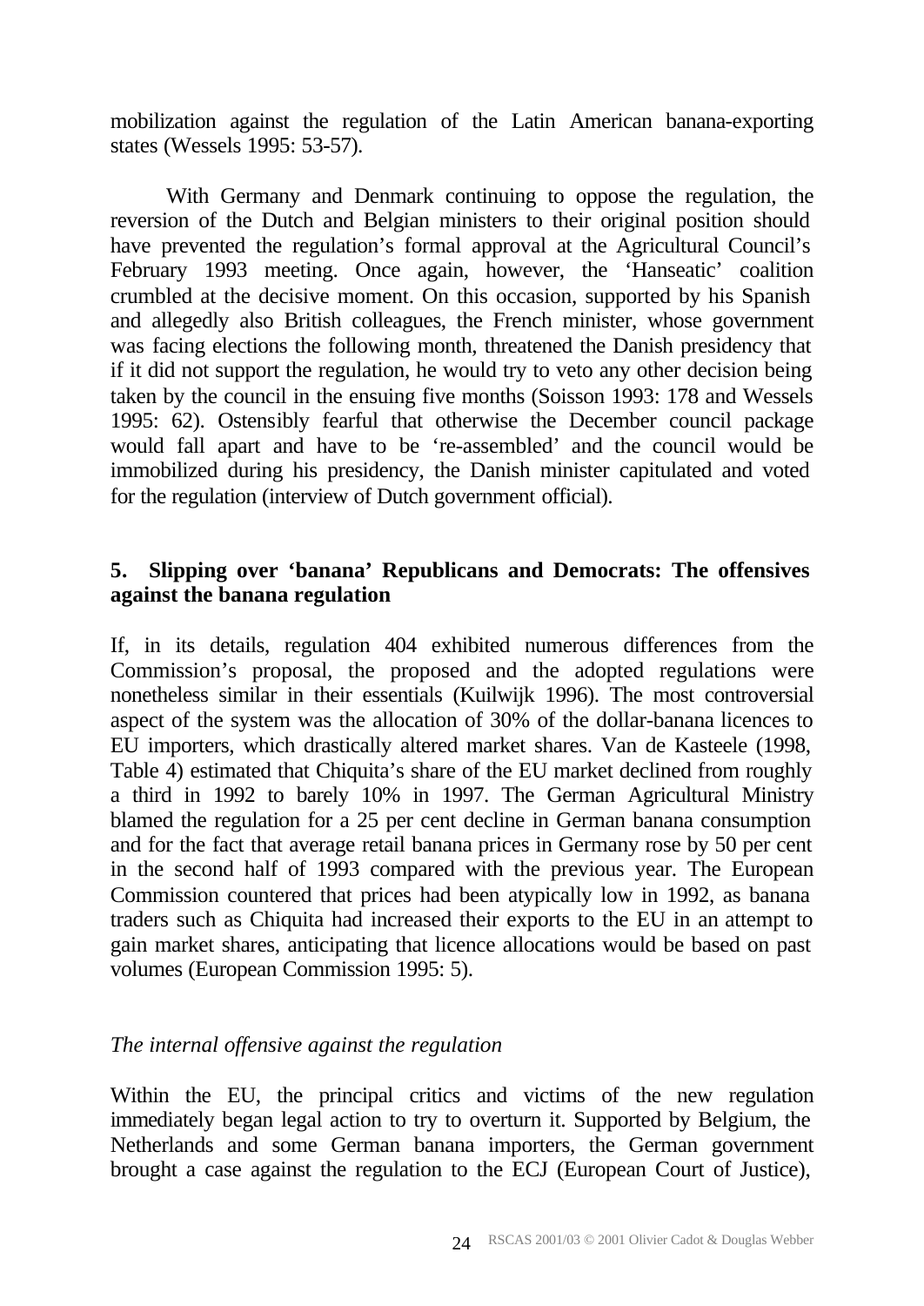mobilization against the regulation of the Latin American banana-exporting states (Wessels 1995: 53-57).

With Germany and Denmark continuing to oppose the regulation, the reversion of the Dutch and Belgian ministers to their original position should have prevented the regulation's formal approval at the Agricultural Council's February 1993 meeting. Once again, however, the 'Hanseatic' coalition crumbled at the decisive moment. On this occasion, supported by his Spanish and allegedly also British colleagues, the French minister, whose government was facing elections the following month, threatened the Danish presidency that if it did not support the regulation, he would try to veto any other decision being taken by the council in the ensuing five months (Soisson 1993: 178 and Wessels 1995: 62). Ostensibly fearful that otherwise the December council package would fall apart and have to be 're-assembled' and the council would be immobilized during his presidency, the Danish minister capitulated and voted for the regulation (interview of Dutch government official).

## 5. Slipping over 'banana' Republicans and Democrats: The offensives against the banana regulation

If, in its details, regulation 404 exhibited numerous differences from the Commission's proposal, the proposed and the adopted regulations were nonetheless similar in their essentials (Kuilwijk 1996). The most controversial aspect of the system was the allocation of 30% of the dollar-banana licences to EU importers, which drastically altered market shares. Van de Kasteele (1998, Table 4) estimated that Chiquita's share of the EU market declined from roughly a third in 1992 to barely 10% in 1997. The German Agricultural Ministry blamed the regulation for a 25 per cent decline in German banana consumption and for the fact that average retail banana prices in Germany rose by 50 per cent in the second half of 1993 compared with the previous year. The European Commission countered that prices had been atypically low in 1992, as banana traders such as Chiquita had increased their exports to the EU in an attempt to gain market shares, anticipating that licence allocations would be based on past volumes (European Commission 1995: 5).

### *The internal offensive against the regulation*

Within the EU, the principal critics and victims of the new regulation immediately began legal action to try to overturn it. Supported by Belgium, the Netherlands and some German banana importers, the German government brought a case against the regulation to the ECJ (European Court of Justice),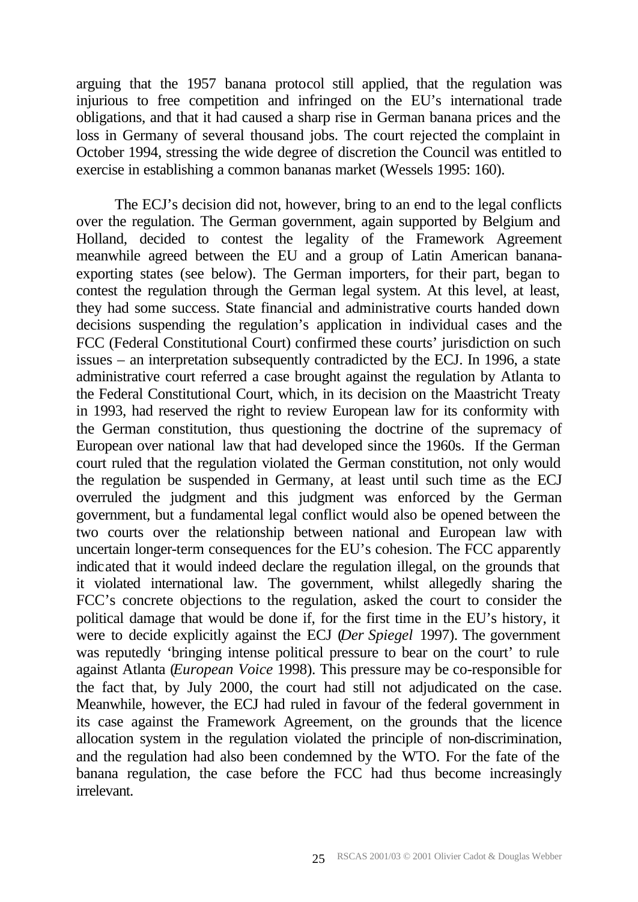arguing that the 1957 banana protocol still applied, that the regulation was injurious to free competition and infringed on the EU's international trade obligations, and that it had caused a sharp rise in German banana prices and the loss in Germany of several thousand jobs. The court rejected the complaint in October 1994, stressing the wide degree of discretion the Council was entitled to exercise in establishing a common bananas market (Wessels 1995: 160).

The ECJ's decision did not, however, bring to an end to the legal conflicts over the regulation. The German government, again supported by Belgium and Holland, decided to contest the legality of the Framework Agreement meanwhile agreed between the EU and a group of Latin American banana-exporting states (see below). The German importers, for their part, began to contest the regulation through the German legal system. At this level, at least, they had some success. State financial and administrative courts handed down decisions suspending the regulation's application in individual cases and the FCC (Federal Constitutional Court) confirmed these courts' jurisdiction on such issues – an interpretation subsequently contradicted by the ECJ. In 1996, a state administrative court referred a case brought against the regulation by Atlanta to the Federal Constitutional Court, which, in its decision on the Maastricht Treaty in 1993, had reserved the right to review European law for its conformity with the German constitution, thus questioning the doctrine of the supremacy of European over national law that had developed since the 1960s. If the German court ruled that the regulation violated the German constitution, not only would the regulation be suspended in Germany, at least until such time as the ECJ overruled the judgment and this judgment was enforced by the German government, but a fundamental legal conflict would also be opened between the two courts over the relationship between national and European law with uncertain longer-term consequences for the EU's cohesion. The FCC apparently indicated that it would indeed declare the regulation illegal, on the grounds that it violated international law. The government, whilst allegedly sharing the FCC's concrete objections to the regulation, asked the court to consider the political damage that would be done if, for the first time in the EU's history, it were to decide explicitly against the ECJ (*Der Spiegel* 1997). The government was reputedly 'bringing intense political pressure to bear on the court' to rule against Atlanta (*European Voice* 1998). This pressure may be co-responsible for the fact that, by July 2000, the court had still not adjudicated on the case. Meanwhile, however, the ECJ had ruled in favour of the federal government in its case against the Framework Agreement, on the grounds that the licence allocation system in the regulation violated the principle of non-discrimination, and the regulation had also been condemned by the WTO. For the fate of the banana regulation, the case before the FCC had thus become increasingly irrelevant.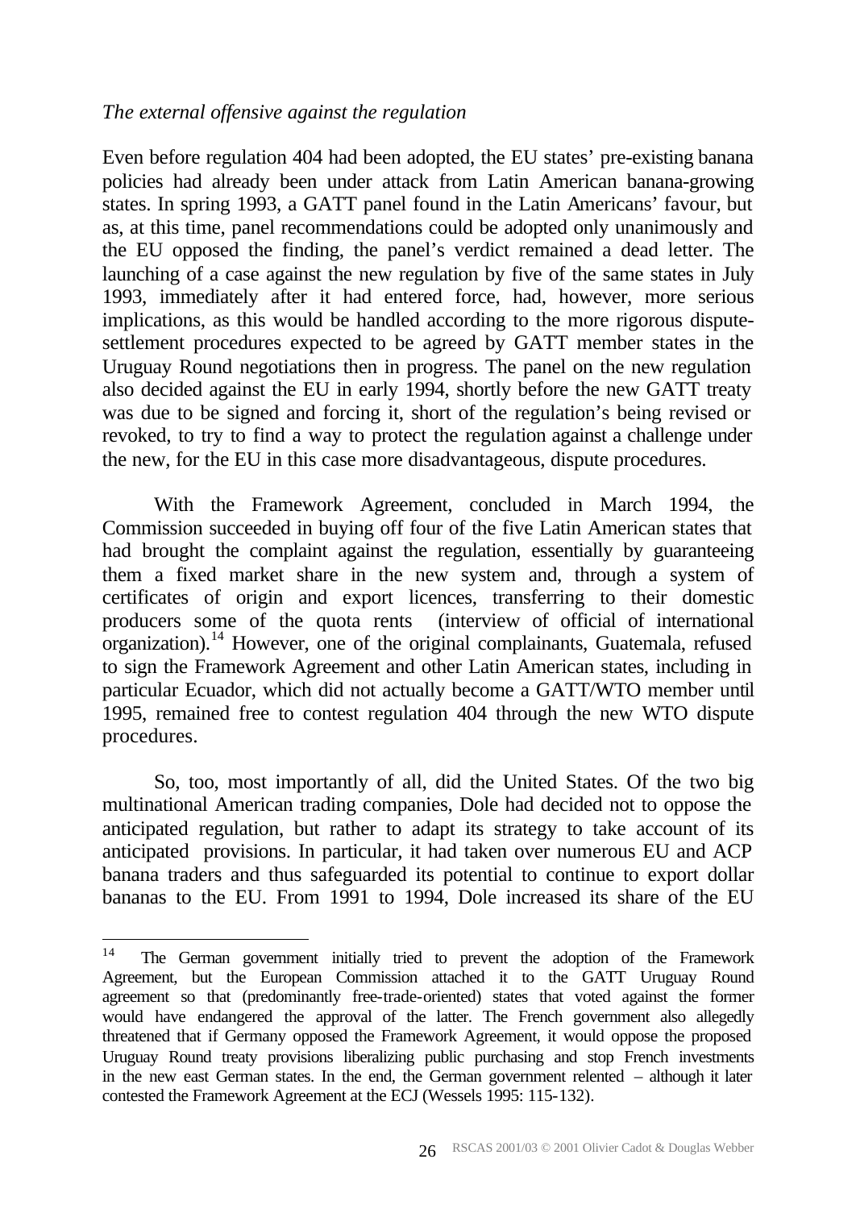*The external offensive against the regulation*

Even before regulation 404 had been adopted, the EU states' pre-existing banana policies had already been under attack from Latin American banana-growing states. In spring 1993, a GATT panel found in the Latin Americans' favour, but as, at this time, panel recommendations could be adopted only unanimously and the EU opposed the finding, the panel's verdict remained a dead letter. The launching of a case against the new regulation by five of the same states in July 1993, immediately after it had entered force, had, however, more serious implications, as this would be handled according to the more rigorous dispute-settlement procedures expected to be agreed by GATT member states in the Uruguay Round negotiations then in progress. The panel on the new regulation also decided against the EU in early 1994, shortly before the new GATT treaty was due to be signed and forcing it, short of the regulation's being revised or revoked, to try to find a way to protect the regulation against a challenge under the new, for the EU in this case more disadvantageous, dispute procedures.

With the Framework Agreement, concluded in March 1994, the Commission succeeded in buying off four of the five Latin American states that had brought the complaint against the regulation, essentially by guaranteeing them a fixed market share in the new system and, through a system of certificates of origin and export licences, transferring to their domestic producers some of the quota rents (interview of official of international organization).[14] However, one of the original complainants, Guatemala, refused to sign the Framework Agreement and other Latin American states, including in particular Ecuador, which did not actually become a GATT/WTO member until 1995, remained free to contest regulation 404 through the new WTO dispute procedures.

So, too, most importantly of all, did the United States. Of the two big multinational American trading companies, Dole had decided not to oppose the anticipated regulation, but rather to adapt its strategy to take account of its anticipated provisions. In particular, it had taken over numerous EU and ACP banana traders and thus safeguarded its potential to continue to export dollar bananas to the EU. From 1991 to 1994, Dole increased its share of the EU

---

[14] The German government initially tried to prevent the adoption of the Framework Agreement, but the European Commission attached it to the GATT Uruguay Round agreement so that (predominantly free-trade-oriented) states that voted against the former would have endangered the approval of the latter. The French government also allegedly threatened that if Germany opposed the Framework Agreement, it would oppose the proposed Uruguay Round treaty provisions liberalizing public purchasing and stop French investments in the new east German states. In the end, the German government relented – although it later contested the Framework Agreement at the ECJ (Wessels 1995: 115-132).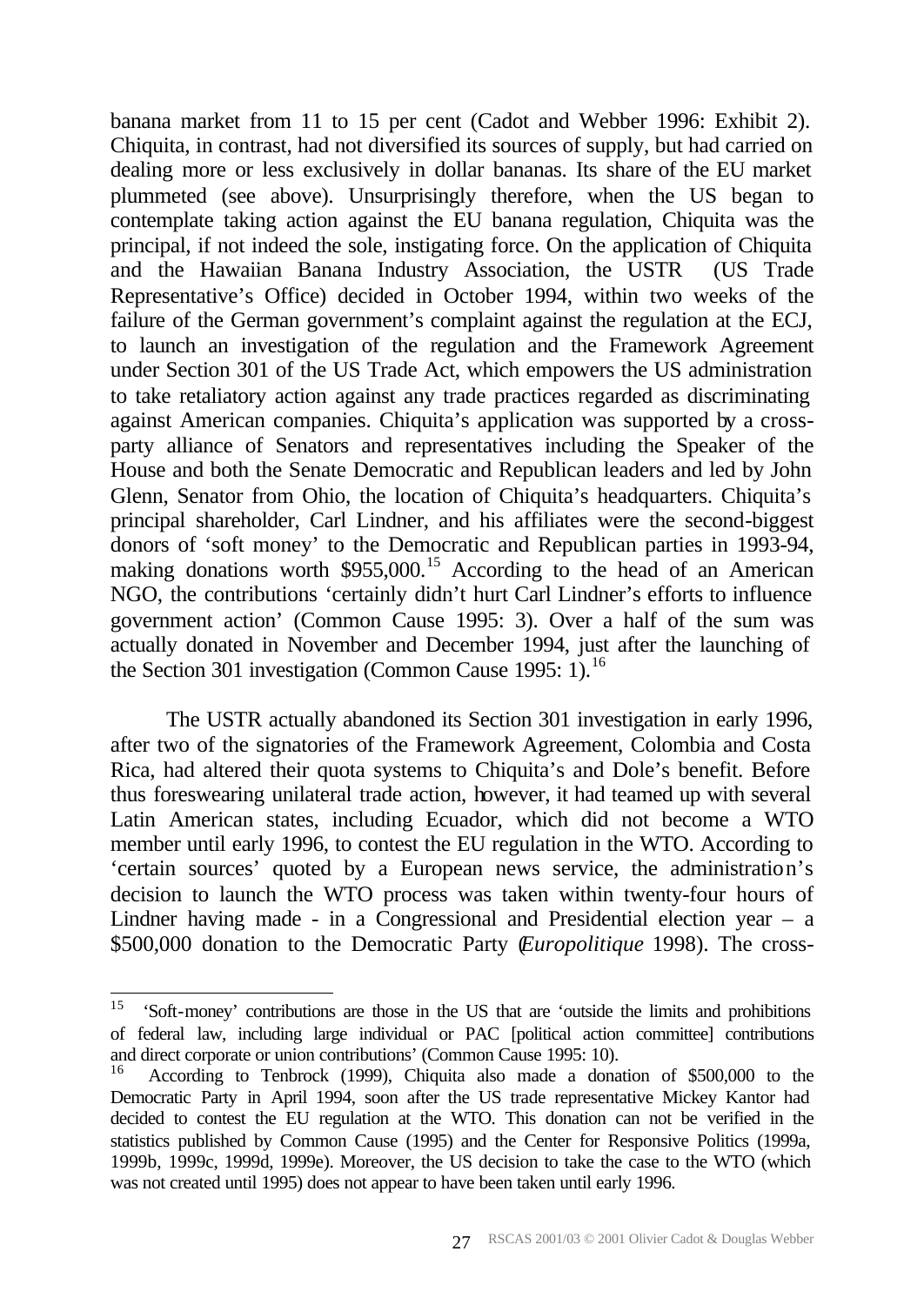banana market from 11 to 15 per cent (Cadot and Webber 1996: Exhibit 2). Chiquita, in contrast, had not diversified its sources of supply, but had carried on dealing more or less exclusively in dollar bananas. Its share of the EU market plummeted (see above). Unsurprisingly therefore, when the US began to contemplate taking action against the EU banana regulation, Chiquita was the principal, if not indeed the sole, instigating force. On the application of Chiquita and the Hawaiian Banana Industry Association, the USTR (US Trade Representative's Office) decided in October 1994, within two weeks of the failure of the German government's complaint against the regulation at the ECJ, to launch an investigation of the regulation and the Framework Agreement under Section 301 of the US Trade Act, which empowers the US administration to take retaliatory action against any trade practices regarded as discriminating against American companies. Chiquita's application was supported by a cross-party alliance of Senators and representatives including the Speaker of the House and both the Senate Democratic and Republican leaders and led by John Glenn, Senator from Ohio, the location of Chiquita's headquarters. Chiquita's principal shareholder, Carl Lindner, and his affiliates were the second-biggest donors of 'soft money' to the Democratic and Republican parties in 1993-94, making donations worth \$955,000.[15] According to the head of an American NGO, the contributions 'certainly didn't hurt Carl Lindner's efforts to influence government action' (Common Cause 1995: 3). Over a half of the sum was actually donated in November and December 1994, just after the launching of the Section 301 investigation (Common Cause 1995: 1).[16]

The USTR actually abandoned its Section 301 investigation in early 1996, after two of the signatories of the Framework Agreement, Colombia and Costa Rica, had altered their quota systems to Chiquita's and Dole's benefit. Before thus foreswearing unilateral trade action, however, it had teamed up with several Latin American states, including Ecuador, which did not become a WTO member until early 1996, to contest the EU regulation in the WTO. According to 'certain sources' quoted by a European news service, the administration's decision to launch the WTO process was taken within twenty-four hours of Lindner having made - in a Congressional and Presidential election year – a \$500,000 donation to the Democratic Party (*Europolitique* 1998). The cross-

---

[15] 'Soft-money' contributions are those in the US that are 'outside the limits and prohibitions of federal law, including large individual or PAC [political action committee] contributions and direct corporate or union contributions' (Common Cause 1995: 10).

[16] According to Tenbrock (1999), Chiquita also made a donation of \$500,000 to the Democratic Party in April 1994, soon after the US trade representative Mickey Kantor had decided to contest the EU regulation at the WTO. This donation can not be verified in the statistics published by Common Cause (1995) and the Center for Responsive Politics (1999a, 1999b, 1999c, 1999d, 1999e). Moreover, the US decision to take the case to the WTO (which was not created until 1995) does not appear to have been taken until early 1996.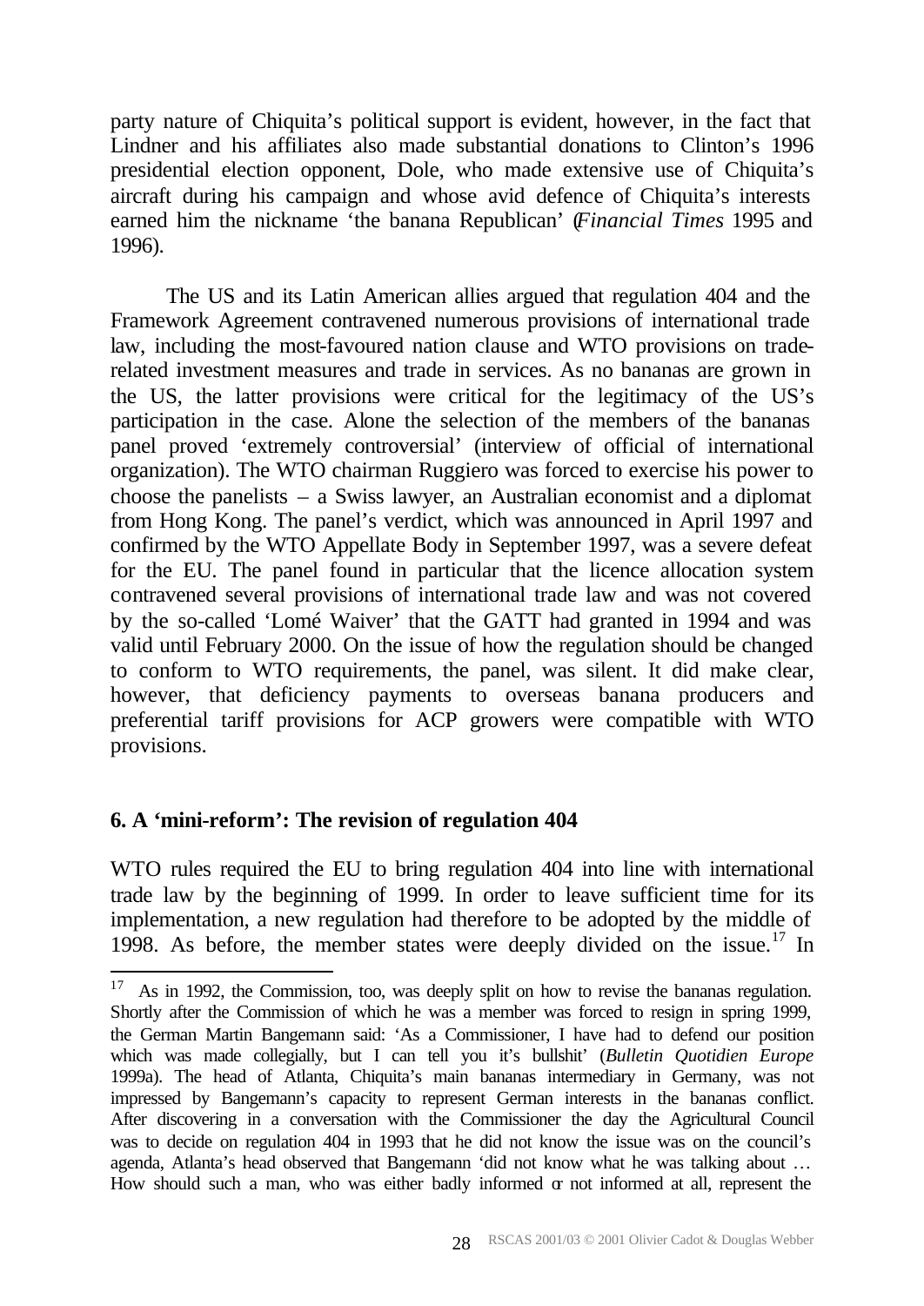party nature of Chiquita's political support is evident, however, in the fact that Lindner and his affiliates also made substantial donations to Clinton's 1996 presidential election opponent, Dole, who made extensive use of Chiquita's aircraft during his campaign and whose avid defence of Chiquita's interests earned him the nickname 'the banana Republican' (*Financial Times* 1995 and 1996).

The US and its Latin American allies argued that regulation 404 and the Framework Agreement contravened numerous provisions of international trade law, including the most-favoured nation clause and WTO provisions on trade-related investment measures and trade in services. As no bananas are grown in the US, the latter provisions were critical for the legitimacy of the US's participation in the case. Alone the selection of the members of the bananas panel proved 'extremely controversial' (interview of official of international organization). The WTO chairman Ruggiero was forced to exercise his power to choose the panelists – a Swiss lawyer, an Australian economist and a diplomat from Hong Kong. The panel's verdict, which was announced in April 1997 and confirmed by the WTO Appellate Body in September 1997, was a severe defeat for the EU. The panel found in particular that the licence allocation system contravened several provisions of international trade law and was not covered by the so-called 'Lomé Waiver' that the GATT had granted in 1994 and was valid until February 2000. On the issue of how the regulation should be changed to conform to WTO requirements, the panel, was silent. It did make clear, however, that deficiency payments to overseas banana producers and preferential tariff provisions for ACP growers were compatible with WTO provisions.

## 6. A 'mini-reform': The revision of regulation 404

WTO rules required the EU to bring regulation 404 into line with international trade law by the beginning of 1999. In order to leave sufficient time for its implementation, a new regulation had therefore to be adopted by the middle of 1998. As before, the member states were deeply divided on the issue.[17] In

[17] As in 1992, the Commission, too, was deeply split on how to revise the bananas regulation. Shortly after the Commission of which he was a member was forced to resign in spring 1999, the German Martin Bangemann said: 'As a Commissioner, I have had to defend our position which was made collegially, but I can tell you it's bullshit' (*Bulletin Quotidien Europe* 1999a). The head of Atlanta, Chiquita's main bananas intermediary in Germany, was not impressed by Bangemann's capacity to represent German interests in the bananas conflict. After discovering in a conversation with the Commissioner the day the Agricultural Council was to decide on regulation 404 in 1993 that he did not know the issue was on the council's agenda, Atlanta's head observed that Bangemann 'did not know what he was talking about … How should such a man, who was either badly informed or not informed at all, represent the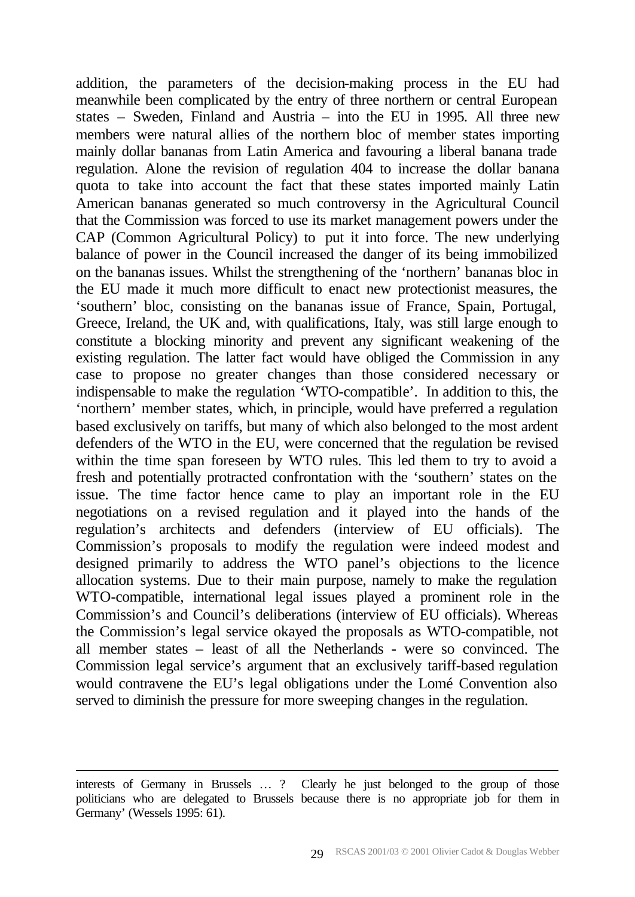addition, the parameters of the decision-making process in the EU had meanwhile been complicated by the entry of three northern or central European states – Sweden, Finland and Austria – into the EU in 1995. All three new members were natural allies of the northern bloc of member states importing mainly dollar bananas from Latin America and favouring a liberal banana trade regulation. Alone the revision of regulation 404 to increase the dollar banana quota to take into account the fact that these states imported mainly Latin American bananas generated so much controversy in the Agricultural Council that the Commission was forced to use its market management powers under the CAP (Common Agricultural Policy) to put it into force. The new underlying balance of power in the Council increased the danger of its being immobilized on the bananas issues. Whilst the strengthening of the 'northern' bananas bloc in the EU made it much more difficult to enact new protectionist measures, the 'southern' bloc, consisting on the bananas issue of France, Spain, Portugal, Greece, Ireland, the UK and, with qualifications, Italy, was still large enough to constitute a blocking minority and prevent any significant weakening of the existing regulation. The latter fact would have obliged the Commission in any case to propose no greater changes than those considered necessary or indispensable to make the regulation 'WTO-compatible'. In addition to this, the 'northern' member states, which, in principle, would have preferred a regulation based exclusively on tariffs, but many of which also belonged to the most ardent defenders of the WTO in the EU, were concerned that the regulation be revised within the time span foreseen by WTO rules. This led them to try to avoid a fresh and potentially protracted confrontation with the 'southern' states on the issue. The time factor hence came to play an important role in the EU negotiations on a revised regulation and it played into the hands of the regulation's architects and defenders (interview of EU officials). The Commission's proposals to modify the regulation were indeed modest and designed primarily to address the WTO panel's objections to the licence allocation systems. Due to their main purpose, namely to make the regulation WTO-compatible, international legal issues played a prominent role in the Commission's and Council's deliberations (interview of EU officials). Whereas the Commission's legal service okayed the proposals as WTO-compatible, not all member states – least of all the Netherlands - were so convinced. The Commission legal service's argument that an exclusively tariff-based regulation would contravene the EU's legal obligations under the Lomé Convention also served to diminish the pressure for more sweeping changes in the regulation.

---

interests of Germany in Brussels … ? Clearly he just belonged to the group of those politicians who are delegated to Brussels because there is no appropriate job for them in Germany' (Wessels 1995: 61).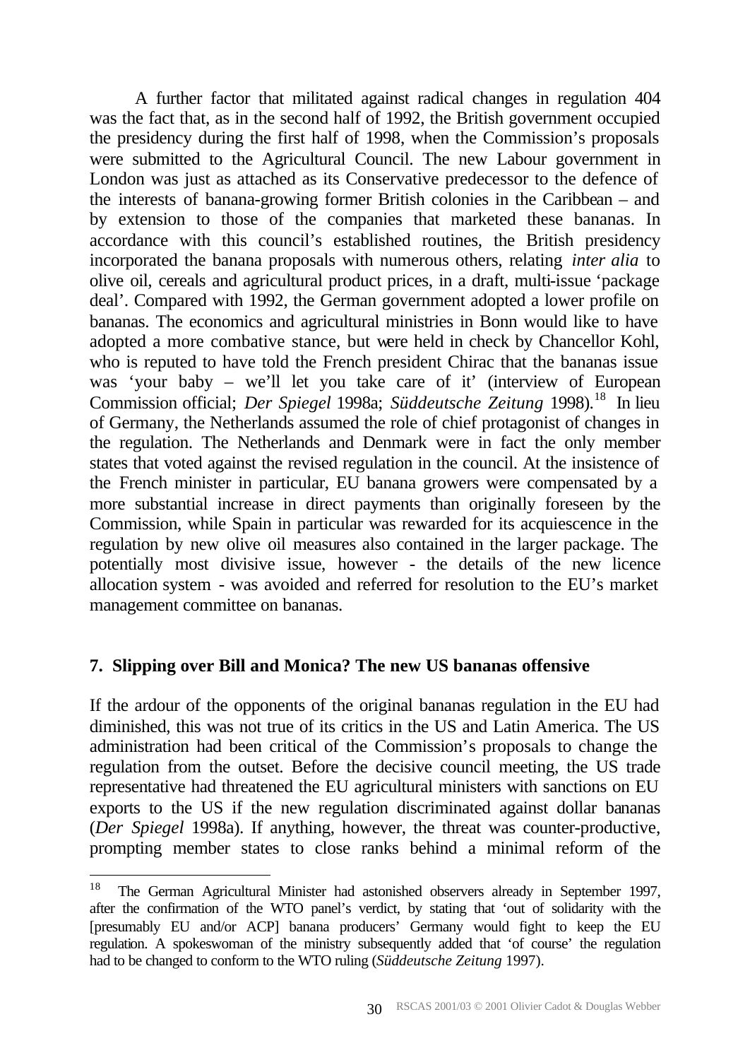A further factor that militated against radical changes in regulation 404 was the fact that, as in the second half of 1992, the British government occupied the presidency during the first half of 1998, when the Commission's proposals were submitted to the Agricultural Council. The new Labour government in London was just as attached as its Conservative predecessor to the defence of the interests of banana-growing former British colonies in the Caribbean – and by extension to those of the companies that marketed these bananas. In accordance with this council's established routines, the British presidency incorporated the banana proposals with numerous others, relating *inter alia* to olive oil, cereals and agricultural product prices, in a draft, multi-issue 'package deal'. Compared with 1992, the German government adopted a lower profile on bananas. The economics and agricultural ministries in Bonn would like to have adopted a more combative stance, but were held in check by Chancellor Kohl, who is reputed to have told the French president Chirac that the bananas issue was 'your baby – we'll let you take care of it' (interview of European Commission official; *Der Spiegel* 1998a; *Süddeutsche Zeitung* 1998).[18] In lieu of Germany, the Netherlands assumed the role of chief protagonist of changes in the regulation. The Netherlands and Denmark were in fact the only member states that voted against the revised regulation in the council. At the insistence of the French minister in particular, EU banana growers were compensated by a more substantial increase in direct payments than originally foreseen by the Commission, while Spain in particular was rewarded for its acquiescence in the regulation by new olive oil measures also contained in the larger package. The potentially most divisive issue, however - the details of the new licence allocation system - was avoided and referred for resolution to the EU's market management committee on bananas.

## 7. Slipping over Bill and Monica? The new US bananas offensive

If the ardour of the opponents of the original bananas regulation in the EU had diminished, this was not true of its critics in the US and Latin America. The US administration had been critical of the Commission's proposals to change the regulation from the outset. Before the decisive council meeting, the US trade representative had threatened the EU agricultural ministers with sanctions on EU exports to the US if the new regulation discriminated against dollar bananas (*Der Spiegel* 1998a). If anything, however, the threat was counter-productive, prompting member states to close ranks behind a minimal reform of the

---

[18] The German Agricultural Minister had astonished observers already in September 1997, after the confirmation of the WTO panel's verdict, by stating that 'out of solidarity with the [presumably EU and/or ACP] banana producers' Germany would fight to keep the EU regulation. A spokeswoman of the ministry subsequently added that 'of course' the regulation had to be changed to conform to the WTO ruling (*Süddeutsche Zeitung* 1997).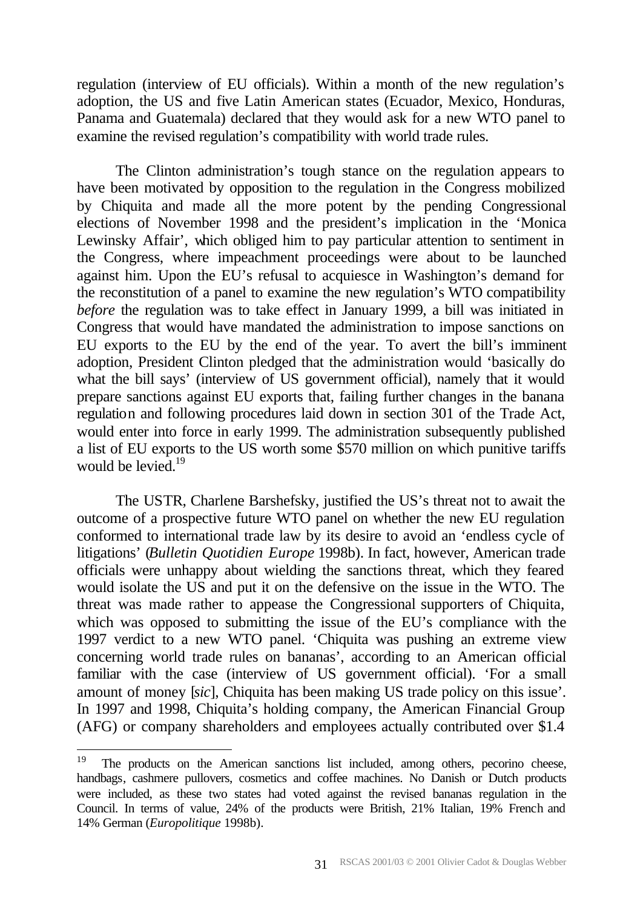regulation (interview of EU officials). Within a month of the new regulation's adoption, the US and five Latin American states (Ecuador, Mexico, Honduras, Panama and Guatemala) declared that they would ask for a new WTO panel to examine the revised regulation's compatibility with world trade rules.

The Clinton administration's tough stance on the regulation appears to have been motivated by opposition to the regulation in the Congress mobilized by Chiquita and made all the more potent by the pending Congressional elections of November 1998 and the president's implication in the 'Monica Lewinsky Affair', which obliged him to pay particular attention to sentiment in the Congress, where impeachment proceedings were about to be launched against him. Upon the EU's refusal to acquiesce in Washington's demand for the reconstitution of a panel to examine the new regulation's WTO compatibility *before* the regulation was to take effect in January 1999, a bill was initiated in Congress that would have mandated the administration to impose sanctions on EU exports to the EU by the end of the year. To avert the bill's imminent adoption, President Clinton pledged that the administration would 'basically do what the bill says' (interview of US government official), namely that it would prepare sanctions against EU exports that, failing further changes in the banana regulation and following procedures laid down in section 301 of the Trade Act, would enter into force in early 1999. The administration subsequently published a list of EU exports to the US worth some \$570 million on which punitive tariffs would be levied.[19]

The USTR, Charlene Barshefsky, justified the US's threat not to await the outcome of a prospective future WTO panel on whether the new EU regulation conformed to international trade law by its desire to avoid an 'endless cycle of litigations' (*Bulletin Quotidien Europe* 1998b). In fact, however, American trade officials were unhappy about wielding the sanctions threat, which they feared would isolate the US and put it on the defensive on the issue in the WTO. The threat was made rather to appease the Congressional supporters of Chiquita, which was opposed to submitting the issue of the EU's compliance with the 1997 verdict to a new WTO panel. 'Chiquita was pushing an extreme view concerning world trade rules on bananas', according to an American official familiar with the case (interview of US government official). 'For a small amount of money [*sic*], Chiquita has been making US trade policy on this issue'. In 1997 and 1998, Chiquita's holding company, the American Financial Group (AFG) or company shareholders and employees actually contributed over \$1.4

---

[19] The products on the American sanctions list included, among others, pecorino cheese, handbags, cashmere pullovers, cosmetics and coffee machines. No Danish or Dutch products were included, as these two states had voted against the revised bananas regulation in the Council. In terms of value, 24% of the products were British, 21% Italian, 19% French and 14% German (*Europolitique* 1998b).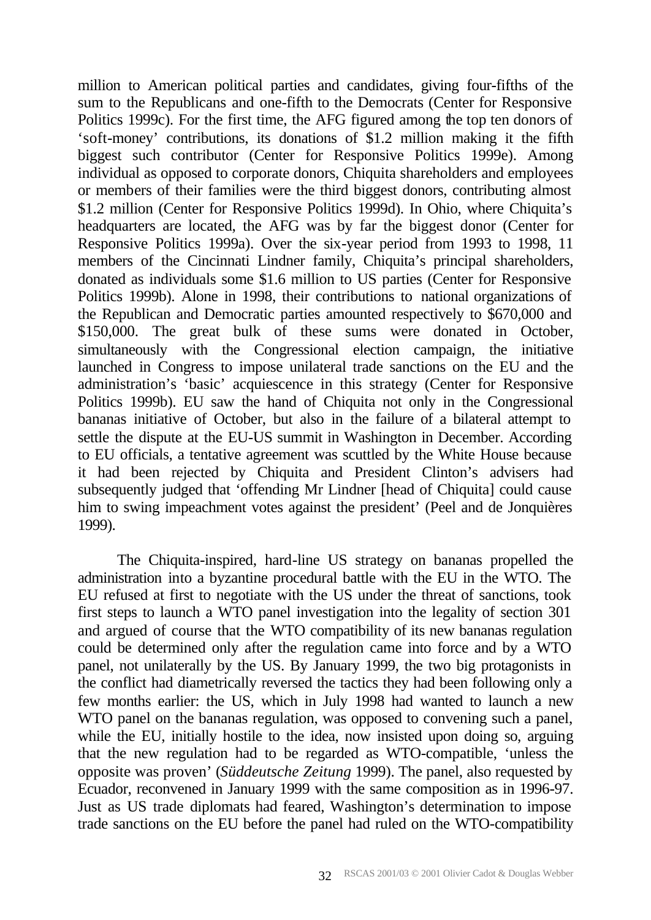million to American political parties and candidates, giving four-fifths of the sum to the Republicans and one-fifth to the Democrats (Center for Responsive Politics 1999c). For the first time, the AFG figured among the top ten donors of 'soft-money' contributions, its donations of $1.2 million making it the fifth biggest such contributor (Center for Responsive Politics 1999e). Among individual as opposed to corporate donors, Chiquita shareholders and employees or members of their families were the third biggest donors, contributing almost $1.2 million (Center for Responsive Politics 1999d). In Ohio, where Chiquita's headquarters are located, the AFG was by far the biggest donor (Center for Responsive Politics 1999a). Over the six-year period from 1993 to 1998, 11 members of the Cincinnati Lindner family, Chiquita's principal shareholders, donated as individuals some $1.6 million to US parties (Center for Responsive Politics 1999b). Alone in 1998, their contributions to national organizations of the Republican and Democratic parties amounted respectively to $670,000 and $150,000. The great bulk of these sums were donated in October, simultaneously with the Congressional election campaign, the initiative launched in Congress to impose unilateral trade sanctions on the EU and the administration's 'basic' acquiescence in this strategy (Center for Responsive Politics 1999b). EU saw the hand of Chiquita not only in the Congressional bananas initiative of October, but also in the failure of a bilateral attempt to settle the dispute at the EU-US summit in Washington in December. According to EU officials, a tentative agreement was scuttled by the White House because it had been rejected by Chiquita and President Clinton's advisers had subsequently judged that 'offending Mr Lindner [head of Chiquita] could cause him to swing impeachment votes against the president' (Peel and de Jonquières 1999).

The Chiquita-inspired, hard-line US strategy on bananas propelled the administration into a byzantine procedural battle with the EU in the WTO. The EU refused at first to negotiate with the US under the threat of sanctions, took first steps to launch a WTO panel investigation into the legality of section 301 and argued of course that the WTO compatibility of its new bananas regulation could be determined only after the regulation came into force and by a WTO panel, not unilaterally by the US. By January 1999, the two big protagonists in the conflict had diametrically reversed the tactics they had been following only a few months earlier: the US, which in July 1998 had wanted to launch a new WTO panel on the bananas regulation, was opposed to convening such a panel, while the EU, initially hostile to the idea, now insisted upon doing so, arguing that the new regulation had to be regarded as WTO-compatible, 'unless the opposite was proven' (*Süddeutsche Zeitung* 1999). The panel, also requested by Ecuador, reconvened in January 1999 with the same composition as in 1996-97. Just as US trade diplomats had feared, Washington's determination to impose trade sanctions on the EU before the panel had ruled on the WTO-compatibility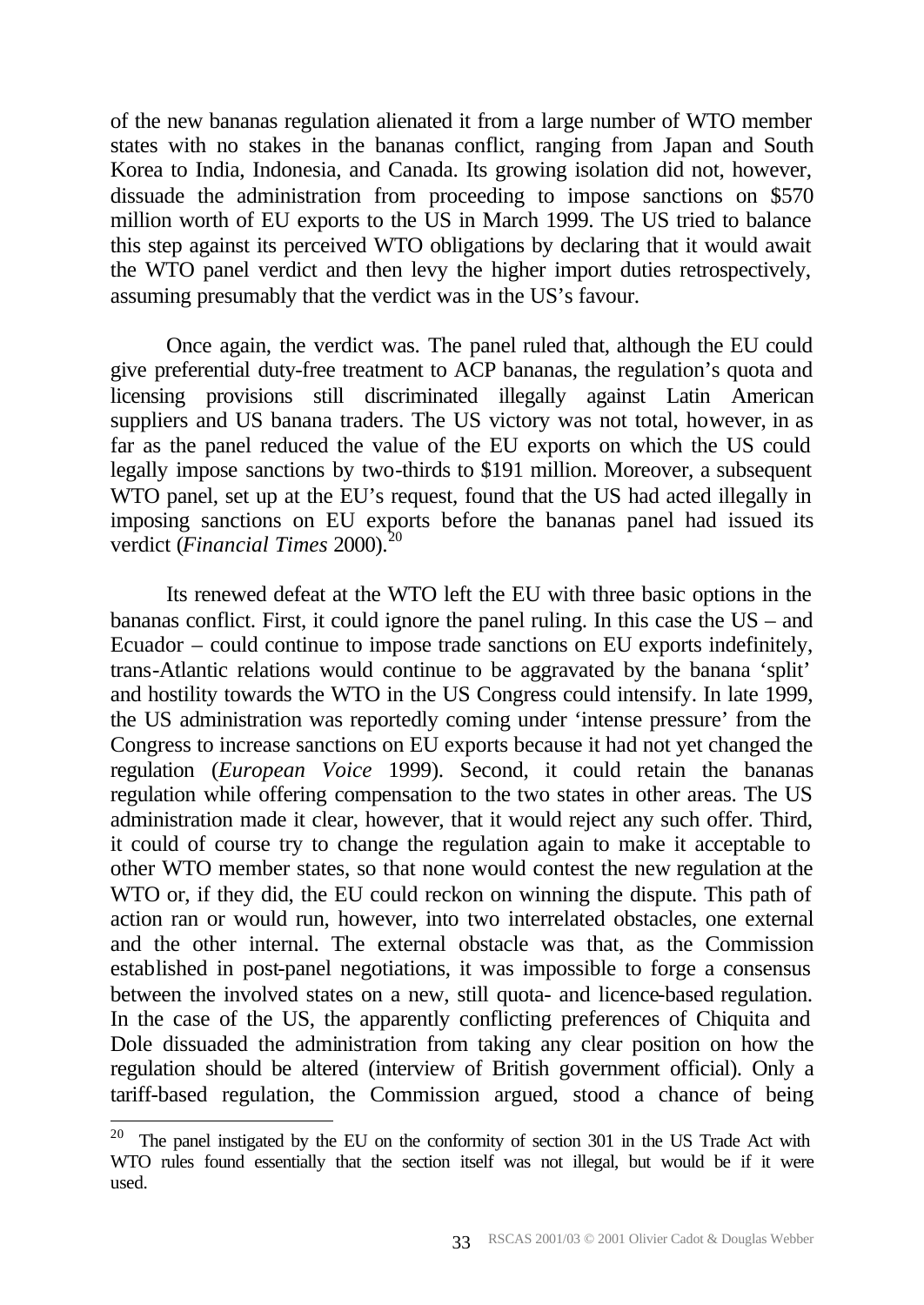of the new bananas regulation alienated it from a large number of WTO member states with no stakes in the bananas conflict, ranging from Japan and South Korea to India, Indonesia, and Canada. Its growing isolation did not, however, dissuade the administration from proceeding to impose sanctions on $570 million worth of EU exports to the US in March 1999. The US tried to balance this step against its perceived WTO obligations by declaring that it would await the WTO panel verdict and then levy the higher import duties retrospectively, assuming presumably that the verdict was in the US's favour.

Once again, the verdict was. The panel ruled that, although the EU could give preferential duty-free treatment to ACP bananas, the regulation's quota and licensing provisions still discriminated illegally against Latin American suppliers and US banana traders. The US victory was not total, however, in as far as the panel reduced the value of the EU exports on which the US could legally impose sanctions by two-thirds to $191 million. Moreover, a subsequent WTO panel, set up at the EU's request, found that the US had acted illegally in imposing sanctions on EU exports before the bananas panel had issued its verdict (*Financial Times* 2000).[20]

Its renewed defeat at the WTO left the EU with three basic options in the bananas conflict. First, it could ignore the panel ruling. In this case the US – and Ecuador – could continue to impose trade sanctions on EU exports indefinitely, trans-Atlantic relations would continue to be aggravated by the banana 'split' and hostility towards the WTO in the US Congress could intensify. In late 1999, the US administration was reportedly coming under 'intense pressure' from the Congress to increase sanctions on EU exports because it had not yet changed the regulation (*European Voice* 1999). Second, it could retain the bananas regulation while offering compensation to the two states in other areas. The US administration made it clear, however, that it would reject any such offer. Third, it could of course try to change the regulation again to make it acceptable to other WTO member states, so that none would contest the new regulation at the WTO or, if they did, the EU could reckon on winning the dispute. This path of action ran or would run, however, into two interrelated obstacles, one external and the other internal. The external obstacle was that, as the Commission established in post-panel negotiations, it was impossible to forge a consensus between the involved states on a new, still quota- and licence-based regulation. In the case of the US, the apparently conflicting preferences of Chiquita and Dole dissuaded the administration from taking any clear position on how the regulation should be altered (interview of British government official). Only a tariff-based regulation, the Commission argued, stood a chance of being

[20] The panel instigated by the EU on the conformity of section 301 in the US Trade Act with WTO rules found essentially that the section itself was not illegal, but would be if it were used.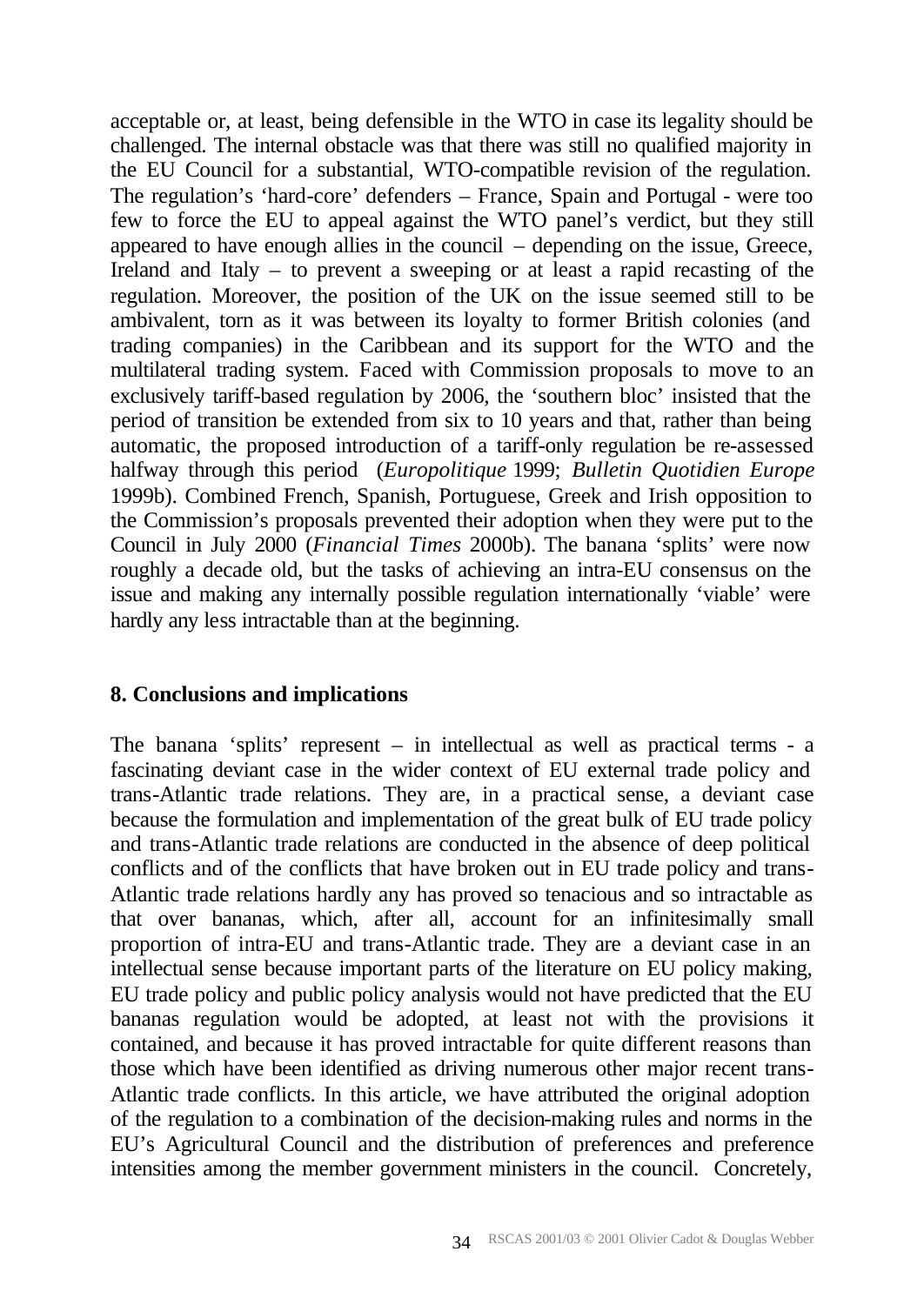acceptable or, at least, being defensible in the WTO in case its legality should be challenged. The internal obstacle was that there was still no qualified majority in the EU Council for a substantial, WTO-compatible revision of the regulation. The regulation's 'hard-core' defenders – France, Spain and Portugal - were too few to force the EU to appeal against the WTO panel's verdict, but they still appeared to have enough allies in the council – depending on the issue, Greece, Ireland and Italy – to prevent a sweeping or at least a rapid recasting of the regulation. Moreover, the position of the UK on the issue seemed still to be ambivalent, torn as it was between its loyalty to former British colonies (and trading companies) in the Caribbean and its support for the WTO and the multilateral trading system. Faced with Commission proposals to move to an exclusively tariff-based regulation by 2006, the 'southern bloc' insisted that the period of transition be extended from six to 10 years and that, rather than being automatic, the proposed introduction of a tariff-only regulation be re-assessed halfway through this period (*Europolitique* 1999; *Bulletin Quotidien Europe* 1999b). Combined French, Spanish, Portuguese, Greek and Irish opposition to the Commission's proposals prevented their adoption when they were put to the Council in July 2000 (*Financial Times* 2000b). The banana 'splits' were now roughly a decade old, but the tasks of achieving an intra-EU consensus on the issue and making any internally possible regulation internationally 'viable' were hardly any less intractable than at the beginning.

## 8. Conclusions and implications

The banana 'splits' represent – in intellectual as well as practical terms - a fascinating deviant case in the wider context of EU external trade policy and trans-Atlantic trade relations. They are, in a practical sense, a deviant case because the formulation and implementation of the great bulk of EU trade policy and trans-Atlantic trade relations are conducted in the absence of deep political conflicts and of the conflicts that have broken out in EU trade policy and trans-Atlantic trade relations hardly any has proved so tenacious and so intractable as that over bananas, which, after all, account for an infinitesimally small proportion of intra-EU and trans-Atlantic trade. They are a deviant case in an intellectual sense because important parts of the literature on EU policy making, EU trade policy and public policy analysis would not have predicted that the EU bananas regulation would be adopted, at least not with the provisions it contained, and because it has proved intractable for quite different reasons than those which have been identified as driving numerous other major recent trans-Atlantic trade conflicts. In this article, we have attributed the original adoption of the regulation to a combination of the decision-making rules and norms in the EU's Agricultural Council and the distribution of preferences and preference intensities among the member government ministers in the council. Concretely,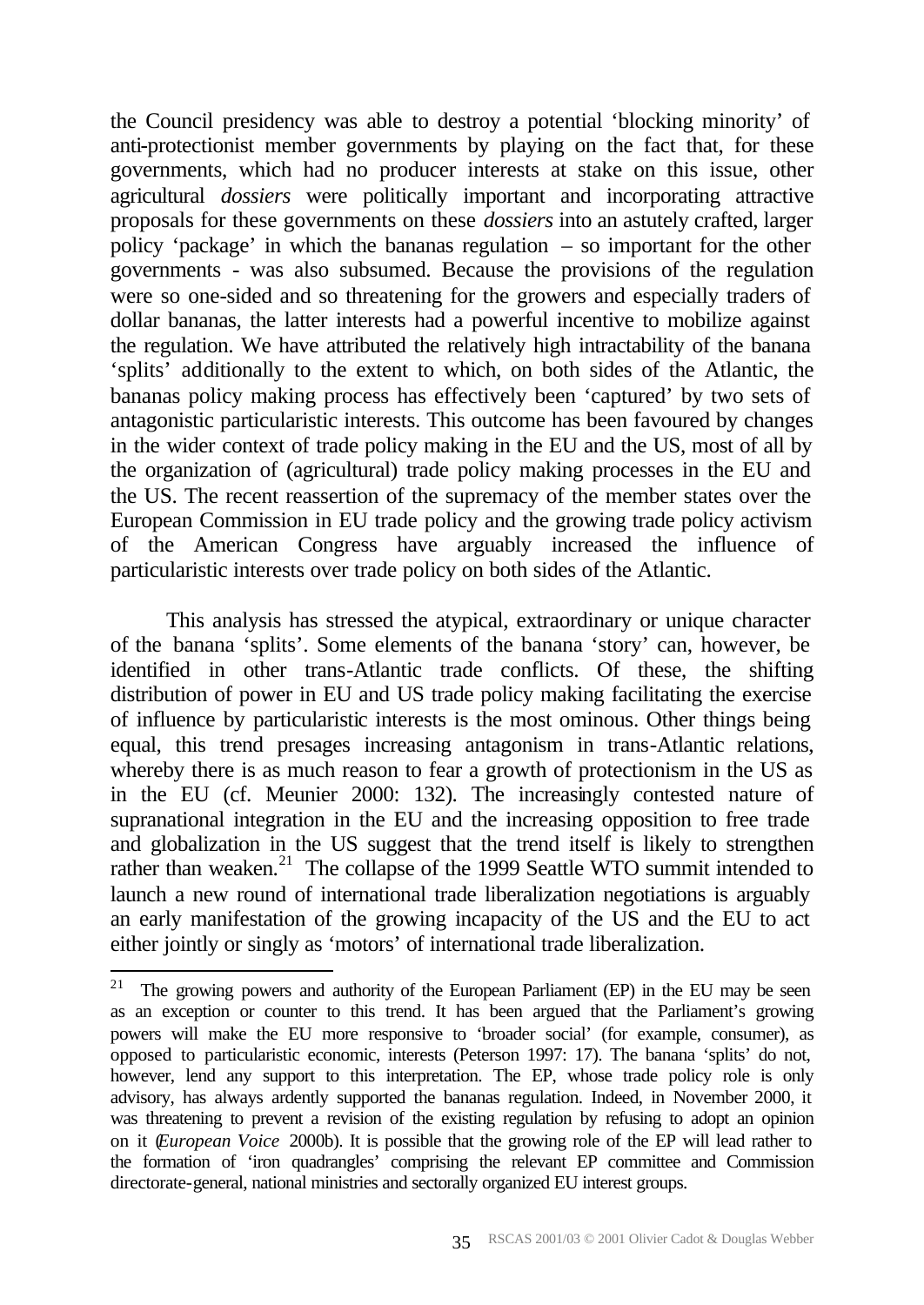the Council presidency was able to destroy a potential 'blocking minority' of anti-protectionist member governments by playing on the fact that, for these governments, which had no producer interests at stake on this issue, other agricultural *dossiers* were politically important and incorporating attractive proposals for these governments on these *dossiers* into an astutely crafted, larger policy 'package' in which the bananas regulation – so important for the other governments - was also subsumed. Because the provisions of the regulation were so one-sided and so threatening for the growers and especially traders of dollar bananas, the latter interests had a powerful incentive to mobilize against the regulation. We have attributed the relatively high intractability of the banana 'splits' additionally to the extent to which, on both sides of the Atlantic, the bananas policy making process has effectively been 'captured' by two sets of antagonistic particularistic interests. This outcome has been favoured by changes in the wider context of trade policy making in the EU and the US, most of all by the organization of (agricultural) trade policy making processes in the EU and the US. The recent reassertion of the supremacy of the member states over the European Commission in EU trade policy and the growing trade policy activism of the American Congress have arguably increased the influence of particularistic interests over trade policy on both sides of the Atlantic.

This analysis has stressed the atypical, extraordinary or unique character of the banana 'splits'. Some elements of the banana 'story' can, however, be identified in other trans-Atlantic trade conflicts. Of these, the shifting distribution of power in EU and US trade policy making facilitating the exercise of influence by particularistic interests is the most ominous. Other things being equal, this trend presages increasing antagonism in trans-Atlantic relations, whereby there is as much reason to fear a growth of protectionism in the US as in the EU (cf. Meunier 2000: 132). The increasingly contested nature of supranational integration in the EU and the increasing opposition to free trade and globalization in the US suggest that the trend itself is likely to strengthen rather than weaken.[21] The collapse of the 1999 Seattle WTO summit intended to launch a new round of international trade liberalization negotiations is arguably an early manifestation of the growing incapacity of the US and the EU to act either jointly or singly as 'motors' of international trade liberalization.

[21] The growing powers and authority of the European Parliament (EP) in the EU may be seen as an exception or counter to this trend. It has been argued that the Parliament's growing powers will make the EU more responsive to 'broader social' (for example, consumer), as opposed to particularistic economic, interests (Peterson 1997: 17). The banana 'splits' do not, however, lend any support to this interpretation. The EP, whose trade policy role is only advisory, has always ardently supported the bananas regulation. Indeed, in November 2000, it was threatening to prevent a revision of the existing regulation by refusing to adopt an opinion on it (*European Voice* 2000b). It is possible that the growing role of the EP will lead rather to the formation of 'iron quadrangles' comprising the relevant EP committee and Commission directorate-general, national ministries and sectorally organized EU interest groups.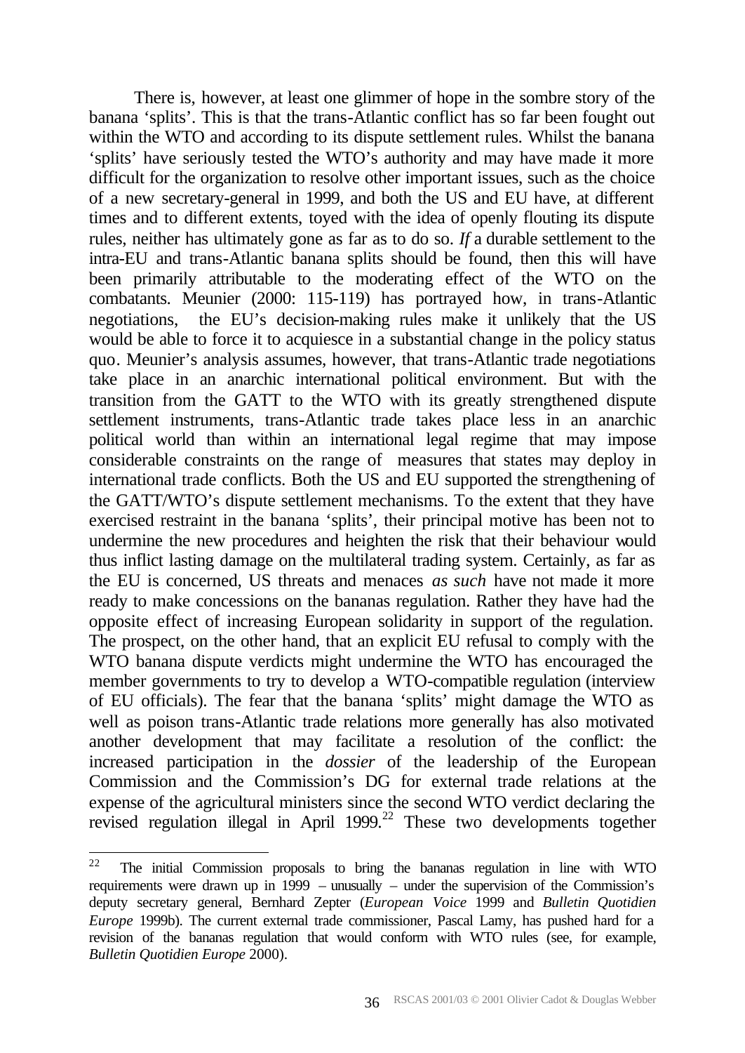There is, however, at least one glimmer of hope in the sombre story of the banana 'splits'. This is that the trans-Atlantic conflict has so far been fought out within the WTO and according to its dispute settlement rules. Whilst the banana 'splits' have seriously tested the WTO's authority and may have made it more difficult for the organization to resolve other important issues, such as the choice of a new secretary-general in 1999, and both the US and EU have, at different times and to different extents, toyed with the idea of openly flouting its dispute rules, neither has ultimately gone as far as to do so. *If* a durable settlement to the intra-EU and trans-Atlantic banana splits should be found, then this will have been primarily attributable to the moderating effect of the WTO on the combatants. Meunier (2000: 115-119) has portrayed how, in trans-Atlantic negotiations, the EU's decision-making rules make it unlikely that the US would be able to force it to acquiesce in a substantial change in the policy status quo. Meunier's analysis assumes, however, that trans-Atlantic trade negotiations take place in an anarchic international political environment. But with the transition from the GATT to the WTO with its greatly strengthened dispute settlement instruments, trans-Atlantic trade takes place less in an anarchic political world than within an international legal regime that may impose considerable constraints on the range of measures that states may deploy in international trade conflicts. Both the US and EU supported the strengthening of the GATT/WTO's dispute settlement mechanisms. To the extent that they have exercised restraint in the banana 'splits', their principal motive has been not to undermine the new procedures and heighten the risk that their behaviour would thus inflict lasting damage on the multilateral trading system. Certainly, as far as the EU is concerned, US threats and menaces *as such* have not made it more ready to make concessions on the bananas regulation. Rather they have had the opposite effect of increasing European solidarity in support of the regulation. The prospect, on the other hand, that an explicit EU refusal to comply with the WTO banana dispute verdicts might undermine the WTO has encouraged the member governments to try to develop a WTO-compatible regulation (interview of EU officials). The fear that the banana 'splits' might damage the WTO as well as poison trans-Atlantic trade relations more generally has also motivated another development that may facilitate a resolution of the conflict: the increased participation in the *dossier* of the leadership of the European Commission and the Commission's DG for external trade relations at the expense of the agricultural ministers since the second WTO verdict declaring the revised regulation illegal in April 1999.[22] These two developments together

---

[22] The initial Commission proposals to bring the bananas regulation in line with WTO requirements were drawn up in 1999 – unusually – under the supervision of the Commission's deputy secretary general, Bernhard Zepter (*European Voice* 1999 and *Bulletin Quotidien Europe* 1999b). The current external trade commissioner, Pascal Lamy, has pushed hard for a revision of the bananas regulation that would conform with WTO rules (see, for example, *Bulletin Quotidien Europe* 2000).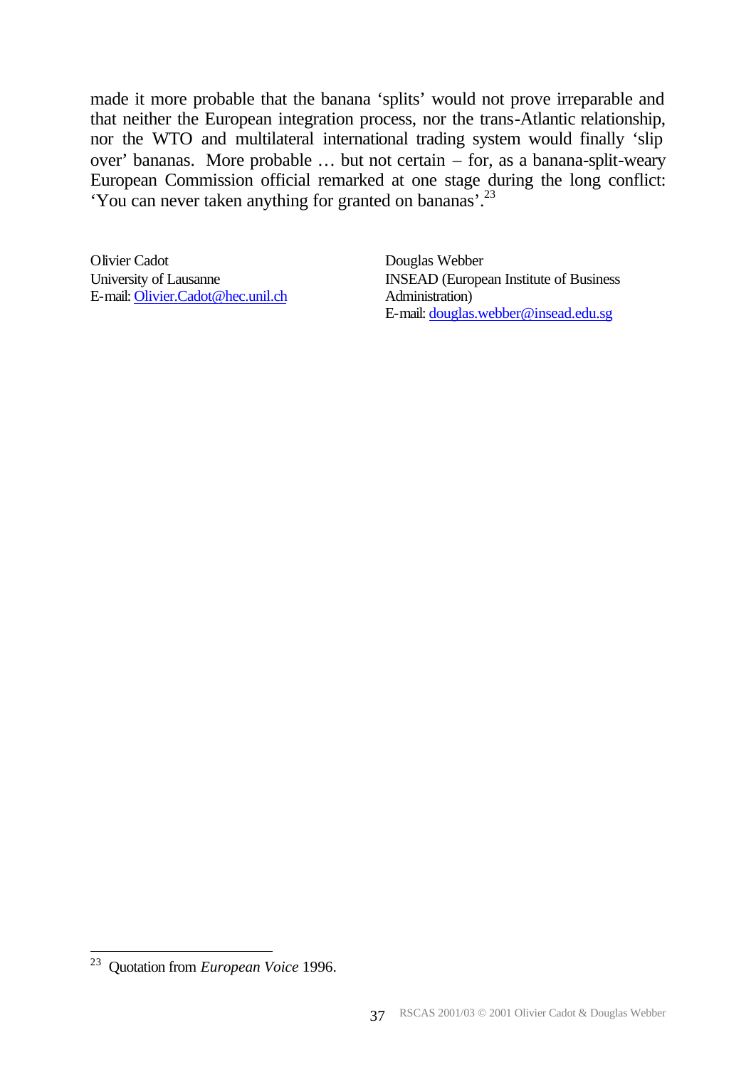made it more probable that the banana 'splits' would not prove irreparable and that neither the European integration process, nor the trans-Atlantic relationship, nor the WTO and multilateral international trading system would finally 'slip over' bananas. More probable … but not certain – for, as a banana-split-weary European Commission official remarked at one stage during the long conflict: 'You can never taken anything for granted on bananas'.[23]

Olivier Cadot
University of Lausanne
E-mail: Olivier.Cadot@hec.unil.ch

Douglas Webber
INSEAD (European Institute of Business Administration)
E-mail: douglas.webber@insead.edu.sg

---

[23] Quotation from *European Voice* 1996.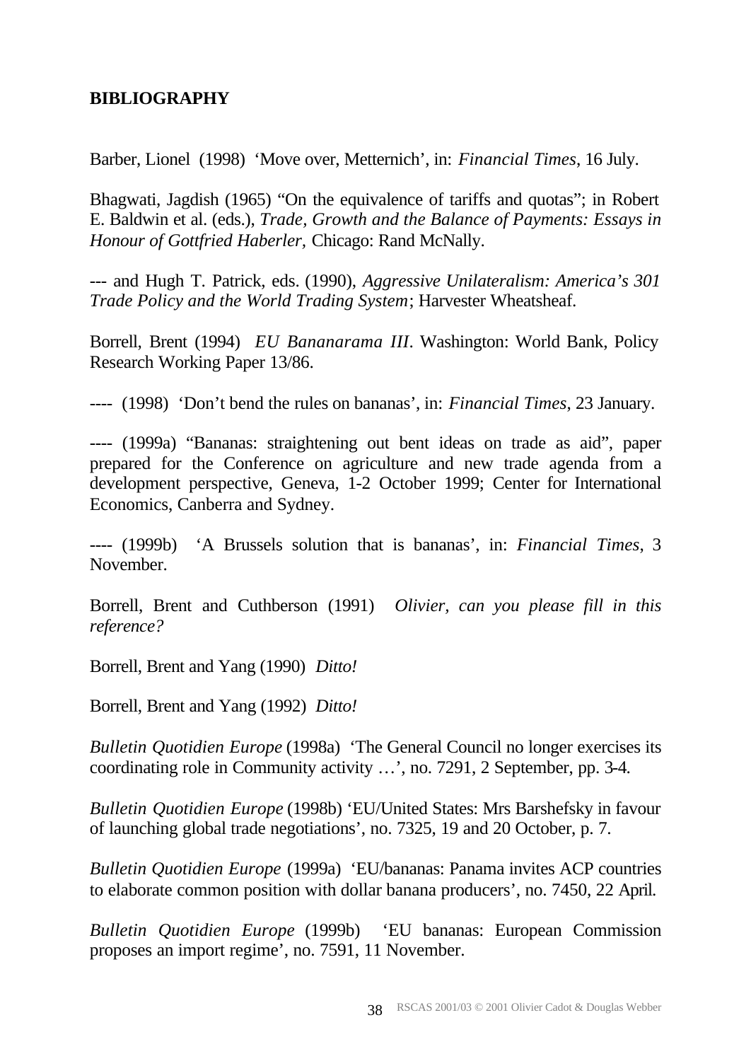**BIBLIOGRAPHY**

Barber, Lionel (1998) 'Move over, Metternich', in: *Financial Times*, 16 July.

Bhagwati, Jagdish (1965) "On the equivalence of tariffs and quotas"; in Robert E. Baldwin et al. (eds.), *Trade, Growth and the Balance of Payments: Essays in Honour of Gottfried Haberler,* Chicago: Rand McNally.

--- and Hugh T. Patrick, eds. (1990), *Aggressive Unilateralism: America's 301 Trade Policy and the World Trading System*; Harvester Wheatsheaf.

Borrell, Brent (1994) *EU Bananarama III*. Washington: World Bank, Policy Research Working Paper 13/86.

---- (1998) 'Don't bend the rules on bananas', in: *Financial Times*, 23 January.

---- (1999a) "Bananas: straightening out bent ideas on trade as aid", paper prepared for the Conference on agriculture and new trade agenda from a development perspective, Geneva, 1-2 October 1999; Center for International Economics, Canberra and Sydney.

---- (1999b) 'A Brussels solution that is bananas', in: *Financial Times*, 3 November.

Borrell, Brent and Cuthberson (1991) *Olivier, can you please fill in this reference?*

Borrell, Brent and Yang (1990) *Ditto!*

Borrell, Brent and Yang (1992) *Ditto!*

*Bulletin Quotidien Europe* (1998a) 'The General Council no longer exercises its coordinating role in Community activity …', no. 7291, 2 September, pp. 3-4.

*Bulletin Quotidien Europe* (1998b) 'EU/United States: Mrs Barshefsky in favour of launching global trade negotiations', no. 7325, 19 and 20 October, p. 7.

*Bulletin Quotidien Europe* (1999a) 'EU/bananas: Panama invites ACP countries to elaborate common position with dollar banana producers', no. 7450, 22 April.

*Bulletin Quotidien Europe* (1999b) 'EU bananas: European Commission proposes an import regime', no. 7591, 11 November.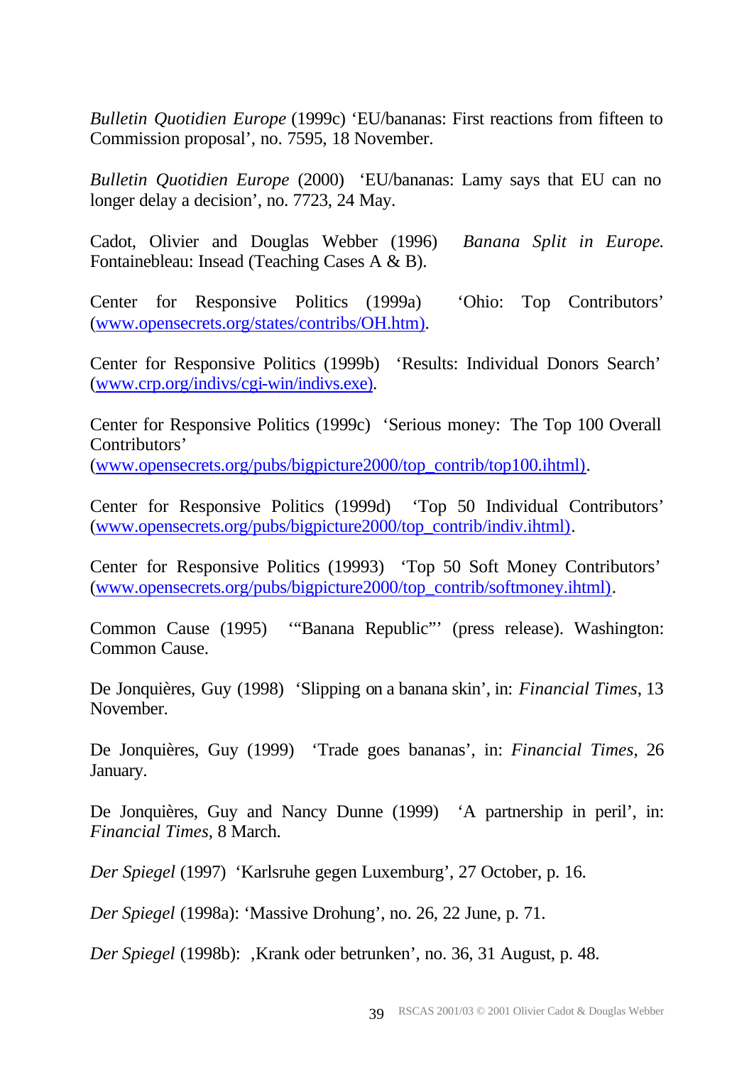*Bulletin Quotidien Europe* (1999c) 'EU/bananas: First reactions from fifteen to Commission proposal', no. 7595, 18 November.

*Bulletin Quotidien Europe* (2000) 'EU/bananas: Lamy says that EU can no longer delay a decision', no. 7723, 24 May.

Cadot, Olivier and Douglas Webber (1996) *Banana Split in Europe.* Fontainebleau: Insead (Teaching Cases A & B).

Center for Responsive Politics (1999a) 'Ohio: Top Contributors' (www.opensecrets.org/states/contribs/OH.htm).

Center for Responsive Politics (1999b) 'Results: Individual Donors Search' (www.crp.org/indivs/cgi-win/indivs.exe).

Center for Responsive Politics (1999c) 'Serious money: The Top 100 Overall Contributors' (www.opensecrets.org/pubs/bigpicture2000/top_contrib/top100.ihtml).

Center for Responsive Politics (1999d) 'Top 50 Individual Contributors' (www.opensecrets.org/pubs/bigpicture2000/top_contrib/indiv.ihtml).

Center for Responsive Politics (19993) 'Top 50 Soft Money Contributors' (www.opensecrets.org/pubs/bigpicture2000/top_contrib/softmoney.ihtml).

Common Cause (1995) '"Banana Republic"' (press release). Washington: Common Cause.

De Jonquières, Guy (1998) 'Slipping on a banana skin', in: *Financial Times*, 13 November.

De Jonquières, Guy (1999) 'Trade goes bananas', in: *Financial Times*, 26 January.

De Jonquières, Guy and Nancy Dunne (1999) 'A partnership in peril', in: *Financial Times*, 8 March.

*Der Spiegel* (1997) 'Karlsruhe gegen Luxemburg', 27 October, p. 16.

*Der Spiegel* (1998a): 'Massive Drohung', no. 26, 22 June, p. 71.

*Der Spiegel* (1998b): ‚Krank oder betrunken', no. 36, 31 August, p. 48.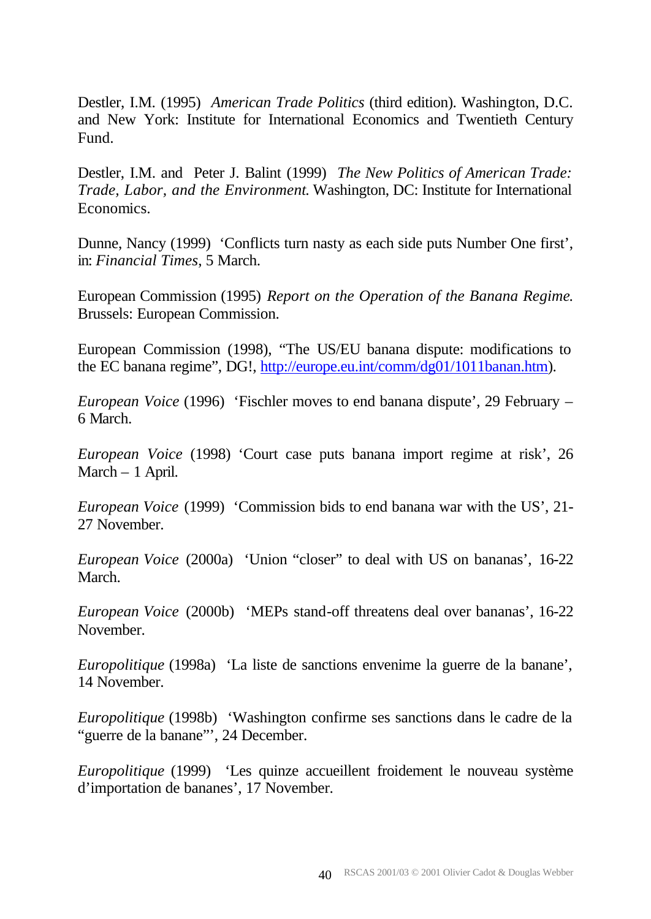Destler, I.M. (1995) *American Trade Politics* (third edition). Washington, D.C. and New York: Institute for International Economics and Twentieth Century Fund.

Destler, I.M. and Peter J. Balint (1999) *The New Politics of American Trade: Trade, Labor, and the Environment.* Washington, DC: Institute for International Economics.

Dunne, Nancy (1999) 'Conflicts turn nasty as each side puts Number One first', in: *Financial Times*, 5 March.

European Commission (1995) *Report on the Operation of the Banana Regime.* Brussels: European Commission.

European Commission (1998), "The US/EU banana dispute: modifications to the EC banana regime", DG!, [http://europe.eu.int/comm/dg01/1011banan.htm](http://europe.eu.int/comm/dg01/1011banan.htm)).

*European Voice* (1996) 'Fischler moves to end banana dispute', 29 February – 6 March.

*European Voice* (1998) 'Court case puts banana import regime at risk', 26 March – 1 April.

*European Voice* (1999) 'Commission bids to end banana war with the US', 21-27 November.

*European Voice* (2000a) 'Union "closer" to deal with US on bananas', 16-22 March.

*European Voice* (2000b) 'MEPs stand-off threatens deal over bananas', 16-22 November.

*Europolitique* (1998a) 'La liste de sanctions envenime la guerre de la banane', 14 November.

*Europolitique* (1998b) 'Washington confirme ses sanctions dans le cadre de la "guerre de la banane"', 24 December.

*Europolitique* (1999) 'Les quinze accueillent froidement le nouveau système d'importation de bananes', 17 November.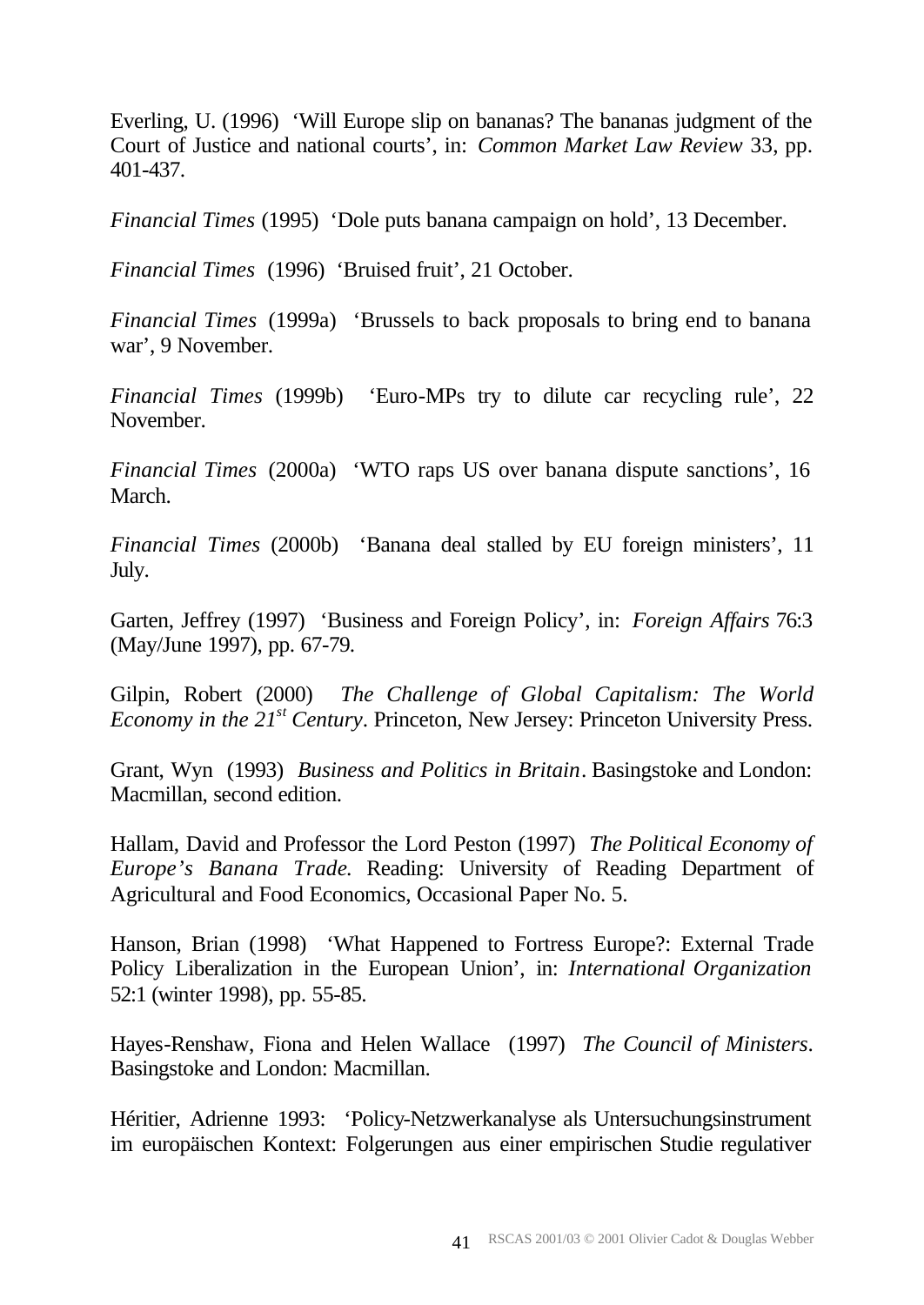Everling, U. (1996) 'Will Europe slip on bananas? The bananas judgment of the Court of Justice and national courts', in: *Common Market Law Review* 33, pp. 401-437.

*Financial Times* (1995) 'Dole puts banana campaign on hold', 13 December.

*Financial Times* (1996) 'Bruised fruit', 21 October.

*Financial Times* (1999a) 'Brussels to back proposals to bring end to banana war', 9 November.

*Financial Times* (1999b) 'Euro-MPs try to dilute car recycling rule', 22 November.

*Financial Times* (2000a) 'WTO raps US over banana dispute sanctions', 16 March.

*Financial Times* (2000b) 'Banana deal stalled by EU foreign ministers', 11 July.

Garten, Jeffrey (1997) 'Business and Foreign Policy', in: *Foreign Affairs* 76:3 (May/June 1997), pp. 67-79.

Gilpin, Robert (2000) *The Challenge of Global Capitalism: The World Economy in the 21st Century*. Princeton, New Jersey: Princeton University Press.

Grant, Wyn (1993) *Business and Politics in Britain*. Basingstoke and London: Macmillan, second edition.

Hallam, David and Professor the Lord Peston (1997) *The Political Economy of Europe's Banana Trade.* Reading: University of Reading Department of Agricultural and Food Economics, Occasional Paper No. 5.

Hanson, Brian (1998) 'What Happened to Fortress Europe?: External Trade Policy Liberalization in the European Union', in: *International Organization* 52:1 (winter 1998), pp. 55-85.

Hayes-Renshaw, Fiona and Helen Wallace (1997) *The Council of Ministers*. Basingstoke and London: Macmillan.

Héritier, Adrienne 1993: 'Policy-Netzwerkanalyse als Untersuchungsinstrument im europäischen Kontext: Folgerungen aus einer empirischen Studie regulativer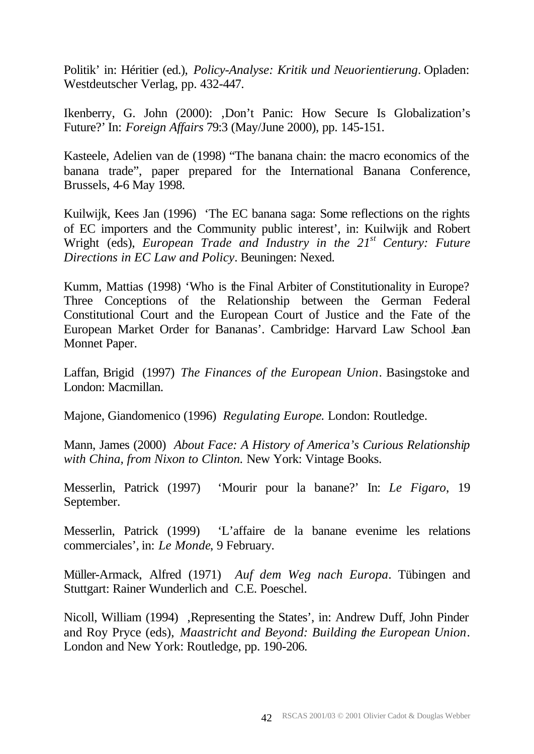Politik' in: Héritier (ed.), *Policy-Analyse: Kritik und Neuorientierung*. Opladen: Westdeutscher Verlag, pp. 432-447.

Ikenberry, G. John (2000): ,Don't Panic: How Secure Is Globalization's Future?' In: *Foreign Affairs* 79:3 (May/June 2000), pp. 145-151.

Kasteele, Adelien van de (1998) "The banana chain: the macro economics of the banana trade", paper prepared for the International Banana Conference, Brussels, 4-6 May 1998.

Kuilwijk, Kees Jan (1996) 'The EC banana saga: Some reflections on the rights of EC importers and the Community public interest', in: Kuilwijk and Robert Wright (eds), *European Trade and Industry in the 21st Century: Future Directions in EC Law and Policy*. Beuningen: Nexed.

Kumm, Mattias (1998) 'Who is the Final Arbiter of Constitutionality in Europe? Three Conceptions of the Relationship between the German Federal Constitutional Court and the European Court of Justice and the Fate of the European Market Order for Bananas'. Cambridge: Harvard Law School Jean Monnet Paper.

Laffan, Brigid (1997) *The Finances of the European Union*. Basingstoke and London: Macmillan.

Majone, Giandomenico (1996) *Regulating Europe*. London: Routledge.

Mann, James (2000) *About Face: A History of America's Curious Relationship with China, from Nixon to Clinton.* New York: Vintage Books.

Messerlin, Patrick (1997) 'Mourir pour la banane?' In: *Le Figaro*, 19 September.

Messerlin, Patrick (1999) 'L'affaire de la banane evenime les relations commerciales', in: *Le Monde*, 9 February.

Müller-Armack, Alfred (1971) *Auf dem Weg nach Europa*. Tübingen and Stuttgart: Rainer Wunderlich and C.E. Poeschel.

Nicoll, William (1994) ,Representing the States', in: Andrew Duff, John Pinder and Roy Pryce (eds), *Maastricht and Beyond: Building the European Union*. London and New York: Routledge, pp. 190-206.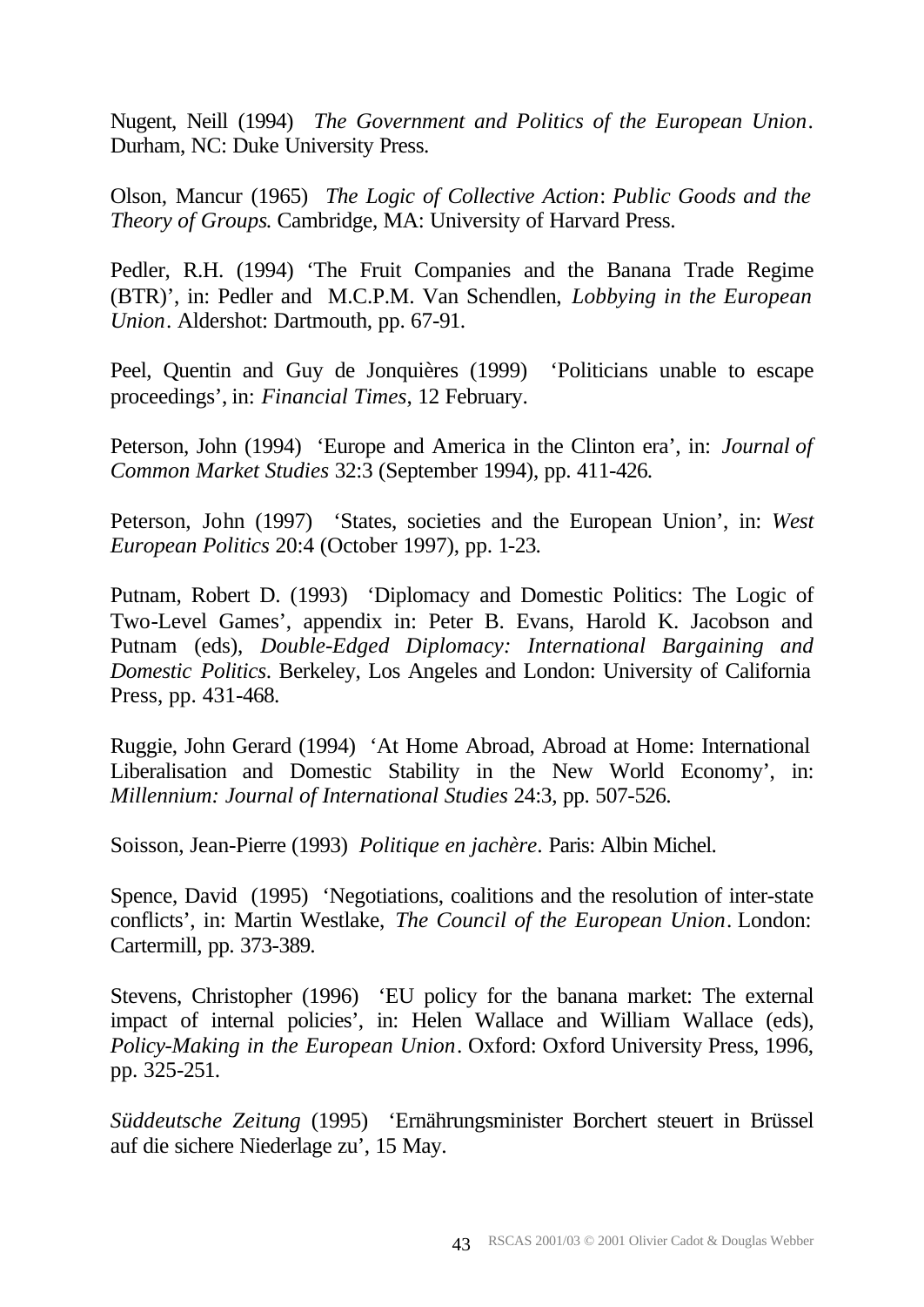Nugent, Neill (1994) *The Government and Politics of the European Union*. Durham, NC: Duke University Press.

Olson, Mancur (1965) *The Logic of Collective Action*: *Public Goods and the Theory of Groups.* Cambridge, MA: University of Harvard Press.

Pedler, R.H. (1994) 'The Fruit Companies and the Banana Trade Regime (BTR)', in: Pedler and M.C.P.M. Van Schendlen, *Lobbying in the European Union*. Aldershot: Dartmouth, pp. 67-91.

Peel, Quentin and Guy de Jonquières (1999) 'Politicians unable to escape proceedings', in: *Financial Times*, 12 February.

Peterson, John (1994) 'Europe and America in the Clinton era', in: *Journal of Common Market Studies* 32:3 (September 1994), pp. 411-426.

Peterson, John (1997) 'States, societies and the European Union', in: *West European Politics* 20:4 (October 1997), pp. 1-23.

Putnam, Robert D. (1993) 'Diplomacy and Domestic Politics: The Logic of Two-Level Games', appendix in: Peter B. Evans, Harold K. Jacobson and Putnam (eds), *Double-Edged Diplomacy: International Bargaining and Domestic Politics*. Berkeley, Los Angeles and London: University of California Press, pp. 431-468.

Ruggie, John Gerard (1994) 'At Home Abroad, Abroad at Home: International Liberalisation and Domestic Stability in the New World Economy', in: *Millennium: Journal of International Studies* 24:3, pp. 507-526.

Soisson, Jean-Pierre (1993) *Politique en jachère*. Paris: Albin Michel.

Spence, David (1995) 'Negotiations, coalitions and the resolution of inter-state conflicts', in: Martin Westlake, *The Council of the European Union*. London: Cartermill, pp. 373-389.

Stevens, Christopher (1996) 'EU policy for the banana market: The external impact of internal policies', in: Helen Wallace and William Wallace (eds), *Policy-Making in the European Union*. Oxford: Oxford University Press, 1996, pp. 325-251.

*Süddeutsche Zeitung* (1995) 'Ernährungsminister Borchert steuert in Brüssel auf die sichere Niederlage zu', 15 May.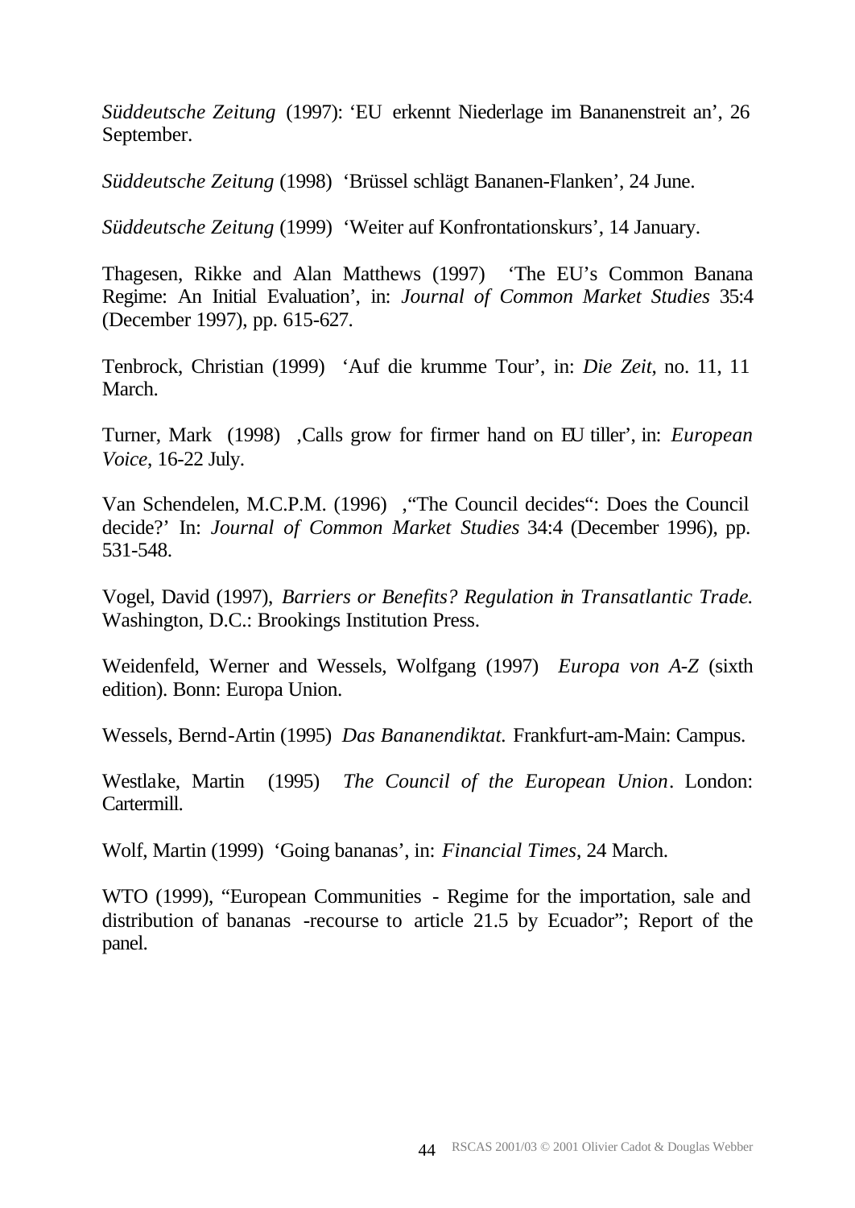*Süddeutsche Zeitung* (1997): 'EU erkennt Niederlage im Bananenstreit an', 26 September.

*Süddeutsche Zeitung* (1998) 'Brüssel schlägt Bananen-Flanken', 24 June.

*Süddeutsche Zeitung* (1999) 'Weiter auf Konfrontationskurs', 14 January.

Thagesen, Rikke and Alan Matthews (1997) 'The EU's Common Banana Regime: An Initial Evaluation', in: *Journal of Common Market Studies* 35:4 (December 1997), pp. 615-627.

Tenbrock, Christian (1999) 'Auf die krumme Tour', in: *Die Zeit*, no. 11, 11 March.

Turner, Mark (1998) ,Calls grow for firmer hand on EU tiller', in: *European Voice*, 16-22 July.

Van Schendelen, M.C.P.M. (1996) ,"The Council decides": Does the Council decide?' In: *Journal of Common Market Studies* 34:4 (December 1996), pp. 531-548.

Vogel, David (1997), *Barriers or Benefits? Regulation in Transatlantic Trade.* Washington, D.C.: Brookings Institution Press.

Weidenfeld, Werner and Wessels, Wolfgang (1997) *Europa von A-Z* (sixth edition). Bonn: Europa Union.

Wessels, Bernd-Artin (1995) *Das Bananendiktat.* Frankfurt-am-Main: Campus.

Westlake, Martin (1995) *The Council of the European Union*. London: Cartermill.

Wolf, Martin (1999) 'Going bananas', in: *Financial Times*, 24 March.

WTO (1999), "European Communities - Regime for the importation, sale and distribution of bananas -recourse to article 21.5 by Ecuador"; Report of the panel.